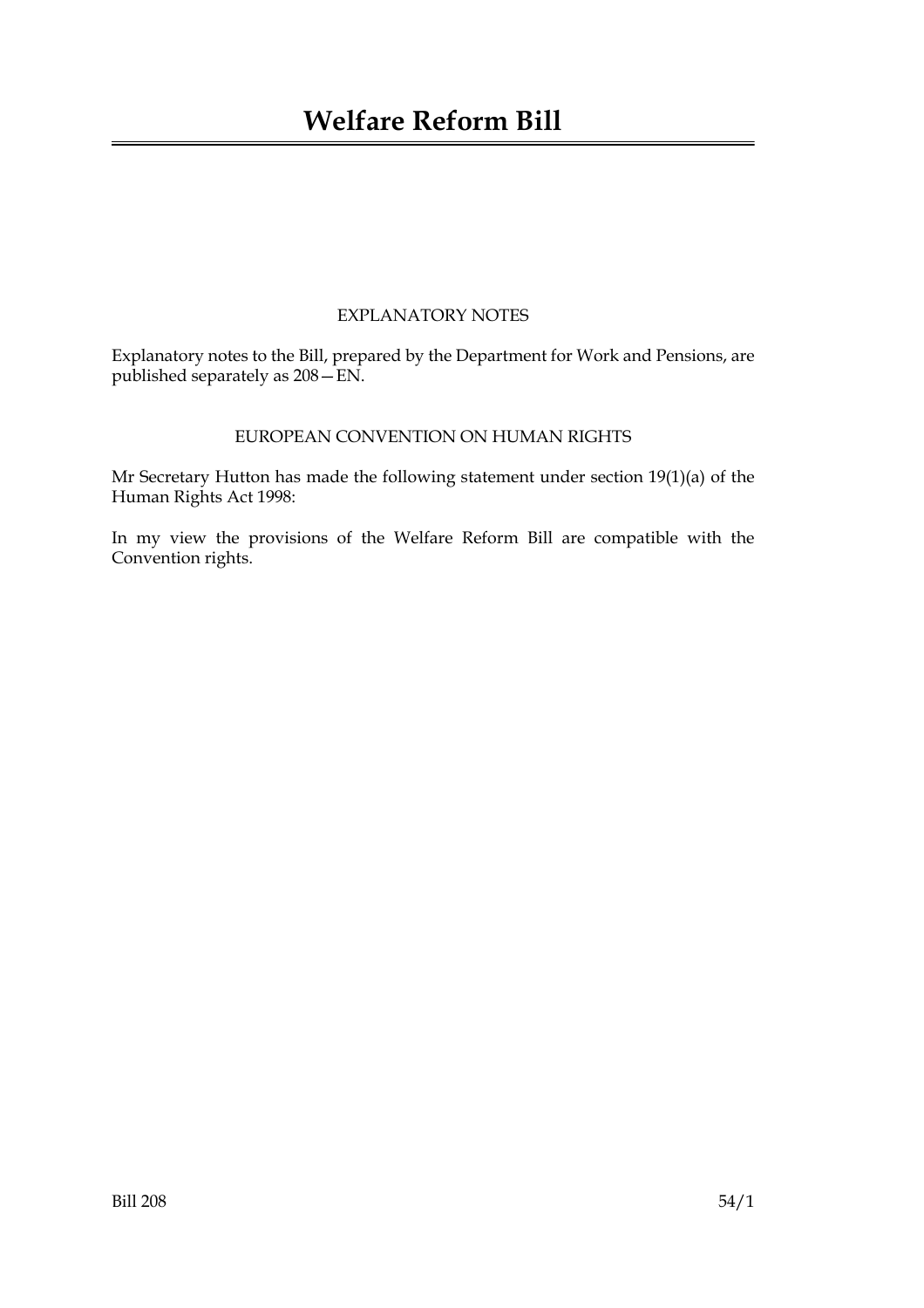# Welfare Reform Bill

EXPLANATORY NOTES

Explanatory notes to the Bill, prepared by the Department for Work and Pensions, are published separately as 208—EN.

EUROPEAN CONVENTION ON HUMAN RIGHTS

Mr Secretary Hutton has made the following statement under section 19(1)(a) of the Human Rights Act 1998:

In my view the provisions of the Welfare Reform Bill are compatible with the Convention rights.

Bill 208 54/1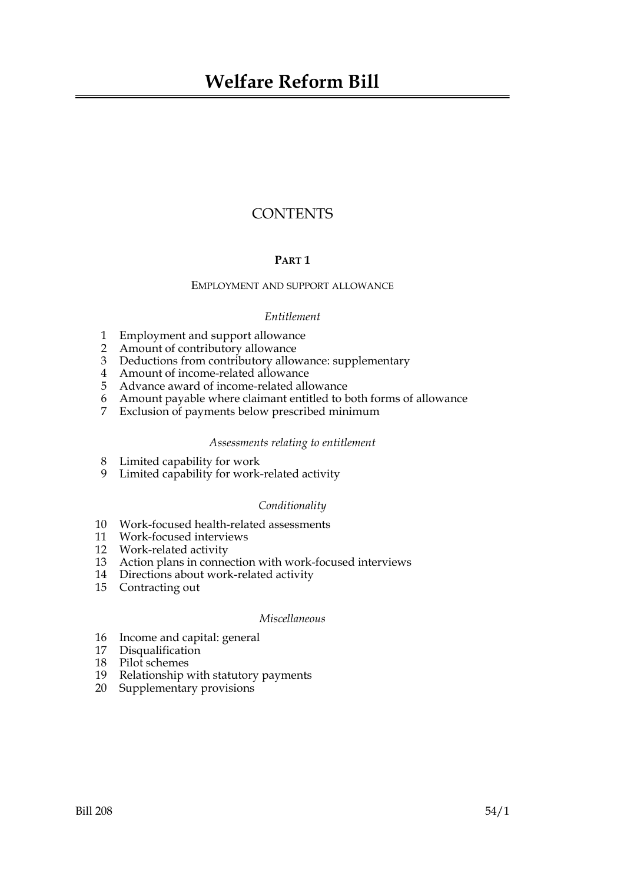# Welfare Reform Bill

## CONTENTS

### PART 1

#### EMPLOYMENT AND SUPPORT ALLOWANCE

*Entitlement*

1 Employment and support allowance
2 Amount of contributory allowance
3 Deductions from contributory allowance: supplementary
4 Amount of income-related allowance
5 Advance award of income-related allowance
6 Amount payable where claimant entitled to both forms of allowance
7 Exclusion of payments below prescribed minimum

*Assessments relating to entitlement*

8 Limited capability for work
9 Limited capability for work-related activity

*Conditionality*

10 Work-focused health-related assessments
11 Work-focused interviews
12 Work-related activity
13 Action plans in connection with work-focused interviews
14 Directions about work-related activity
15 Contracting out

*Miscellaneous*

16 Income and capital: general
17 Disqualification
18 Pilot schemes
19 Relationship with statutory payments
20 Supplementary provisions

Bill 208 54/1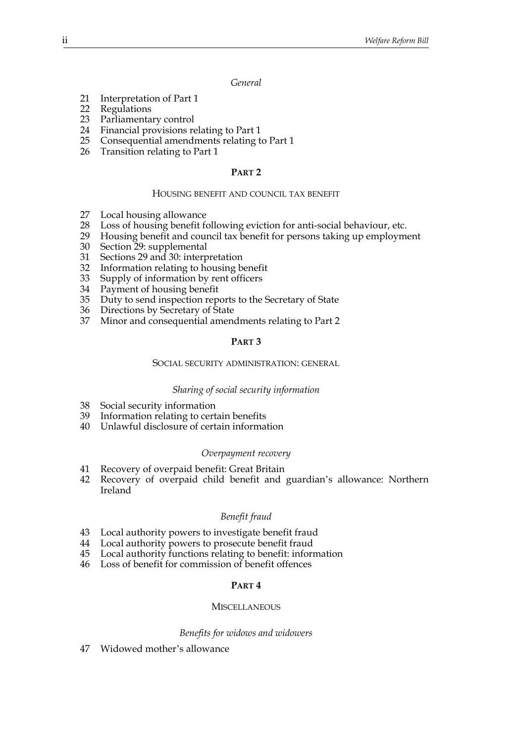*General*

21 Interpretation of Part 1
22 Regulations
23 Parliamentary control
24 Financial provisions relating to Part 1
25 Consequential amendments relating to Part 1
26 Transition relating to Part 1

## PART 2

### HOUSING BENEFIT AND COUNCIL TAX BENEFIT

27 Local housing allowance
28 Loss of housing benefit following eviction for anti-social behaviour, etc.
29 Housing benefit and council tax benefit for persons taking up employment
30 Section 29: supplemental
31 Sections 29 and 30: interpretation
32 Information relating to housing benefit
33 Supply of information by rent officers
34 Payment of housing benefit
35 Duty to send inspection reports to the Secretary of State
36 Directions by Secretary of State
37 Minor and consequential amendments relating to Part 2

## PART 3

### SOCIAL SECURITY ADMINISTRATION: GENERAL

*Sharing of social security information*

38 Social security information
39 Information relating to certain benefits
40 Unlawful disclosure of certain information

*Overpayment recovery*

41 Recovery of overpaid benefit: Great Britain
42 Recovery of overpaid child benefit and guardian's allowance: Northern Ireland

*Benefit fraud*

43 Local authority powers to investigate benefit fraud
44 Local authority powers to prosecute benefit fraud
45 Local authority functions relating to benefit: information
46 Loss of benefit for commission of benefit offences

## PART 4

### MISCELLANEOUS

*Benefits for widows and widowers*

47 Widowed mother's allowance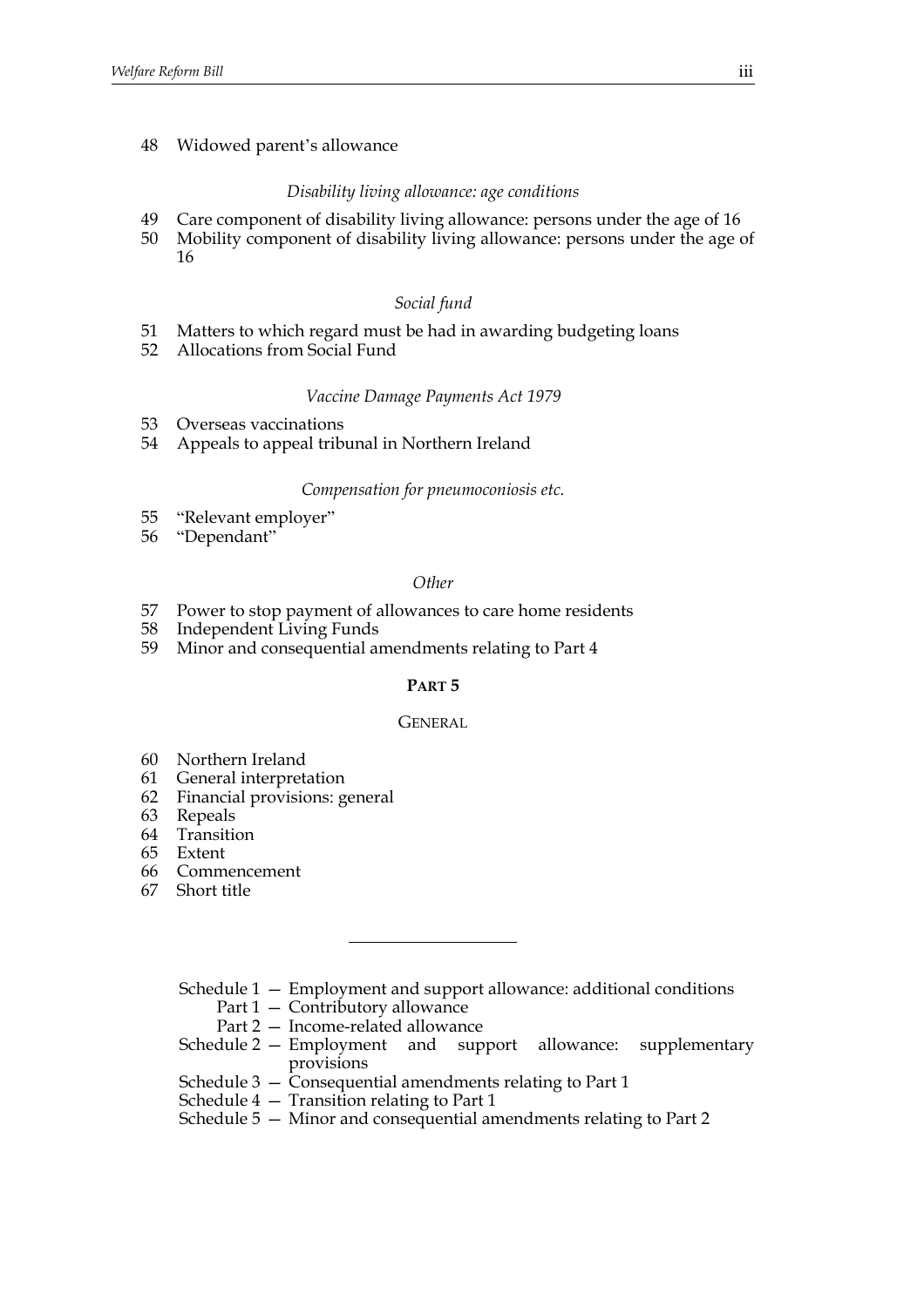48 Widowed parent's allowance

*Disability living allowance: age conditions*

49 Care component of disability living allowance: persons under the age of 16
50 Mobility component of disability living allowance: persons under the age of 16

*Social fund*

51 Matters to which regard must be had in awarding budgeting loans
52 Allocations from Social Fund

*Vaccine Damage Payments Act 1979*

53 Overseas vaccinations
54 Appeals to appeal tribunal in Northern Ireland

*Compensation for pneumoconiosis etc.*

55 "Relevant employer"
56 "Dependant"

*Other*

57 Power to stop payment of allowances to care home residents
58 Independent Living Funds
59 Minor and consequential amendments relating to Part 4

**PART 5**

GENERAL

60 Northern Ireland
61 General interpretation
62 Financial provisions: general
63 Repeals
64 Transition
65 Extent
66 Commencement
67 Short title

---

Schedule 1 — Employment and support allowance: additional conditions
 Part 1 — Contributory allowance
 Part 2 — Income-related allowance
Schedule 2 — Employment and support allowance: supplementary provisions
Schedule 3 — Consequential amendments relating to Part 1
Schedule 4 — Transition relating to Part 1
Schedule 5 — Minor and consequential amendments relating to Part 2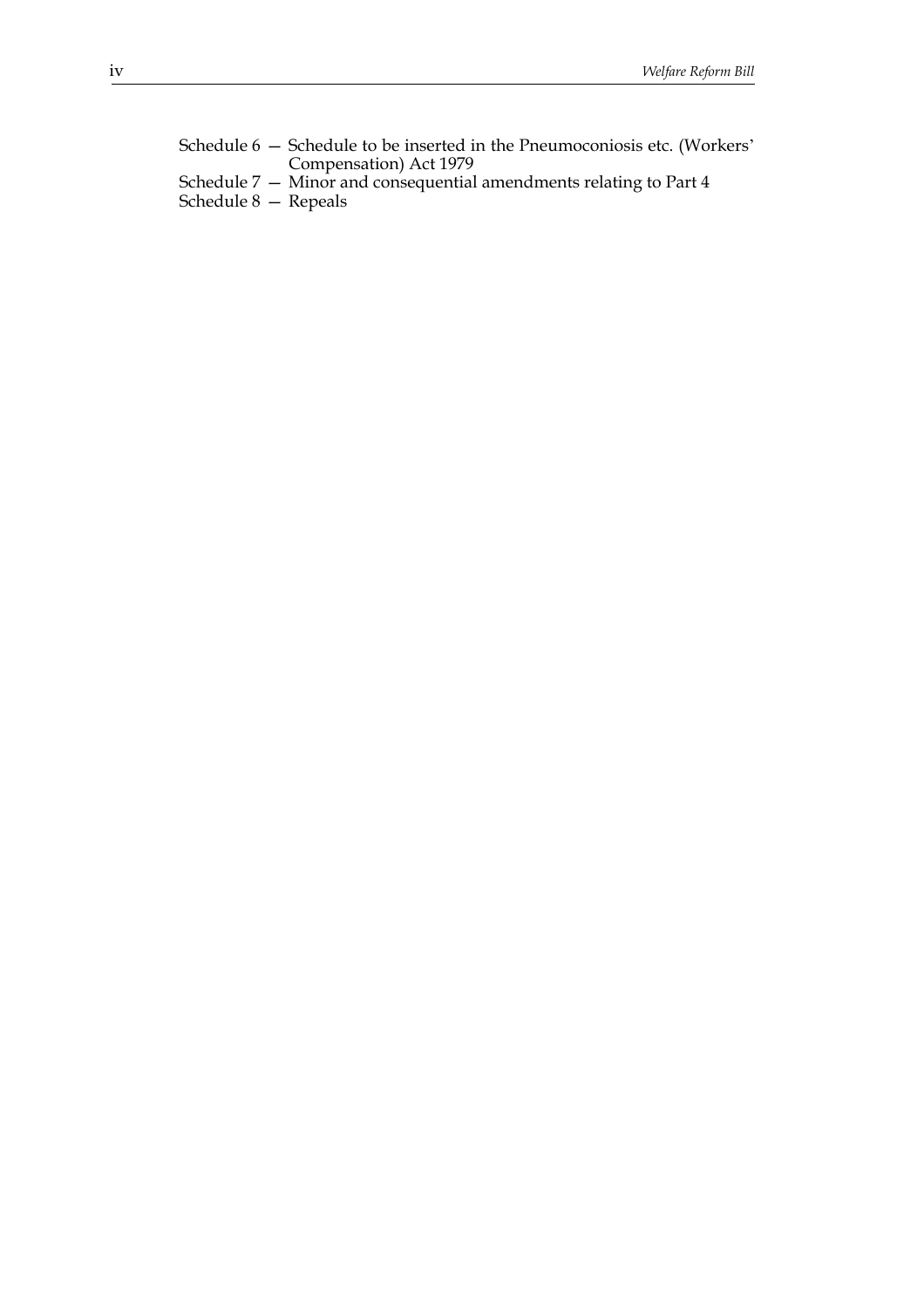Schedule 6 — Schedule to be inserted in the Pneumoconiosis etc. (Workers' Compensation) Act 1979

Schedule 7 — Minor and consequential amendments relating to Part 4

Schedule 8 — Repeals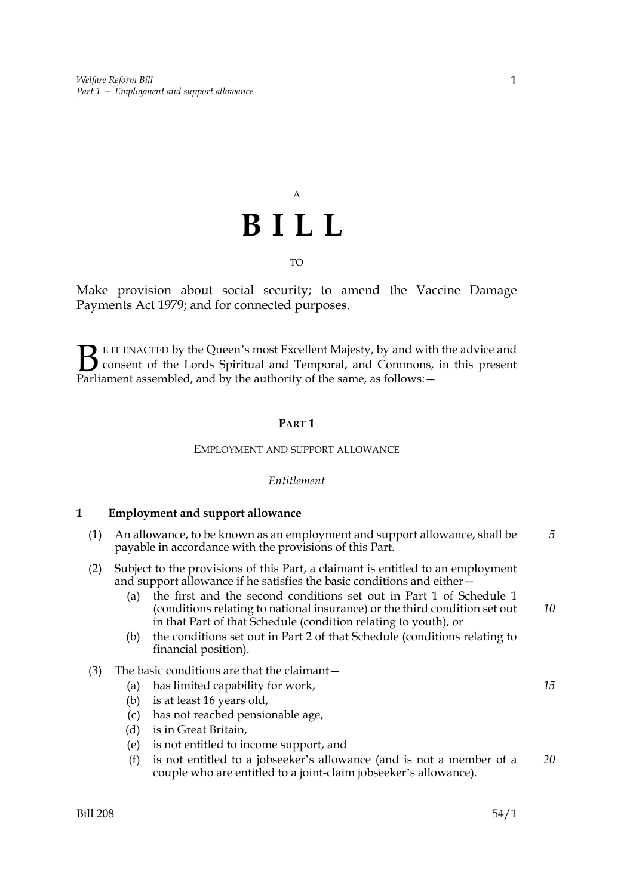A

# B I L L

TO

Make provision about social security; to amend the Vaccine Damage Payments Act 1979; and for connected purposes.

BE IT ENACTED by the Queen's most Excellent Majesty, by and with the advice and consent of the Lords Spiritual and Temporal, and Commons, in this present Parliament assembled, and by the authority of the same, as follows:—

## PART 1

### EMPLOYMENT AND SUPPORT ALLOWANCE

*Entitlement*

**1 Employment and support allowance**

(1) An allowance, to be known as an employment and support allowance, shall be payable in accordance with the provisions of this Part.

(2) Subject to the provisions of this Part, a claimant is entitled to an employment and support allowance if he satisfies the basic conditions and either—

(a) the first and the second conditions set out in Part 1 of Schedule 1 (conditions relating to national insurance) or the third condition set out in that Part of that Schedule (condition relating to youth), or

(b) the conditions set out in Part 2 of that Schedule (conditions relating to financial position).

(3) The basic conditions are that the claimant—

(a) has limited capability for work,

(b) is at least 16 years old,

(c) has not reached pensionable age,

(d) is in Great Britain,

(e) is not entitled to income support, and

(f) is not entitled to a jobseeker's allowance (and is not a member of a couple who are entitled to a joint-claim jobseeker's allowance).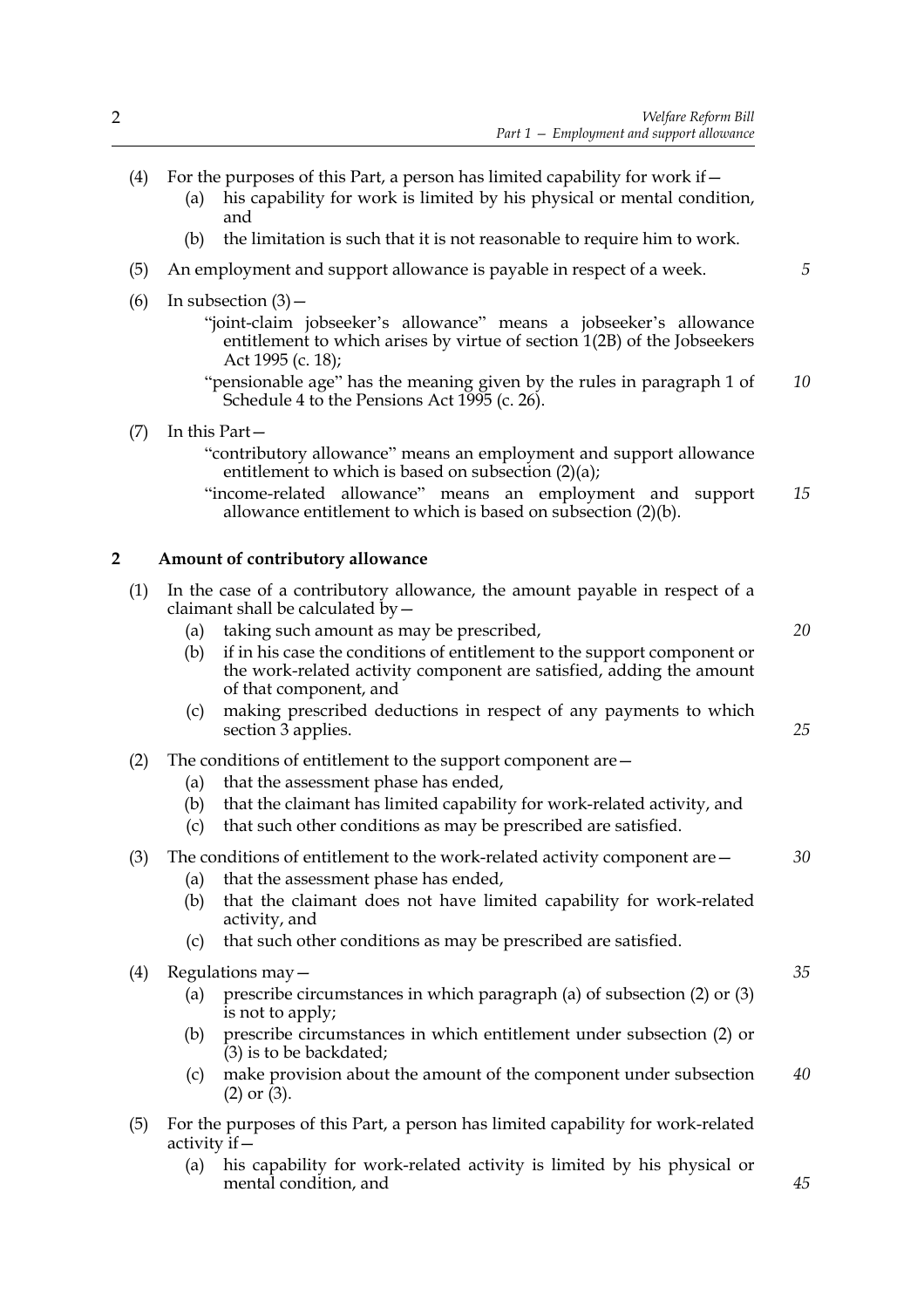(4) For the purposes of this Part, a person has limited capability for work if—

  (a) his capability for work is limited by his physical or mental condition, and

  (b) the limitation is such that it is not reasonable to require him to work.

(5) An employment and support allowance is payable in respect of a week.

(6) In subsection (3)—

  "joint-claim jobseeker's allowance" means a jobseeker's allowance entitlement to which arises by virtue of section 1(2B) of the Jobseekers Act 1995 (c. 18);

  "pensionable age" has the meaning given by the rules in paragraph 1 of Schedule 4 to the Pensions Act 1995 (c. 26).

(7) In this Part—

  "contributory allowance" means an employment and support allowance entitlement to which is based on subsection (2)(a);

  "income-related allowance" means an employment and support allowance entitlement to which is based on subsection (2)(b).

## 2 Amount of contributory allowance

(1) In the case of a contributory allowance, the amount payable in respect of a claimant shall be calculated by—

  (a) taking such amount as may be prescribed,

  (b) if in his case the conditions of entitlement to the support component or the work-related activity component are satisfied, adding the amount of that component, and

  (c) making prescribed deductions in respect of any payments to which section 3 applies.

(2) The conditions of entitlement to the support component are—

  (a) that the assessment phase has ended,

  (b) that the claimant has limited capability for work-related activity, and

  (c) that such other conditions as may be prescribed are satisfied.

(3) The conditions of entitlement to the work-related activity component are—

  (a) that the assessment phase has ended,

  (b) that the claimant does not have limited capability for work-related activity, and

  (c) that such other conditions as may be prescribed are satisfied.

(4) Regulations may—

  (a) prescribe circumstances in which paragraph (a) of subsection (2) or (3) is not to apply;

  (b) prescribe circumstances in which entitlement under subsection (2) or (3) is to be backdated;

  (c) make provision about the amount of the component under subsection (2) or (3).

(5) For the purposes of this Part, a person has limited capability for work-related activity if—

  (a) his capability for work-related activity is limited by his physical or mental condition, and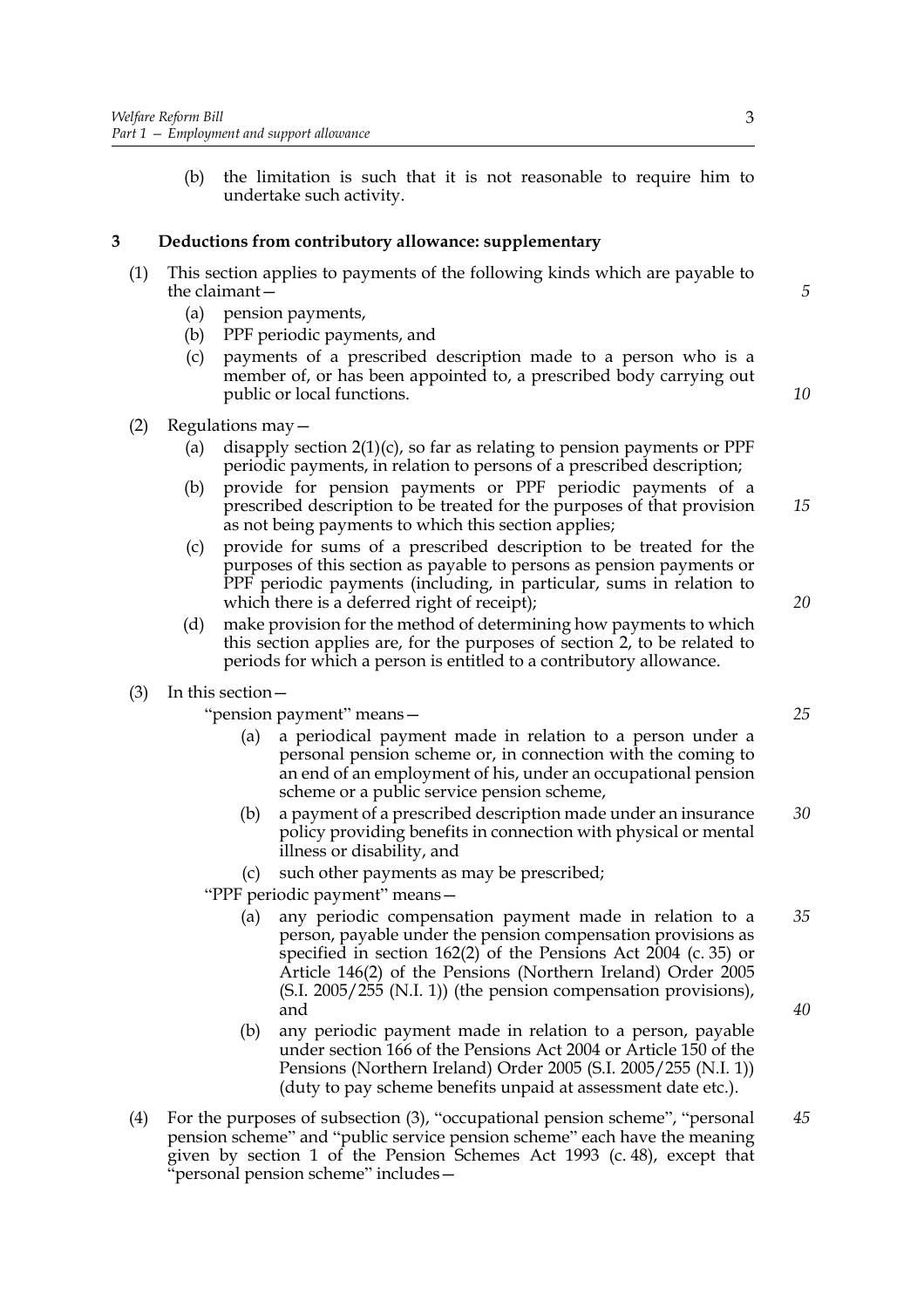(b) the limitation is such that it is not reasonable to require him to undertake such activity.

### 3 Deductions from contributory allowance: supplementary

(1) This section applies to payments of the following kinds which are payable to the claimant—

- (a) pension payments,
- (b) PPF periodic payments, and
- (c) payments of a prescribed description made to a person who is a member of, or has been appointed to, a prescribed body carrying out public or local functions.

(2) Regulations may—

- (a) disapply section 2(1)(c), so far as relating to pension payments or PPF periodic payments, in relation to persons of a prescribed description;
- (b) provide for pension payments or PPF periodic payments of a prescribed description to be treated for the purposes of that provision as not being payments to which this section applies;
- (c) provide for sums of a prescribed description to be treated for the purposes of this section as payable to persons as pension payments or PPF periodic payments (including, in particular, sums in relation to which there is a deferred right of receipt);
- (d) make provision for the method of determining how payments to which this section applies are, for the purposes of section 2, to be related to periods for which a person is entitled to a contributory allowance.

(3) In this section—

"pension payment" means—

- (a) a periodical payment made in relation to a person under a personal pension scheme or, in connection with the coming to an end of an employment of his, under an occupational pension scheme or a public service pension scheme,
- (b) a payment of a prescribed description made under an insurance policy providing benefits in connection with physical or mental illness or disability, and
- (c) such other payments as may be prescribed;

"PPF periodic payment" means—

- (a) any periodic compensation payment made in relation to a person, payable under the pension compensation provisions as specified in section 162(2) of the Pensions Act 2004 (c. 35) or Article 146(2) of the Pensions (Northern Ireland) Order 2005 (S.I. 2005/255 (N.I. 1)) (the pension compensation provisions), and
- (b) any periodic payment made in relation to a person, payable under section 166 of the Pensions Act 2004 or Article 150 of the Pensions (Northern Ireland) Order 2005 (S.I. 2005/255 (N.I. 1)) (duty to pay scheme benefits unpaid at assessment date etc.).

(4) For the purposes of subsection (3), "occupational pension scheme", "personal pension scheme" and "public service pension scheme" each have the meaning given by section 1 of the Pension Schemes Act 1993 (c. 48), except that "personal pension scheme" includes—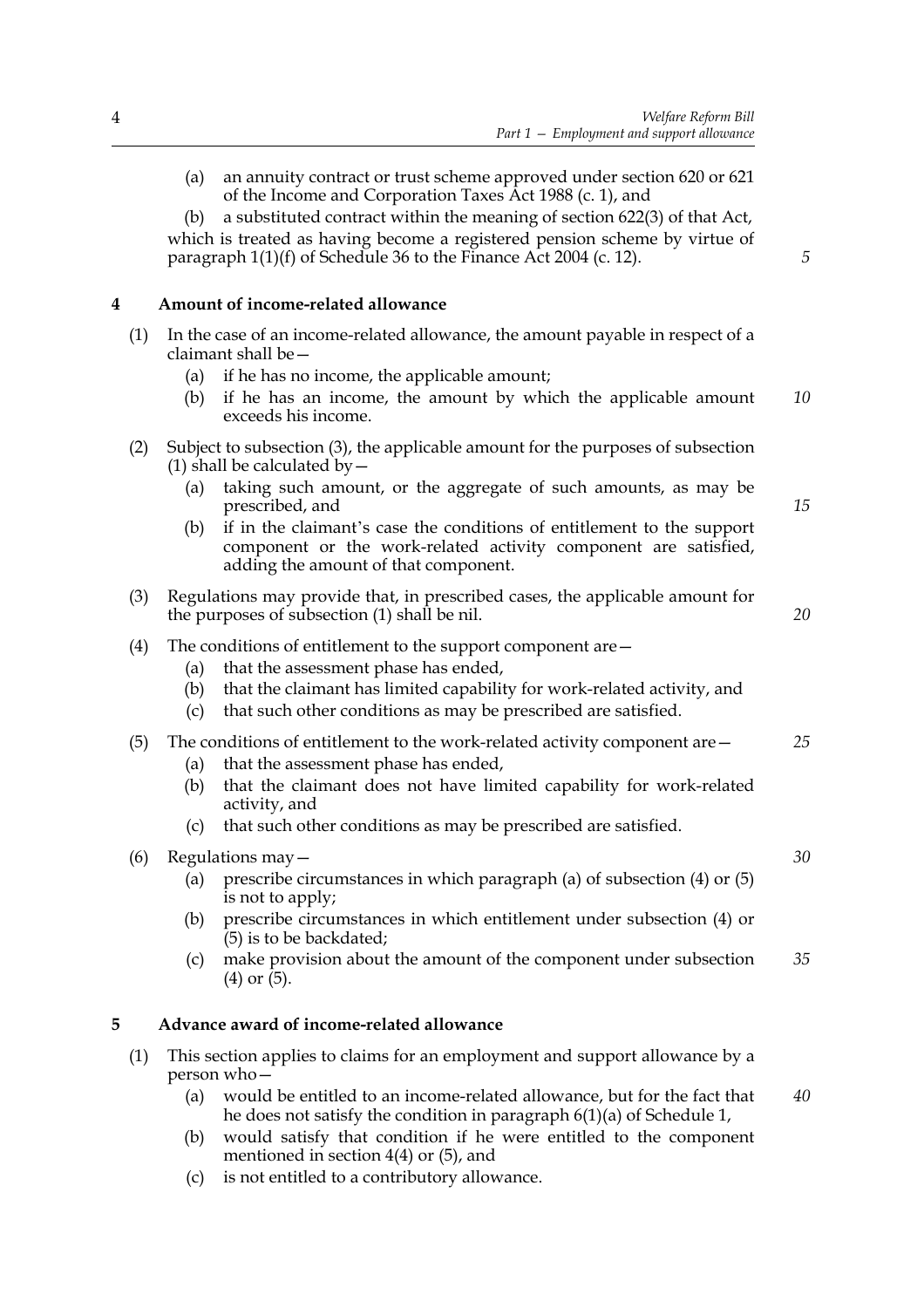(a) an annuity contract or trust scheme approved under section 620 or 621 of the Income and Corporation Taxes Act 1988 (c. 1), and

(b) a substituted contract within the meaning of section 622(3) of that Act,

which is treated as having become a registered pension scheme by virtue of paragraph 1(1)(f) of Schedule 36 to the Finance Act 2004 (c. 12).

## 4 Amount of income-related allowance

(1) In the case of an income-related allowance, the amount payable in respect of a claimant shall be—

(a) if he has no income, the applicable amount;

(b) if he has an income, the amount by which the applicable amount exceeds his income.

(2) Subject to subsection (3), the applicable amount for the purposes of subsection (1) shall be calculated by—

(a) taking such amount, or the aggregate of such amounts, as may be prescribed, and

(b) if in the claimant's case the conditions of entitlement to the support component or the work-related activity component are satisfied, adding the amount of that component.

(3) Regulations may provide that, in prescribed cases, the applicable amount for the purposes of subsection (1) shall be nil.

(4) The conditions of entitlement to the support component are—

(a) that the assessment phase has ended,

(b) that the claimant has limited capability for work-related activity, and

(c) that such other conditions as may be prescribed are satisfied.

(5) The conditions of entitlement to the work-related activity component are—

(a) that the assessment phase has ended,

(b) that the claimant does not have limited capability for work-related activity, and

(c) that such other conditions as may be prescribed are satisfied.

(6) Regulations may—

(a) prescribe circumstances in which paragraph (a) of subsection (4) or (5) is not to apply;

(b) prescribe circumstances in which entitlement under subsection (4) or (5) is to be backdated;

(c) make provision about the amount of the component under subsection (4) or (5).

## 5 Advance award of income-related allowance

(1) This section applies to claims for an employment and support allowance by a person who—

(a) would be entitled to an income-related allowance, but for the fact that he does not satisfy the condition in paragraph 6(1)(a) of Schedule 1,

(b) would satisfy that condition if he were entitled to the component mentioned in section 4(4) or (5), and

(c) is not entitled to a contributory allowance.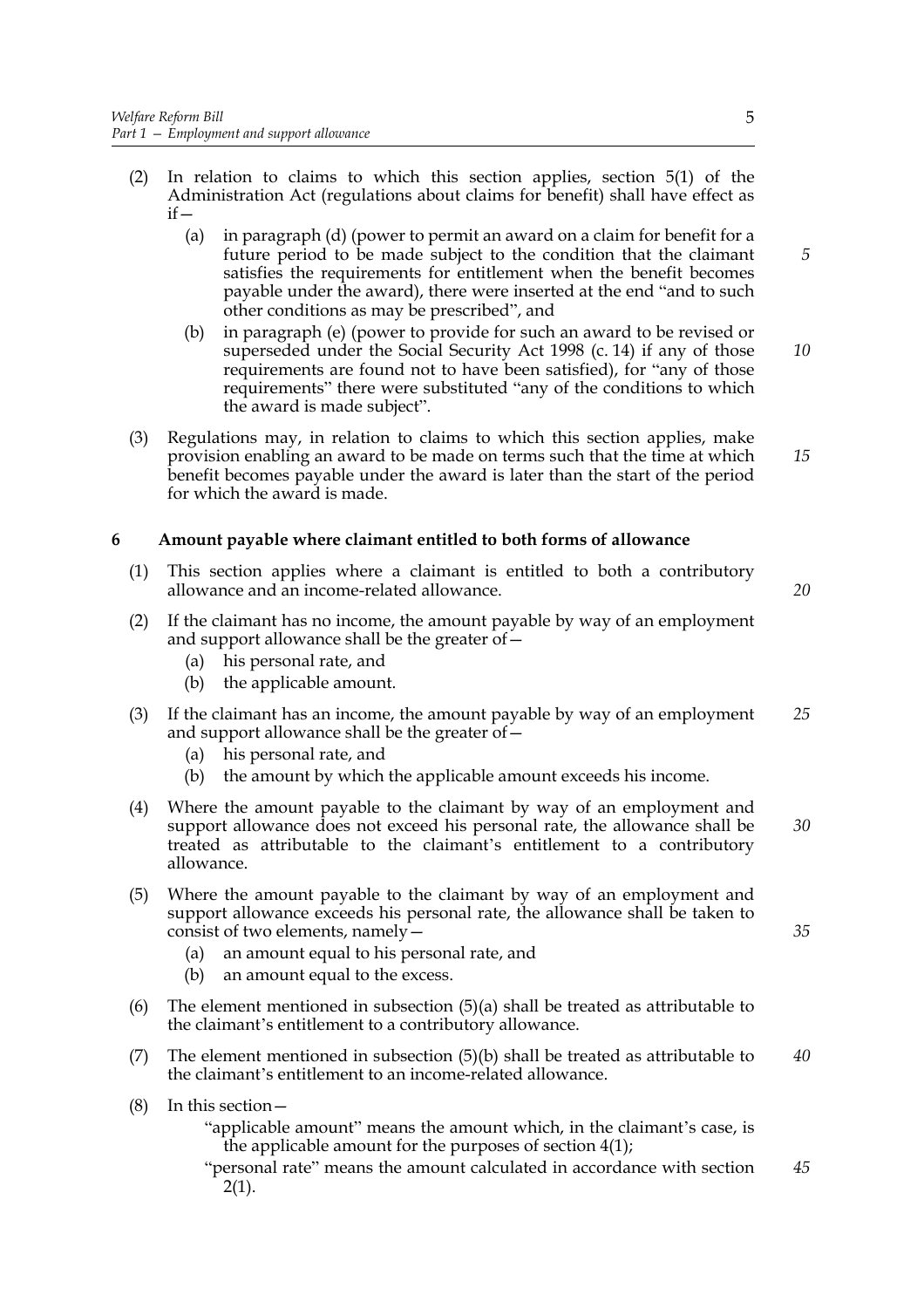(2) In relation to claims to which this section applies, section 5(1) of the Administration Act (regulations about claims for benefit) shall have effect as if—

  (a) in paragraph (d) (power to permit an award on a claim for benefit for a future period to be made subject to the condition that the claimant satisfies the requirements for entitlement when the benefit becomes payable under the award), there were inserted at the end "and to such other conditions as may be prescribed", and

  (b) in paragraph (e) (power to provide for such an award to be revised or superseded under the Social Security Act 1998 (c. 14) if any of those requirements are found not to have been satisfied), for "any of those requirements" there were substituted "any of the conditions to which the award is made subject".

(3) Regulations may, in relation to claims to which this section applies, make provision enabling an award to be made on terms such that the time at which benefit becomes payable under the award is later than the start of the period for which the award is made.

## 6 Amount payable where claimant entitled to both forms of allowance

(1) This section applies where a claimant is entitled to both a contributory allowance and an income-related allowance.

(2) If the claimant has no income, the amount payable by way of an employment and support allowance shall be the greater of—

  (a) his personal rate, and

  (b) the applicable amount.

(3) If the claimant has an income, the amount payable by way of an employment and support allowance shall be the greater of—

  (a) his personal rate, and

  (b) the amount by which the applicable amount exceeds his income.

(4) Where the amount payable to the claimant by way of an employment and support allowance does not exceed his personal rate, the allowance shall be treated as attributable to the claimant's entitlement to a contributory allowance.

(5) Where the amount payable to the claimant by way of an employment and support allowance exceeds his personal rate, the allowance shall be taken to consist of two elements, namely—

  (a) an amount equal to his personal rate, and

  (b) an amount equal to the excess.

(6) The element mentioned in subsection (5)(a) shall be treated as attributable to the claimant's entitlement to a contributory allowance.

(7) The element mentioned in subsection (5)(b) shall be treated as attributable to the claimant's entitlement to an income-related allowance.

(8) In this section—

"applicable amount" means the amount which, in the claimant's case, is the applicable amount for the purposes of section 4(1);

"personal rate" means the amount calculated in accordance with section 2(1).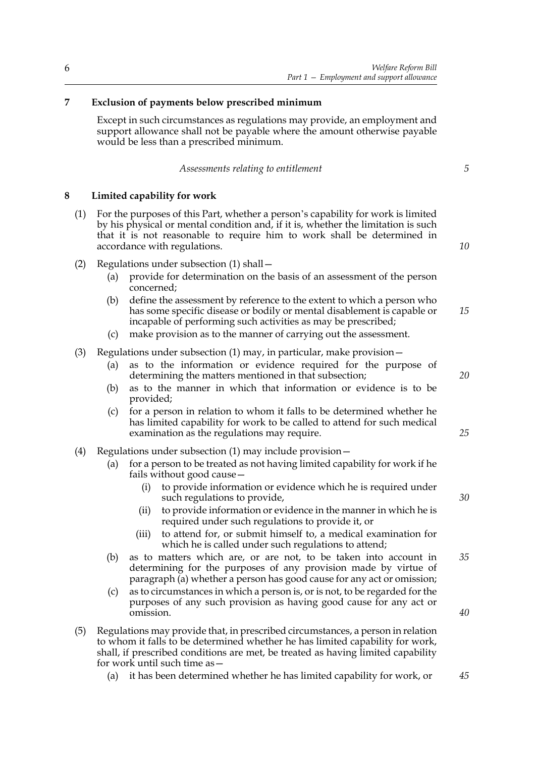## 7 Exclusion of payments below prescribed minimum

Except in such circumstances as regulations may provide, an employment and support allowance shall not be payable where the amount otherwise payable would be less than a prescribed minimum.

*Assessments relating to entitlement*

## 8 Limited capability for work

(1) For the purposes of this Part, whether a person's capability for work is limited by his physical or mental condition and, if it is, whether the limitation is such that it is not reasonable to require him to work shall be determined in accordance with regulations.

(2) Regulations under subsection (1) shall—

- (a) provide for determination on the basis of an assessment of the person concerned;
- (b) define the assessment by reference to the extent to which a person who has some specific disease or bodily or mental disablement is capable or incapable of performing such activities as may be prescribed;
- (c) make provision as to the manner of carrying out the assessment.

(3) Regulations under subsection (1) may, in particular, make provision—

- (a) as to the information or evidence required for the purpose of determining the matters mentioned in that subsection;
- (b) as to the manner in which that information or evidence is to be provided;
- (c) for a person in relation to whom it falls to be determined whether he has limited capability for work to be called to attend for such medical examination as the regulations may require.

(4) Regulations under subsection (1) may include provision—

- (a) for a person to be treated as not having limited capability for work if he fails without good cause—
  - (i) to provide information or evidence which he is required under such regulations to provide,
  - (ii) to provide information or evidence in the manner in which he is required under such regulations to provide it, or
  - (iii) to attend for, or submit himself to, a medical examination for which he is called under such regulations to attend;
- (b) as to matters which are, or are not, to be taken into account in determining for the purposes of any provision made by virtue of paragraph (a) whether a person has good cause for any act or omission;
- (c) as to circumstances in which a person is, or is not, to be regarded for the purposes of any such provision as having good cause for any act or omission.

(5) Regulations may provide that, in prescribed circumstances, a person in relation to whom it falls to be determined whether he has limited capability for work, shall, if prescribed conditions are met, be treated as having limited capability for work until such time as—

- (a) it has been determined whether he has limited capability for work, or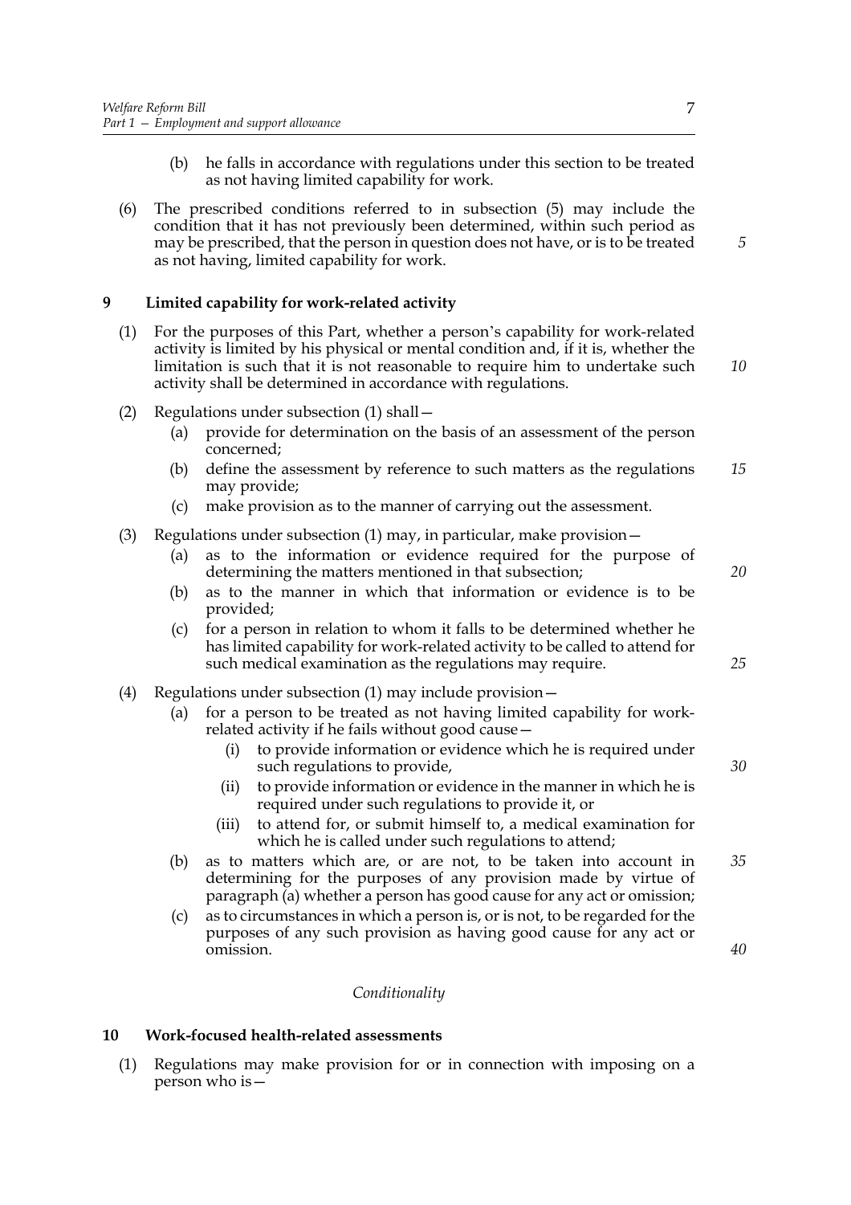(b) he falls in accordance with regulations under this section to be treated as not having limited capability for work.

(6) The prescribed conditions referred to in subsection (5) may include the condition that it has not previously been determined, within such period as may be prescribed, that the person in question does not have, or is to be treated as not having, limited capability for work.

## 9 Limited capability for work-related activity

(1) For the purposes of this Part, whether a person's capability for work-related activity is limited by his physical or mental condition and, if it is, whether the limitation is such that it is not reasonable to require him to undertake such activity shall be determined in accordance with regulations.

(2) Regulations under subsection (1) shall—

(a) provide for determination on the basis of an assessment of the person concerned;

(b) define the assessment by reference to such matters as the regulations may provide;

(c) make provision as to the manner of carrying out the assessment.

(3) Regulations under subsection (1) may, in particular, make provision—

(a) as to the information or evidence required for the purpose of determining the matters mentioned in that subsection;

(b) as to the manner in which that information or evidence is to be provided;

(c) for a person in relation to whom it falls to be determined whether he has limited capability for work-related activity to be called to attend for such medical examination as the regulations may require.

(4) Regulations under subsection (1) may include provision—

(a) for a person to be treated as not having limited capability for work-related activity if he fails without good cause—

(i) to provide information or evidence which he is required under such regulations to provide,

(ii) to provide information or evidence in the manner in which he is required under such regulations to provide it, or

(iii) to attend for, or submit himself to, a medical examination for which he is called under such regulations to attend;

(b) as to matters which are, or are not, to be taken into account in determining for the purposes of any provision made by virtue of paragraph (a) whether a person has good cause for any act or omission;

(c) as to circumstances in which a person is, or is not, to be regarded for the purposes of any such provision as having good cause for any act or omission.

*Conditionality*

## 10 Work-focused health-related assessments

(1) Regulations may make provision for or in connection with imposing on a person who is—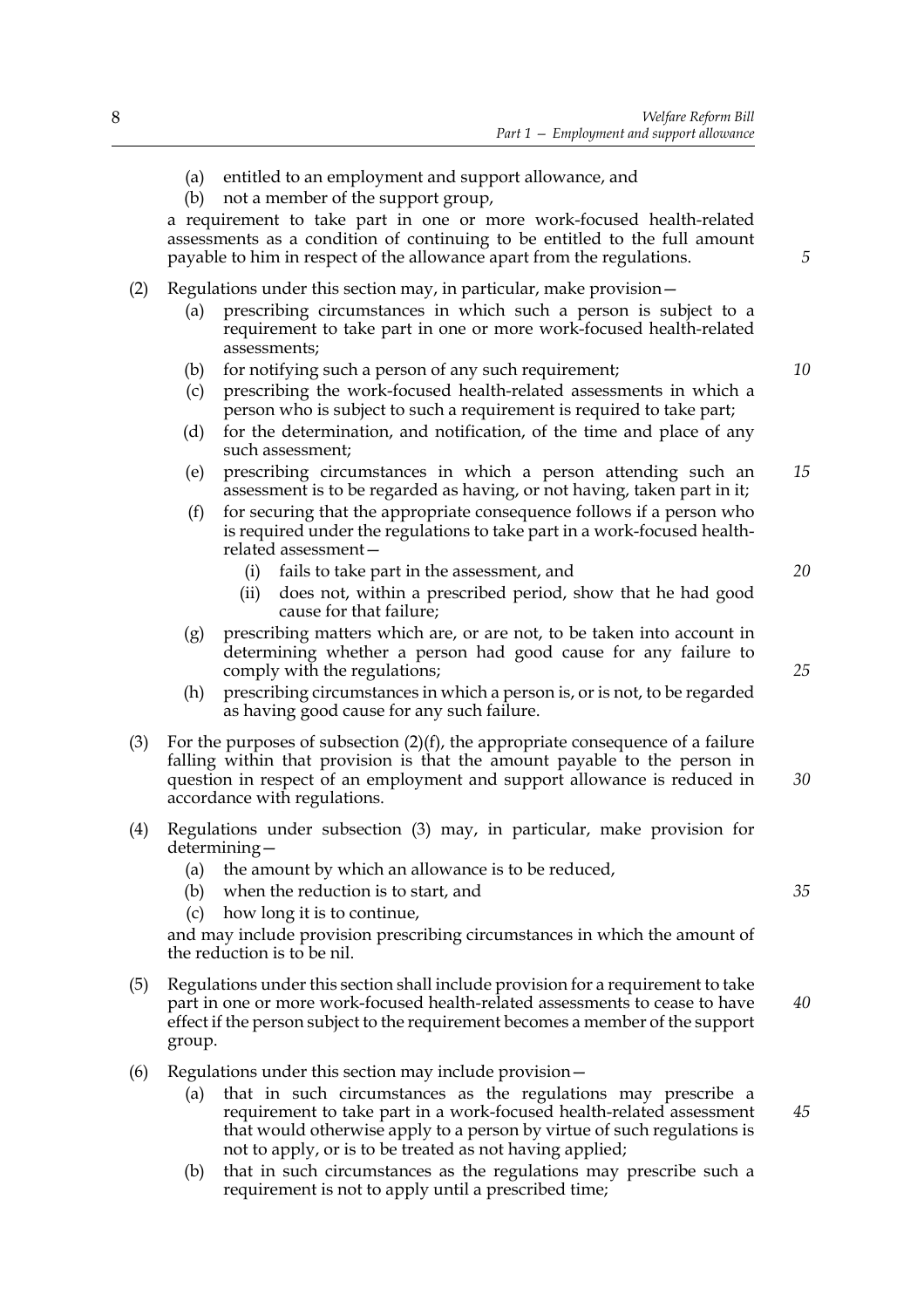(a) entitled to an employment and support allowance, and

(b) not a member of the support group,

a requirement to take part in one or more work-focused health-related assessments as a condition of continuing to be entitled to the full amount payable to him in respect of the allowance apart from the regulations.

(2) Regulations under this section may, in particular, make provision—

(a) prescribing circumstances in which such a person is subject to a requirement to take part in one or more work-focused health-related assessments;

(b) for notifying such a person of any such requirement;

(c) prescribing the work-focused health-related assessments in which a person who is subject to such a requirement is required to take part;

(d) for the determination, and notification, of the time and place of any such assessment;

(e) prescribing circumstances in which a person attending such an assessment is to be regarded as having, or not having, taken part in it;

(f) for securing that the appropriate consequence follows if a person who is required under the regulations to take part in a work-focused health-related assessment—

(i) fails to take part in the assessment, and

(ii) does not, within a prescribed period, show that he had good cause for that failure;

(g) prescribing matters which are, or are not, to be taken into account in determining whether a person had good cause for any failure to comply with the regulations;

(h) prescribing circumstances in which a person is, or is not, to be regarded as having good cause for any such failure.

(3) For the purposes of subsection (2)(f), the appropriate consequence of a failure falling within that provision is that the amount payable to the person in question in respect of an employment and support allowance is reduced in accordance with regulations.

(4) Regulations under subsection (3) may, in particular, make provision for determining—

(a) the amount by which an allowance is to be reduced,

(b) when the reduction is to start, and

(c) how long it is to continue,

and may include provision prescribing circumstances in which the amount of the reduction is to be nil.

(5) Regulations under this section shall include provision for a requirement to take part in one or more work-focused health-related assessments to cease to have effect if the person subject to the requirement becomes a member of the support group.

(6) Regulations under this section may include provision—

(a) that in such circumstances as the regulations may prescribe a requirement to take part in a work-focused health-related assessment that would otherwise apply to a person by virtue of such regulations is not to apply, or is to be treated as not having applied;

(b) that in such circumstances as the regulations may prescribe such a requirement is not to apply until a prescribed time;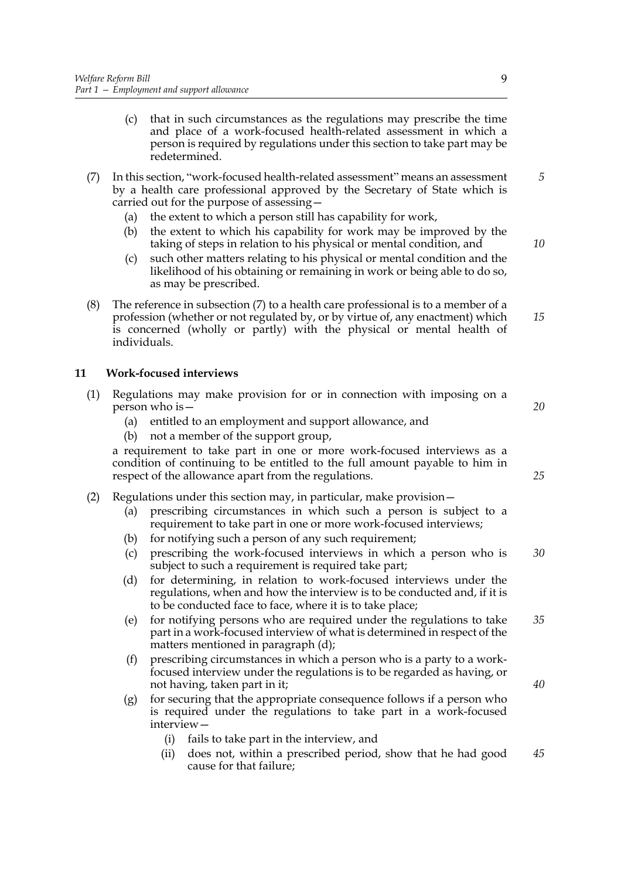(c) that in such circumstances as the regulations may prescribe the time and place of a work-focused health-related assessment in which a person is required by regulations under this section to take part may be redetermined.

(7) In this section, "work-focused health-related assessment" means an assessment by a health care professional approved by the Secretary of State which is carried out for the purpose of assessing—

(a) the extent to which a person still has capability for work,

(b) the extent to which his capability for work may be improved by the taking of steps in relation to his physical or mental condition, and

(c) such other matters relating to his physical or mental condition and the likelihood of his obtaining or remaining in work or being able to do so, as may be prescribed.

(8) The reference in subsection (7) to a health care professional is to a member of a profession (whether or not regulated by, or by virtue of, any enactment) which is concerned (wholly or partly) with the physical or mental health of individuals.

### 11 Work-focused interviews

(1) Regulations may make provision for or in connection with imposing on a person who is—

(a) entitled to an employment and support allowance, and

(b) not a member of the support group,

a requirement to take part in one or more work-focused interviews as a condition of continuing to be entitled to the full amount payable to him in respect of the allowance apart from the regulations.

(2) Regulations under this section may, in particular, make provision—

(a) prescribing circumstances in which such a person is subject to a requirement to take part in one or more work-focused interviews;

(b) for notifying such a person of any such requirement;

(c) prescribing the work-focused interviews in which a person who is subject to such a requirement is required take part;

(d) for determining, in relation to work-focused interviews under the regulations, when and how the interview is to be conducted and, if it is to be conducted face to face, where it is to take place;

(e) for notifying persons who are required under the regulations to take part in a work-focused interview of what is determined in respect of the matters mentioned in paragraph (d);

(f) prescribing circumstances in which a person who is a party to a work-focused interview under the regulations is to be regarded as having, or not having, taken part in it;

(g) for securing that the appropriate consequence follows if a person who is required under the regulations to take part in a work-focused interview—

(i) fails to take part in the interview, and

(ii) does not, within a prescribed period, show that he had good cause for that failure;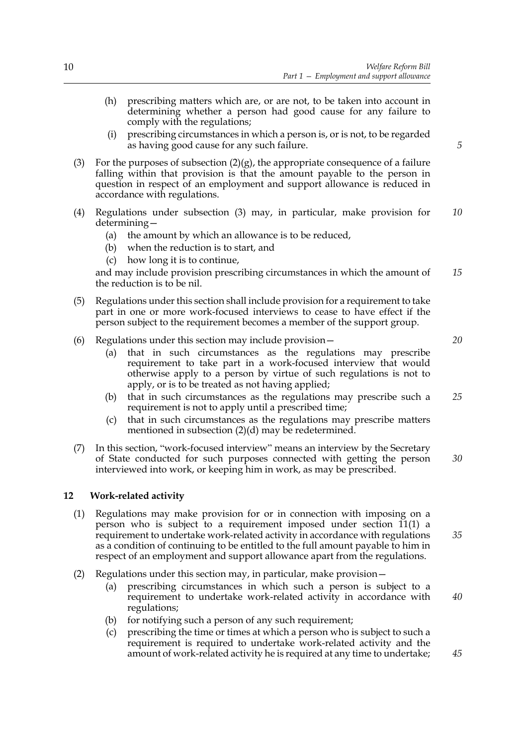(h) prescribing matters which are, or are not, to be taken into account in determining whether a person had good cause for any failure to comply with the regulations;

(i) prescribing circumstances in which a person is, or is not, to be regarded as having good cause for any such failure.

(3) For the purposes of subsection (2)(g), the appropriate consequence of a failure falling within that provision is that the amount payable to the person in question in respect of an employment and support allowance is reduced in accordance with regulations.

(4) Regulations under subsection (3) may, in particular, make provision for determining—

(a) the amount by which an allowance is to be reduced,

(b) when the reduction is to start, and

(c) how long it is to continue,

and may include provision prescribing circumstances in which the amount of the reduction is to be nil.

(5) Regulations under this section shall include provision for a requirement to take part in one or more work-focused interviews to cease to have effect if the person subject to the requirement becomes a member of the support group.

(6) Regulations under this section may include provision—

(a) that in such circumstances as the regulations may prescribe requirement to take part in a work-focused interview that would otherwise apply to a person by virtue of such regulations is not to apply, or is to be treated as not having applied;

(b) that in such circumstances as the regulations may prescribe such a requirement is not to apply until a prescribed time;

(c) that in such circumstances as the regulations may prescribe matters mentioned in subsection (2)(d) may be redetermined.

(7) In this section, "work-focused interview" means an interview by the Secretary of State conducted for such purposes connected with getting the person interviewed into work, or keeping him in work, as may be prescribed.

### 12 Work-related activity

(1) Regulations may make provision for or in connection with imposing on a person who is subject to a requirement imposed under section 11(1) a requirement to undertake work-related activity in accordance with regulations as a condition of continuing to be entitled to the full amount payable to him in respect of an employment and support allowance apart from the regulations.

(2) Regulations under this section may, in particular, make provision—

(a) prescribing circumstances in which such a person is subject to a requirement to undertake work-related activity in accordance with regulations;

(b) for notifying such a person of any such requirement;

(c) prescribing the time or times at which a person who is subject to such a requirement is required to undertake work-related activity and the amount of work-related activity he is required at any time to undertake;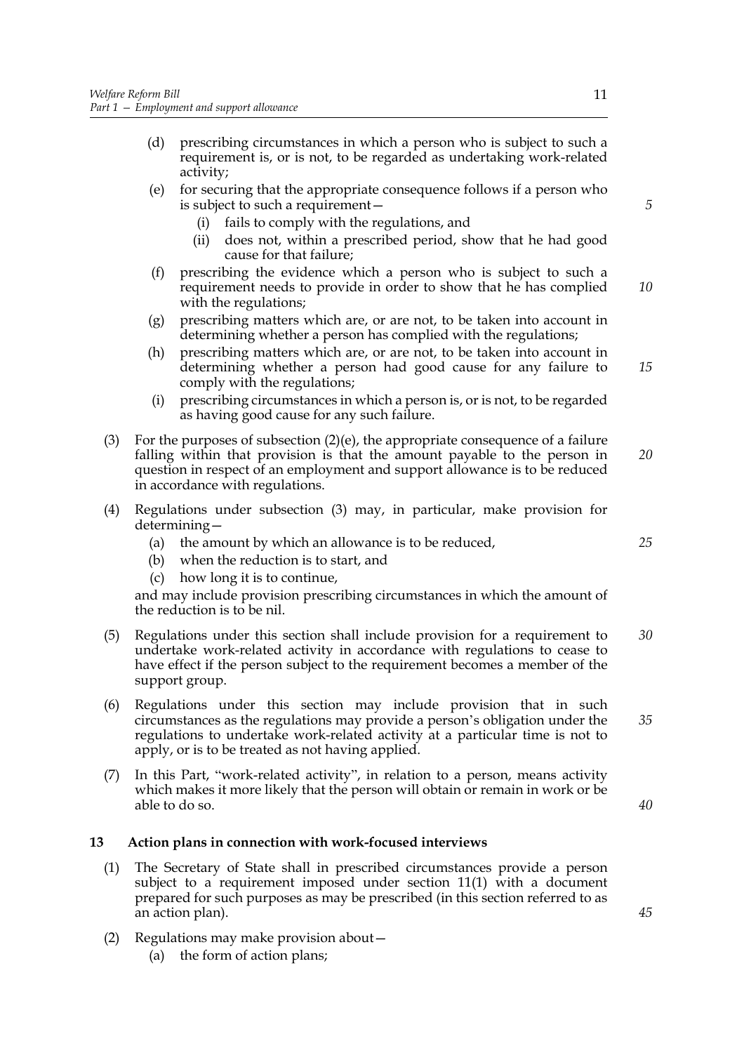(d) prescribing circumstances in which a person who is subject to such a requirement is, or is not, to be regarded as undertaking work-related activity;

(e) for securing that the appropriate consequence follows if a person who is subject to such a requirement—

 (i) fails to comply with the regulations, and

 (ii) does not, within a prescribed period, show that he had good cause for that failure;

(f) prescribing the evidence which a person who is subject to such a requirement needs to provide in order to show that he has complied with the regulations;

(g) prescribing matters which are, or are not, to be taken into account in determining whether a person has complied with the regulations;

(h) prescribing matters which are, or are not, to be taken into account in determining whether a person had good cause for any failure to comply with the regulations;

(i) prescribing circumstances in which a person is, or is not, to be regarded as having good cause for any such failure.

(3) For the purposes of subsection (2)(e), the appropriate consequence of a failure falling within that provision is that the amount payable to the person in question in respect of an employment and support allowance is to be reduced in accordance with regulations.

(4) Regulations under subsection (3) may, in particular, make provision for determining—

 (a) the amount by which an allowance is to be reduced,

 (b) when the reduction is to start, and

 (c) how long it is to continue,

and may include provision prescribing circumstances in which the amount of the reduction is to be nil.

(5) Regulations under this section shall include provision for a requirement to undertake work-related activity in accordance with regulations to cease to have effect if the person subject to the requirement becomes a member of the support group.

(6) Regulations under this section may include provision that in such circumstances as the regulations may provide a person's obligation under the regulations to undertake work-related activity at a particular time is not to apply, or is to be treated as not having applied.

(7) In this Part, "work-related activity", in relation to a person, means activity which makes it more likely that the person will obtain or remain in work or be able to do so.

**13 Action plans in connection with work-focused interviews**

(1) The Secretary of State shall in prescribed circumstances provide a person subject to a requirement imposed under section 11(1) with a document prepared for such purposes as may be prescribed (in this section referred to as an action plan).

(2) Regulations may make provision about—

 (a) the form of action plans;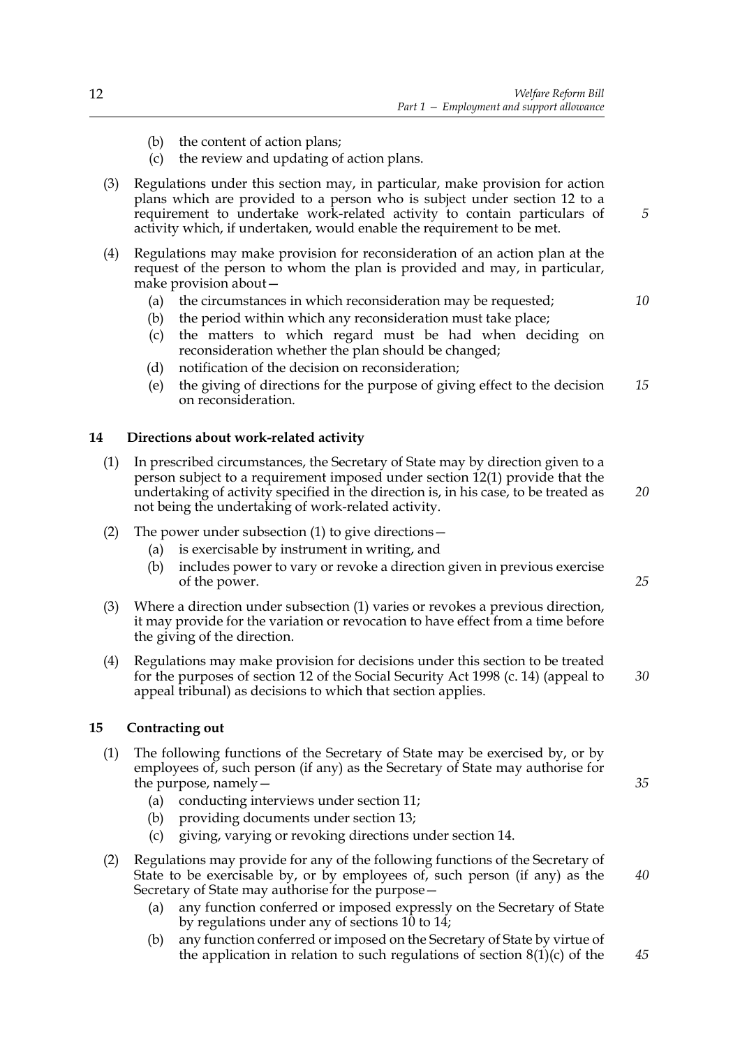(b) the content of action plans;

(c) the review and updating of action plans.

(3) Regulations under this section may, in particular, make provision for action plans which are provided to a person who is subject under section 12 to a requirement to undertake work-related activity to contain particulars of activity which, if undertaken, would enable the requirement to be met.

(4) Regulations may make provision for reconsideration of an action plan at the request of the person to whom the plan is provided and may, in particular, make provision about—

(a) the circumstances in which reconsideration may be requested;

(b) the period within which any reconsideration must take place;

(c) the matters to which regard must be had when deciding on reconsideration whether the plan should be changed;

(d) notification of the decision on reconsideration;

(e) the giving of directions for the purpose of giving effect to the decision on reconsideration.

**14 Directions about work-related activity**

(1) In prescribed circumstances, the Secretary of State may by direction given to a person subject to a requirement imposed under section 12(1) provide that the undertaking of activity specified in the direction is, in his case, to be treated as not being the undertaking of work-related activity.

(2) The power under subsection (1) to give directions—

(a) is exercisable by instrument in writing, and

(b) includes power to vary or revoke a direction given in previous exercise of the power.

(3) Where a direction under subsection (1) varies or revokes a previous direction, it may provide for the variation or revocation to have effect from a time before the giving of the direction.

(4) Regulations may make provision for decisions under this section to be treated for the purposes of section 12 of the Social Security Act 1998 (c. 14) (appeal to appeal tribunal) as decisions to which that section applies.

**15 Contracting out**

(1) The following functions of the Secretary of State may be exercised by, or by employees of, such person (if any) as the Secretary of State may authorise for the purpose, namely—

(a) conducting interviews under section 11;

(b) providing documents under section 13;

(c) giving, varying or revoking directions under section 14.

(2) Regulations may provide for any of the following functions of the Secretary of State to be exercisable by, or by employees of, such person (if any) as the Secretary of State may authorise for the purpose—

(a) any function conferred or imposed expressly on the Secretary of State by regulations under any of sections 10 to 14;

(b) any function conferred or imposed on the Secretary of State by virtue of the application in relation to such regulations of section 8(1)(c) of the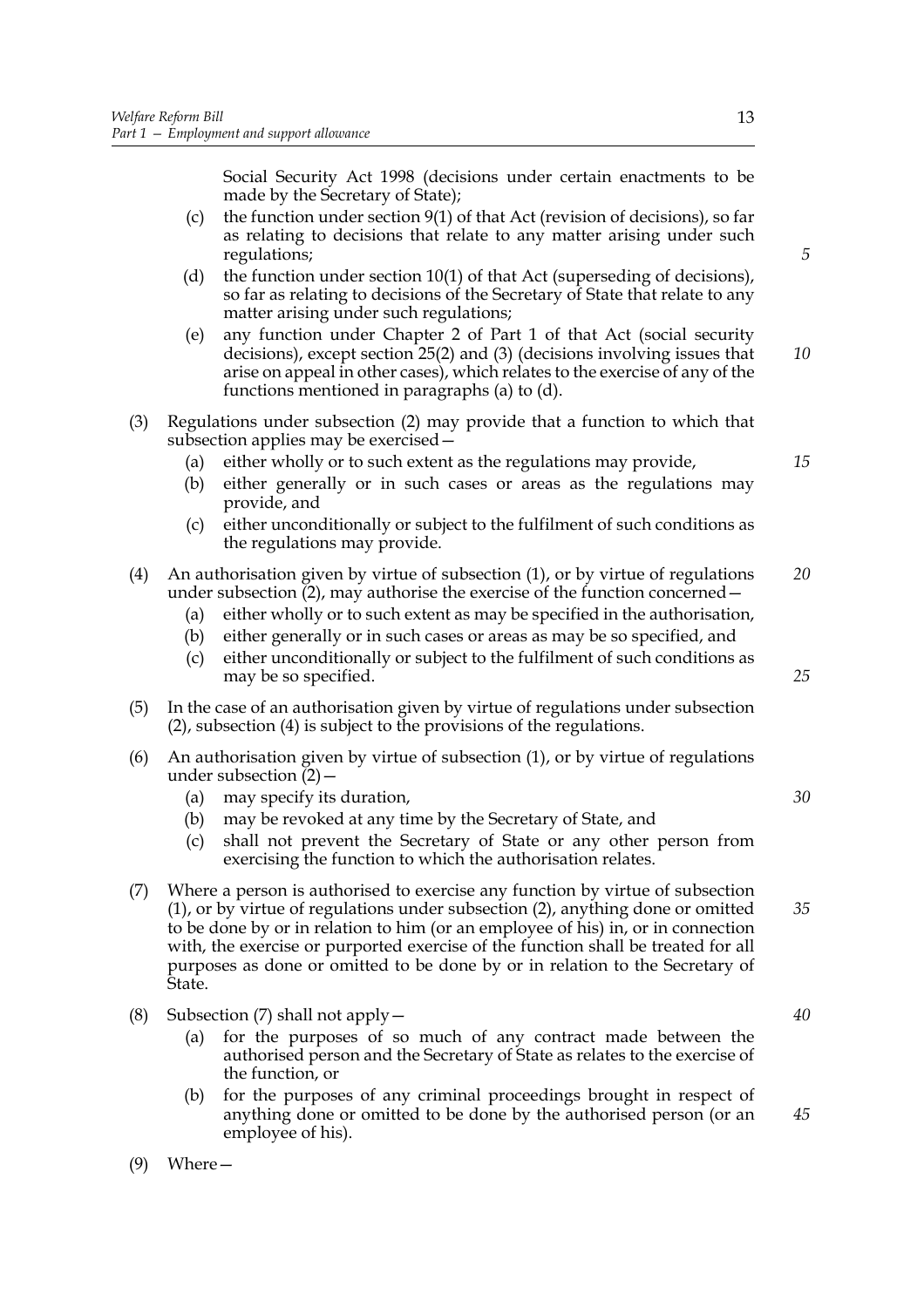Social Security Act 1998 (decisions under certain enactments to be made by the Secretary of State);

(c) the function under section 9(1) of that Act (revision of decisions), so far as relating to decisions that relate to any matter arising under such regulations;

(d) the function under section 10(1) of that Act (superseding of decisions), so far as relating to decisions of the Secretary of State that relate to any matter arising under such regulations;

(e) any function under Chapter 2 of Part 1 of that Act (social security decisions), except section 25(2) and (3) (decisions involving issues that arise on appeal in other cases), which relates to the exercise of any of the functions mentioned in paragraphs (a) to (d).

(3) Regulations under subsection (2) may provide that a function to which that subsection applies may be exercised—

(a) either wholly or to such extent as the regulations may provide,

(b) either generally or in such cases or areas as the regulations may provide, and

(c) either unconditionally or subject to the fulfilment of such conditions as the regulations may provide.

(4) An authorisation given by virtue of subsection (1), or by virtue of regulations under subsection (2), may authorise the exercise of the function concerned—

(a) either wholly or to such extent as may be specified in the authorisation,

(b) either generally or in such cases or areas as may be so specified, and

(c) either unconditionally or subject to the fulfilment of such conditions as may be so specified.

(5) In the case of an authorisation given by virtue of regulations under subsection (2), subsection (4) is subject to the provisions of the regulations.

(6) An authorisation given by virtue of subsection (1), or by virtue of regulations under subsection (2)—

(a) may specify its duration,

(b) may be revoked at any time by the Secretary of State, and

(c) shall not prevent the Secretary of State or any other person from exercising the function to which the authorisation relates.

(7) Where a person is authorised to exercise any function by virtue of subsection (1), or by virtue of regulations under subsection (2), anything done or omitted to be done by or in relation to him (or an employee of his) in, or in connection with, the exercise or purported exercise of the function shall be treated for all purposes as done or omitted to be done by or in relation to the Secretary of State.

(8) Subsection (7) shall not apply—

(a) for the purposes of so much of any contract made between the authorised person and the Secretary of State as relates to the exercise of the function, or

(b) for the purposes of any criminal proceedings brought in respect of anything done or omitted to be done by the authorised person (or an employee of his).

(9) Where—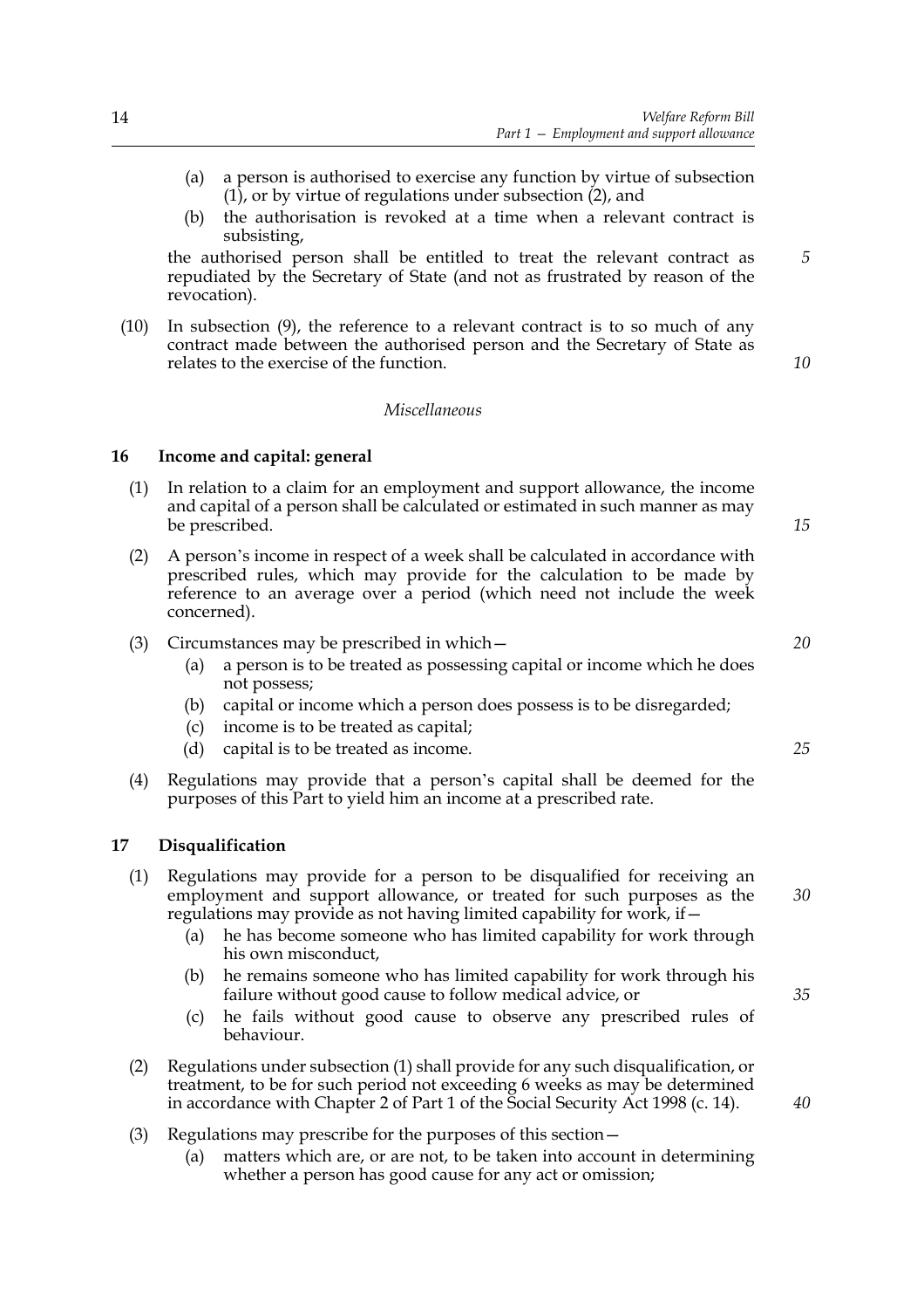(a) a person is authorised to exercise any function by virtue of subsection (1), or by virtue of regulations under subsection (2), and

(b) the authorisation is revoked at a time when a relevant contract is subsisting,

the authorised person shall be entitled to treat the relevant contract as repudiated by the Secretary of State (and not as frustrated by reason of the revocation).

(10) In subsection (9), the reference to a relevant contract is to so much of any contract made between the authorised person and the Secretary of State as relates to the exercise of the function.

*Miscellaneous*

**16 Income and capital: general**

(1) In relation to a claim for an employment and support allowance, the income and capital of a person shall be calculated or estimated in such manner as may be prescribed.

(2) A person's income in respect of a week shall be calculated in accordance with prescribed rules, which may provide for the calculation to be made by reference to an average over a period (which need not include the week concerned).

(3) Circumstances may be prescribed in which—

(a) a person is to be treated as possessing capital or income which he does not possess;

(b) capital or income which a person does possess is to be disregarded;

(c) income is to be treated as capital;

(d) capital is to be treated as income.

(4) Regulations may provide that a person's capital shall be deemed for the purposes of this Part to yield him an income at a prescribed rate.

**17 Disqualification**

(1) Regulations may provide for a person to be disqualified for receiving an employment and support allowance, or treated for such purposes as the regulations may provide as not having limited capability for work, if—

(a) he has become someone who has limited capability for work through his own misconduct,

(b) he remains someone who has limited capability for work through his failure without good cause to follow medical advice, or

(c) he fails without good cause to observe any prescribed rules of behaviour.

(2) Regulations under subsection (1) shall provide for any such disqualification, or treatment, to be for such period not exceeding 6 weeks as may be determined in accordance with Chapter 2 of Part 1 of the Social Security Act 1998 (c. 14).

(3) Regulations may prescribe for the purposes of this section—

(a) matters which are, or are not, to be taken into account in determining whether a person has good cause for any act or omission;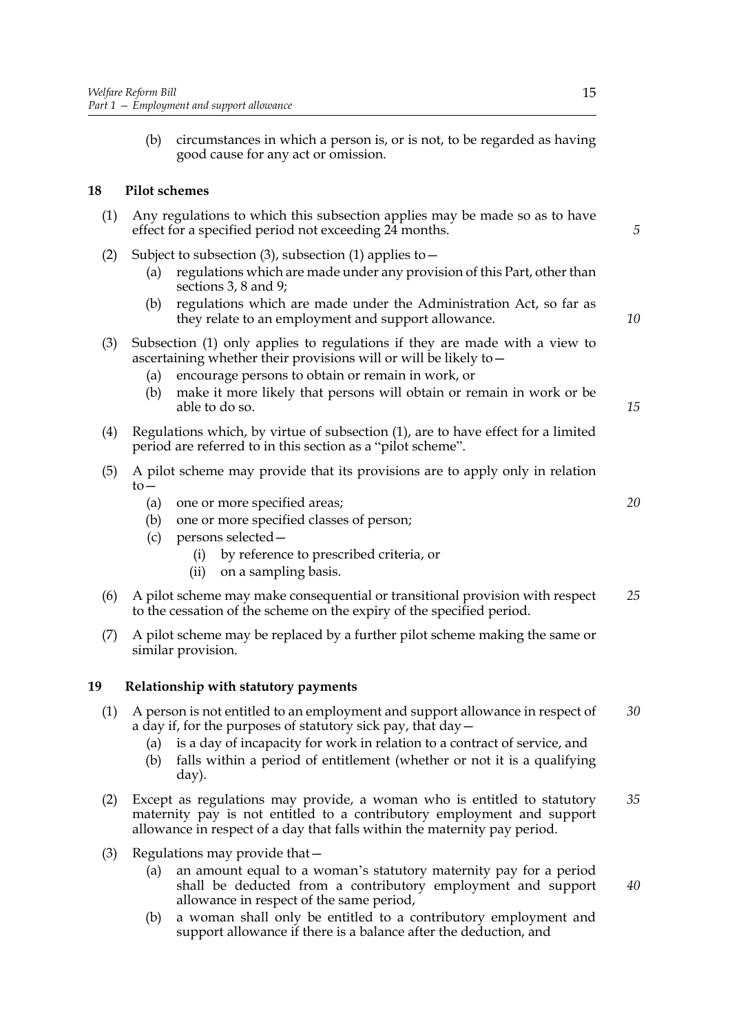(b) circumstances in which a person is, or is not, to be regarded as having good cause for any act or omission.

### 18 Pilot schemes

(1) Any regulations to which this subsection applies may be made so as to have effect for a specified period not exceeding 24 months.

(2) Subject to subsection (3), subsection (1) applies to—

- (a) regulations which are made under any provision of this Part, other than sections 3, 8 and 9;
- (b) regulations which are made under the Administration Act, so far as they relate to an employment and support allowance.

(3) Subsection (1) only applies to regulations if they are made with a view to ascertaining whether their provisions will or will be likely to—

- (a) encourage persons to obtain or remain in work, or
- (b) make it more likely that persons will obtain or remain in work or be able to do so.

(4) Regulations which, by virtue of subsection (1), are to have effect for a limited period are referred to in this section as a "pilot scheme".

(5) A pilot scheme may provide that its provisions are to apply only in relation to—

- (a) one or more specified areas;
- (b) one or more specified classes of person;
- (c) persons selected—
  - (i) by reference to prescribed criteria, or
  - (ii) on a sampling basis.

(6) A pilot scheme may make consequential or transitional provision with respect to the cessation of the scheme on the expiry of the specified period.

(7) A pilot scheme may be replaced by a further pilot scheme making the same or similar provision.

### 19 Relationship with statutory payments

(1) A person is not entitled to an employment and support allowance in respect of a day if, for the purposes of statutory sick pay, that day—

- (a) is a day of incapacity for work in relation to a contract of service, and
- (b) falls within a period of entitlement (whether or not it is a qualifying day).

(2) Except as regulations may provide, a woman who is entitled to statutory maternity pay is not entitled to a contributory employment and support allowance in respect of a day that falls within the maternity pay period.

(3) Regulations may provide that—

- (a) an amount equal to a woman's statutory maternity pay for a period shall be deducted from a contributory employment and support allowance in respect of the same period,
- (b) a woman shall only be entitled to a contributory employment and support allowance if there is a balance after the deduction, and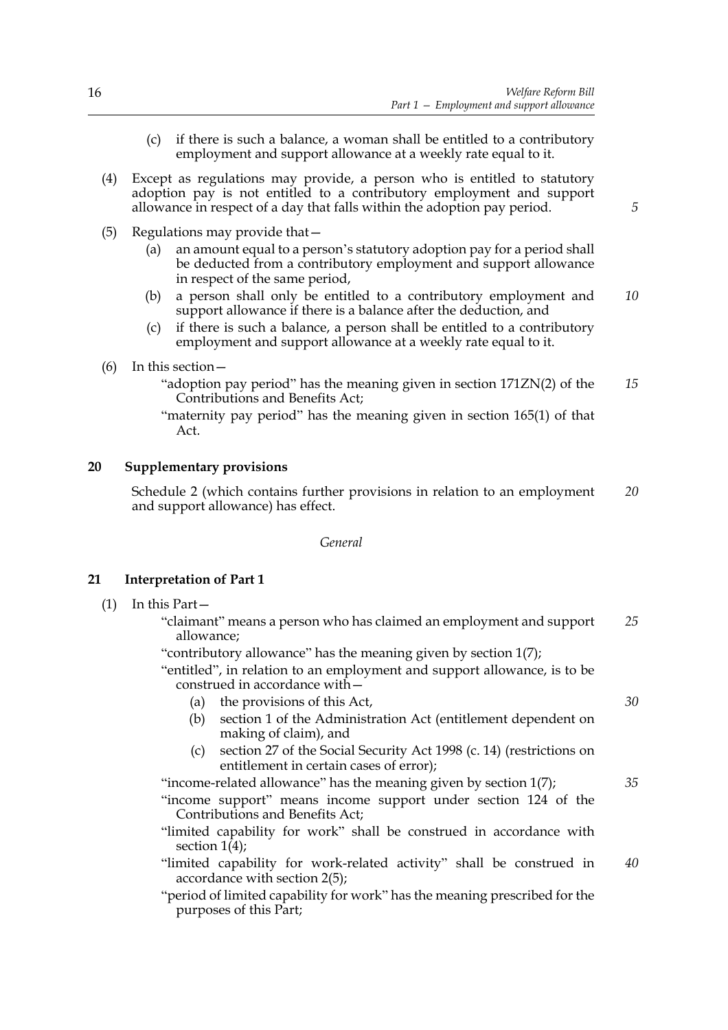(c) if there is such a balance, a woman shall be entitled to a contributory employment and support allowance at a weekly rate equal to it.

(4) Except as regulations may provide, a person who is entitled to statutory adoption pay is not entitled to a contributory employment and support allowance in respect of a day that falls within the adoption pay period.

(5) Regulations may provide that—

(a) an amount equal to a person's statutory adoption pay for a period shall be deducted from a contributory employment and support allowance in respect of the same period,

(b) a person shall only be entitled to a contributory employment and support allowance if there is a balance after the deduction, and

(c) if there is such a balance, a person shall be entitled to a contributory employment and support allowance at a weekly rate equal to it.

(6) In this section—

"adoption pay period" has the meaning given in section 171ZN(2) of the Contributions and Benefits Act;

"maternity pay period" has the meaning given in section 165(1) of that Act.

## 20 Supplementary provisions

Schedule 2 (which contains further provisions in relation to an employment and support allowance) has effect.

*General*

## 21 Interpretation of Part 1

(1) In this Part—

"claimant" means a person who has claimed an employment and support allowance;

"contributory allowance" has the meaning given by section 1(7);

"entitled", in relation to an employment and support allowance, is to be construed in accordance with—

(a) the provisions of this Act,

(b) section 1 of the Administration Act (entitlement dependent on making of claim), and

(c) section 27 of the Social Security Act 1998 (c. 14) (restrictions on entitlement in certain cases of error);

"income-related allowance" has the meaning given by section 1(7);

"income support" means income support under section 124 of the Contributions and Benefits Act;

"limited capability for work" shall be construed in accordance with section 1(4);

"limited capability for work-related activity" shall be construed in accordance with section 2(5);

"period of limited capability for work" has the meaning prescribed for the purposes of this Part;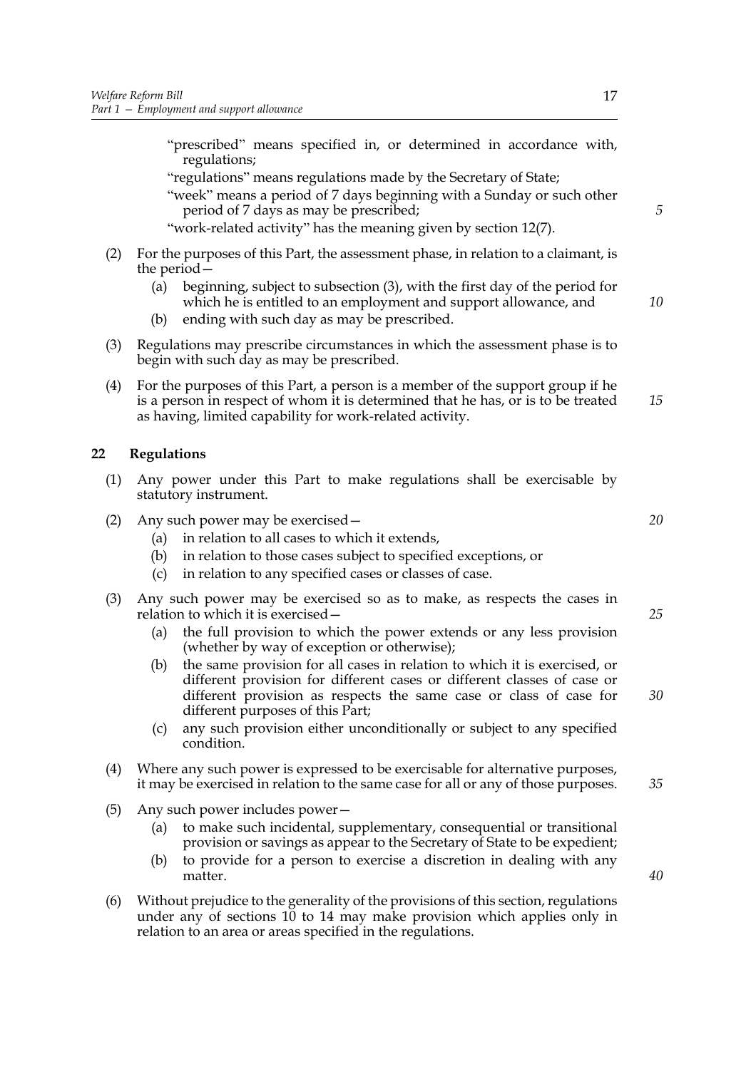"prescribed" means specified in, or determined in accordance with, regulations;

"regulations" means regulations made by the Secretary of State;

"week" means a period of 7 days beginning with a Sunday or such other period of 7 days as may be prescribed;

"work-related activity" has the meaning given by section 12(7).

(2) For the purposes of this Part, the assessment phase, in relation to a claimant, is the period—

(a) beginning, subject to subsection (3), with the first day of the period for which he is entitled to an employment and support allowance, and

(b) ending with such day as may be prescribed.

(3) Regulations may prescribe circumstances in which the assessment phase is to begin with such day as may be prescribed.

(4) For the purposes of this Part, a person is a member of the support group if he is a person in respect of whom it is determined that he has, or is to be treated as having, limited capability for work-related activity.

## 22 Regulations

(1) Any power under this Part to make regulations shall be exercisable by statutory instrument.

(2) Any such power may be exercised—

(a) in relation to all cases to which it extends,

(b) in relation to those cases subject to specified exceptions, or

(c) in relation to any specified cases or classes of case.

(3) Any such power may be exercised so as to make, as respects the cases in relation to which it is exercised—

(a) the full provision to which the power extends or any less provision (whether by way of exception or otherwise);

(b) the same provision for all cases in relation to which it is exercised, or different provision for different cases or different classes of case or different provision as respects the same case or class of case for different purposes of this Part;

(c) any such provision either unconditionally or subject to any specified condition.

(4) Where any such power is expressed to be exercisable for alternative purposes, it may be exercised in relation to the same case for all or any of those purposes.

(5) Any such power includes power—

(a) to make such incidental, supplementary, consequential or transitional provision or savings as appear to the Secretary of State to be expedient;

(b) to provide for a person to exercise a discretion in dealing with any matter.

(6) Without prejudice to the generality of the provisions of this section, regulations under any of sections 10 to 14 may make provision which applies only in relation to an area or areas specified in the regulations.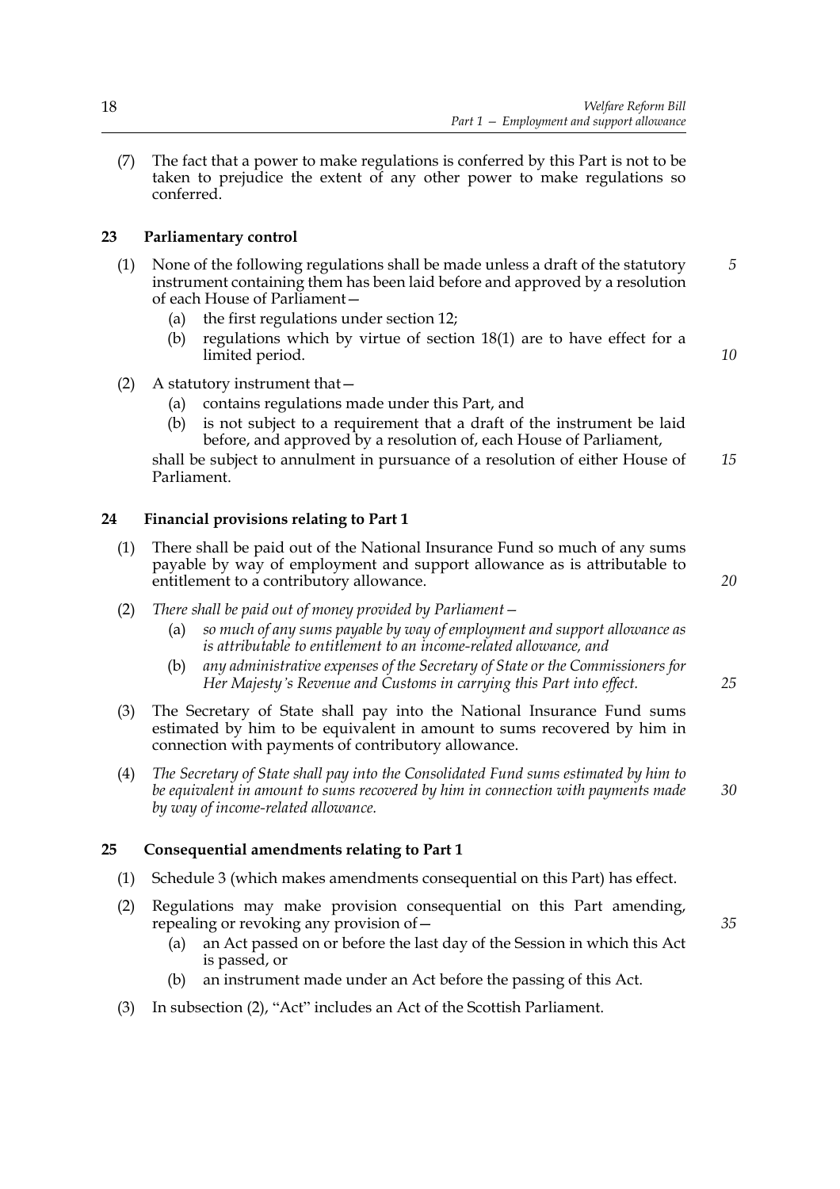(7) The fact that a power to make regulations is conferred by this Part is not to be taken to prejudice the extent of any other power to make regulations so conferred.

### 23 Parliamentary control

(1) None of the following regulations shall be made unless a draft of the statutory instrument containing them has been laid before and approved by a resolution of each House of Parliament—

(a) the first regulations under section 12;

(b) regulations which by virtue of section 18(1) are to have effect for a limited period.

(2) A statutory instrument that—

(a) contains regulations made under this Part, and

(b) is not subject to a requirement that a draft of the instrument be laid before, and approved by a resolution of, each House of Parliament,

shall be subject to annulment in pursuance of a resolution of either House of Parliament.

### 24 Financial provisions relating to Part 1

(1) There shall be paid out of the National Insurance Fund so much of any sums payable by way of employment and support allowance as is attributable to entitlement to a contributory allowance.

(2) *There shall be paid out of money provided by Parliament—*

(a) *so much of any sums payable by way of employment and support allowance as is attributable to entitlement to an income-related allowance, and*

(b) *any administrative expenses of the Secretary of State or the Commissioners for Her Majesty's Revenue and Customs in carrying this Part into effect.*

(3) The Secretary of State shall pay into the National Insurance Fund sums estimated by him to be equivalent in amount to sums recovered by him in connection with payments of contributory allowance.

(4) *The Secretary of State shall pay into the Consolidated Fund sums estimated by him to be equivalent in amount to sums recovered by him in connection with payments made by way of income-related allowance.*

### 25 Consequential amendments relating to Part 1

(1) Schedule 3 (which makes amendments consequential on this Part) has effect.

(2) Regulations may make provision consequential on this Part amending, repealing or revoking any provision of—

(a) an Act passed on or before the last day of the Session in which this Act is passed, or

(b) an instrument made under an Act before the passing of this Act.

(3) In subsection (2), "Act" includes an Act of the Scottish Parliament.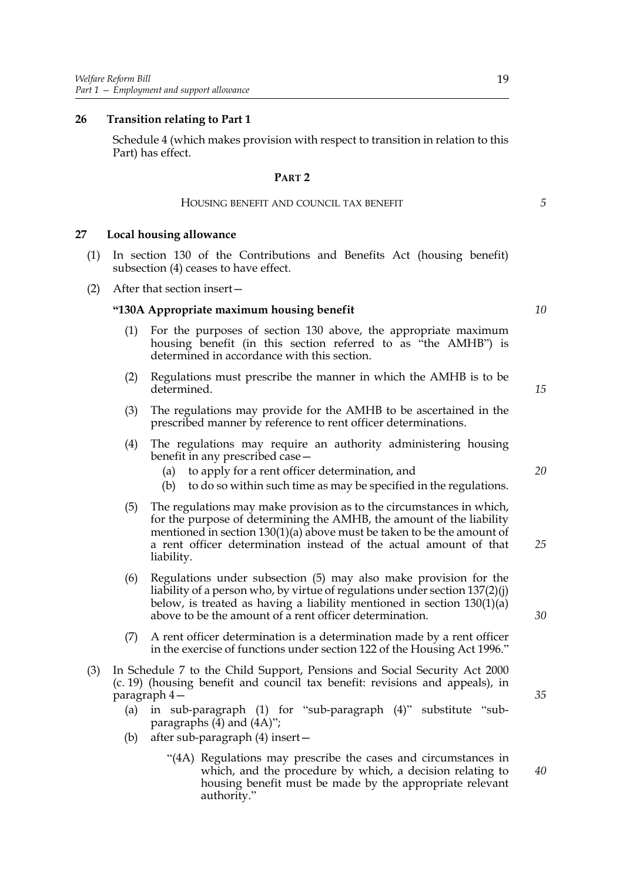**26 Transition relating to Part 1**

Schedule 4 (which makes provision with respect to transition in relation to this Part) has effect.

## PART 2

HOUSING BENEFIT AND COUNCIL TAX BENEFIT

**27 Local housing allowance**

(1) In section 130 of the Contributions and Benefits Act (housing benefit) subsection (4) ceases to have effect.

(2) After that section insert—

**"130A Appropriate maximum housing benefit**

(1) For the purposes of section 130 above, the appropriate maximum housing benefit (in this section referred to as "the AMHB") is determined in accordance with this section.

(2) Regulations must prescribe the manner in which the AMHB is to be determined.

(3) The regulations may provide for the AMHB to be ascertained in the prescribed manner by reference to rent officer determinations.

(4) The regulations may require an authority administering housing benefit in any prescribed case—

(a) to apply for a rent officer determination, and

(b) to do so within such time as may be specified in the regulations.

(5) The regulations may make provision as to the circumstances in which, for the purpose of determining the AMHB, the amount of the liability mentioned in section 130(1)(a) above must be taken to be the amount of a rent officer determination instead of the actual amount of that liability.

(6) Regulations under subsection (5) may also make provision for the liability of a person who, by virtue of regulations under section 137(2)(j) below, is treated as having a liability mentioned in section 130(1)(a) above to be the amount of a rent officer determination.

(7) A rent officer determination is a determination made by a rent officer in the exercise of functions under section 122 of the Housing Act 1996."

(3) In Schedule 7 to the Child Support, Pensions and Social Security Act 2000 (c. 19) (housing benefit and council tax benefit: revisions and appeals), in paragraph 4—

(a) in sub-paragraph (1) for "sub-paragraph (4)" substitute "sub-paragraphs (4) and (4A)";

(b) after sub-paragraph (4) insert—

"(4A) Regulations may prescribe the cases and circumstances in which, and the procedure by which, a decision relating to housing benefit must be made by the appropriate relevant authority."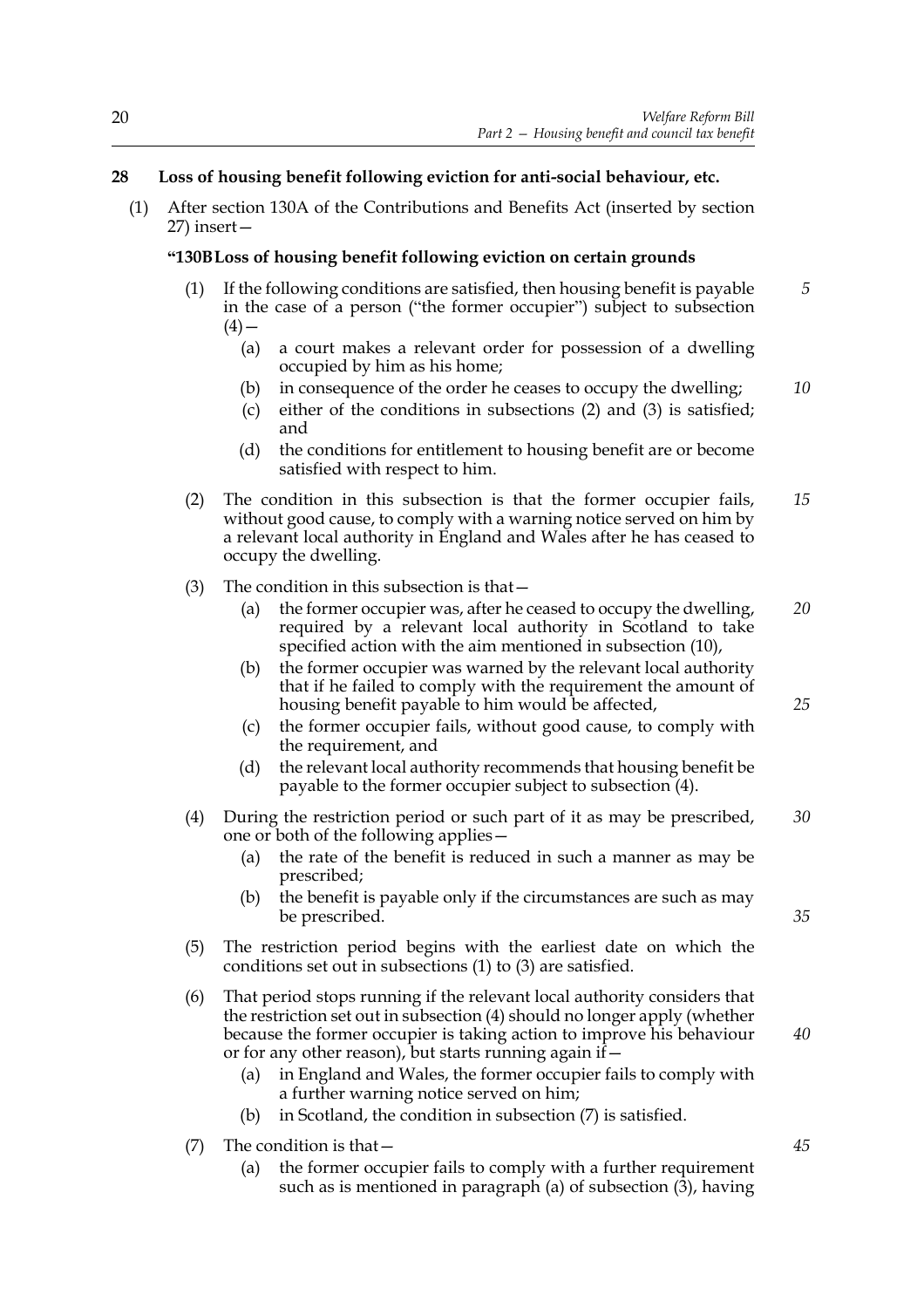## 28 Loss of housing benefit following eviction for anti-social behaviour, etc.

(1) After section 130A of the Contributions and Benefits Act (inserted by section 27) insert—

**"130B Loss of housing benefit following eviction on certain grounds**

(1) If the following conditions are satisfied, then housing benefit is payable in the case of a person ("the former occupier") subject to subsection (4)—

(a) a court makes a relevant order for possession of a dwelling occupied by him as his home;

(b) in consequence of the order he ceases to occupy the dwelling;

(c) either of the conditions in subsections (2) and (3) is satisfied; and

(d) the conditions for entitlement to housing benefit are or become satisfied with respect to him.

(2) The condition in this subsection is that the former occupier fails, without good cause, to comply with a warning notice served on him by a relevant local authority in England and Wales after he has ceased to occupy the dwelling.

(3) The condition in this subsection is that—

(a) the former occupier was, after he ceased to occupy the dwelling, required by a relevant local authority in Scotland to take specified action with the aim mentioned in subsection (10),

(b) the former occupier was warned by the relevant local authority that if he failed to comply with the requirement the amount of housing benefit payable to him would be affected,

(c) the former occupier fails, without good cause, to comply with the requirement, and

(d) the relevant local authority recommends that housing benefit be payable to the former occupier subject to subsection (4).

(4) During the restriction period or such part of it as may be prescribed, one or both of the following applies—

(a) the rate of the benefit is reduced in such a manner as may be prescribed;

(b) the benefit is payable only if the circumstances are such as may be prescribed.

(5) The restriction period begins with the earliest date on which the conditions set out in subsections (1) to (3) are satisfied.

(6) That period stops running if the relevant local authority considers that the restriction set out in subsection (4) should no longer apply (whether because the former occupier is taking action to improve his behaviour or for any other reason), but starts running again if—

(a) in England and Wales, the former occupier fails to comply with a further warning notice served on him;

(b) in Scotland, the condition in subsection (7) is satisfied.

(7) The condition is that—

(a) the former occupier fails to comply with a further requirement such as is mentioned in paragraph (a) of subsection (3), having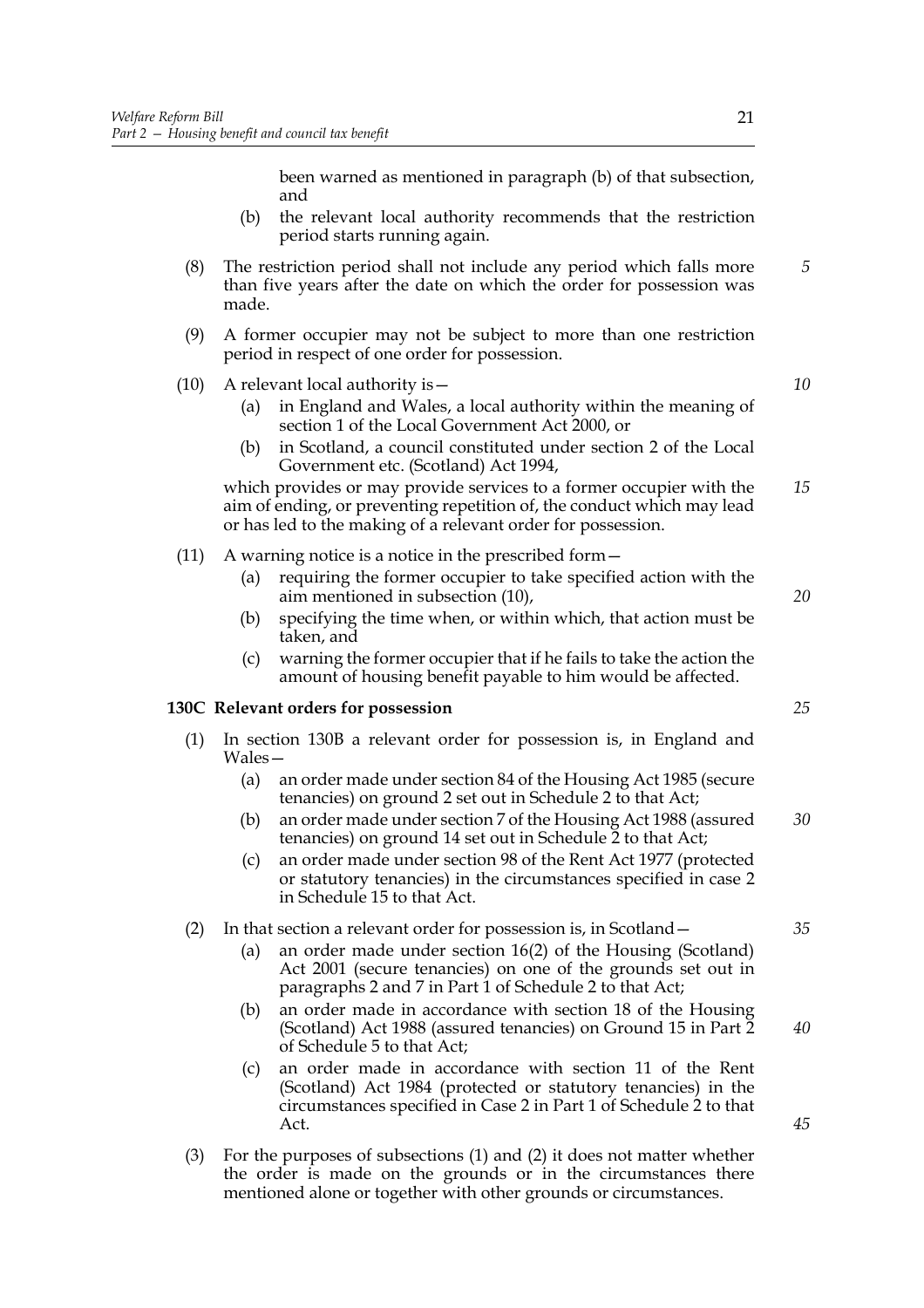been warned as mentioned in paragraph (b) of that subsection, and

(b) the relevant local authority recommends that the restriction period starts running again.

(8) The restriction period shall not include any period which falls more than five years after the date on which the order for possession was made.

(9) A former occupier may not be subject to more than one restriction period in respect of one order for possession.

(10) A relevant local authority is—

(a) in England and Wales, a local authority within the meaning of section 1 of the Local Government Act 2000, or

(b) in Scotland, a council constituted under section 2 of the Local Government etc. (Scotland) Act 1994,

which provides or may provide services to a former occupier with the aim of ending, or preventing repetition of, the conduct which may lead or has led to the making of a relevant order for possession.

(11) A warning notice is a notice in the prescribed form—

(a) requiring the former occupier to take specified action with the aim mentioned in subsection (10),

(b) specifying the time when, or within which, that action must be taken, and

(c) warning the former occupier that if he fails to take the action the amount of housing benefit payable to him would be affected.

**130C Relevant orders for possession**

(1) In section 130B a relevant order for possession is, in England and Wales—

(a) an order made under section 84 of the Housing Act 1985 (secure tenancies) on ground 2 set out in Schedule 2 to that Act;

(b) an order made under section 7 of the Housing Act 1988 (assured tenancies) on ground 14 set out in Schedule 2 to that Act;

(c) an order made under section 98 of the Rent Act 1977 (protected or statutory tenancies) in the circumstances specified in case 2 in Schedule 15 to that Act.

(2) In that section a relevant order for possession is, in Scotland—

(a) an order made under section 16(2) of the Housing (Scotland) Act 2001 (secure tenancies) on one of the grounds set out in paragraphs 2 and 7 in Part 1 of Schedule 2 to that Act;

(b) an order made in accordance with section 18 of the Housing (Scotland) Act 1988 (assured tenancies) on Ground 15 in Part 2 of Schedule 5 to that Act;

(c) an order made in accordance with section 11 of the Rent (Scotland) Act 1984 (protected or statutory tenancies) in the circumstances specified in Case 2 in Part 1 of Schedule 2 to that Act.

(3) For the purposes of subsections (1) and (2) it does not matter whether the order is made on the grounds or in the circumstances there mentioned alone or together with other grounds or circumstances.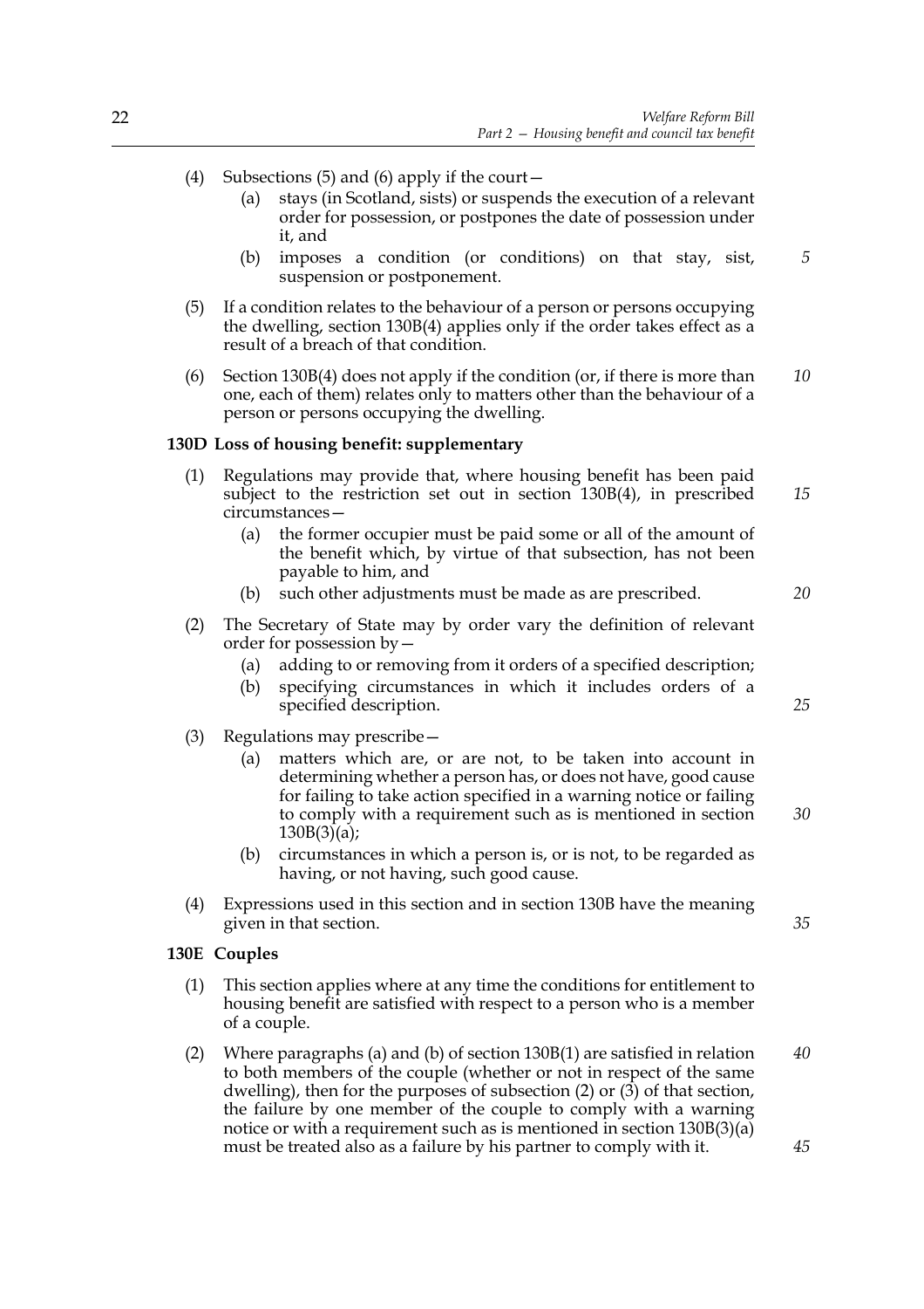(4) Subsections (5) and (6) apply if the court—

  (a) stays (in Scotland, sists) or suspends the execution of a relevant order for possession, or postpones the date of possession under it, and

  (b) imposes a condition (or conditions) on that stay, sist, suspension or postponement.

(5) If a condition relates to the behaviour of a person or persons occupying the dwelling, section 130B(4) applies only if the order takes effect as a result of a breach of that condition.

(6) Section 130B(4) does not apply if the condition (or, if there is more than one, each of them) relates only to matters other than the behaviour of a person or persons occupying the dwelling.

**130D Loss of housing benefit: supplementary**

(1) Regulations may provide that, where housing benefit has been paid subject to the restriction set out in section 130B(4), in prescribed circumstances—

  (a) the former occupier must be paid some or all of the amount of the benefit which, by virtue of that subsection, has not been payable to him, and

  (b) such other adjustments must be made as are prescribed.

(2) The Secretary of State may by order vary the definition of relevant order for possession by—

  (a) adding to or removing from it orders of a specified description;

  (b) specifying circumstances in which it includes orders of a specified description.

(3) Regulations may prescribe—

  (a) matters which are, or are not, to be taken into account in determining whether a person has, or does not have, good cause for failing to take action specified in a warning notice or failing to comply with a requirement such as is mentioned in section 130B(3)(a);

  (b) circumstances in which a person is, or is not, to be regarded as having, or not having, such good cause.

(4) Expressions used in this section and in section 130B have the meaning given in that section.

**130E Couples**

(1) This section applies where at any time the conditions for entitlement to housing benefit are satisfied with respect to a person who is a member of a couple.

(2) Where paragraphs (a) and (b) of section 130B(1) are satisfied in relation to both members of the couple (whether or not in respect of the same dwelling), then for the purposes of subsection (2) or (3) of that section, the failure by one member of the couple to comply with a warning notice or with a requirement such as is mentioned in section 130B(3)(a) must be treated also as a failure by his partner to comply with it.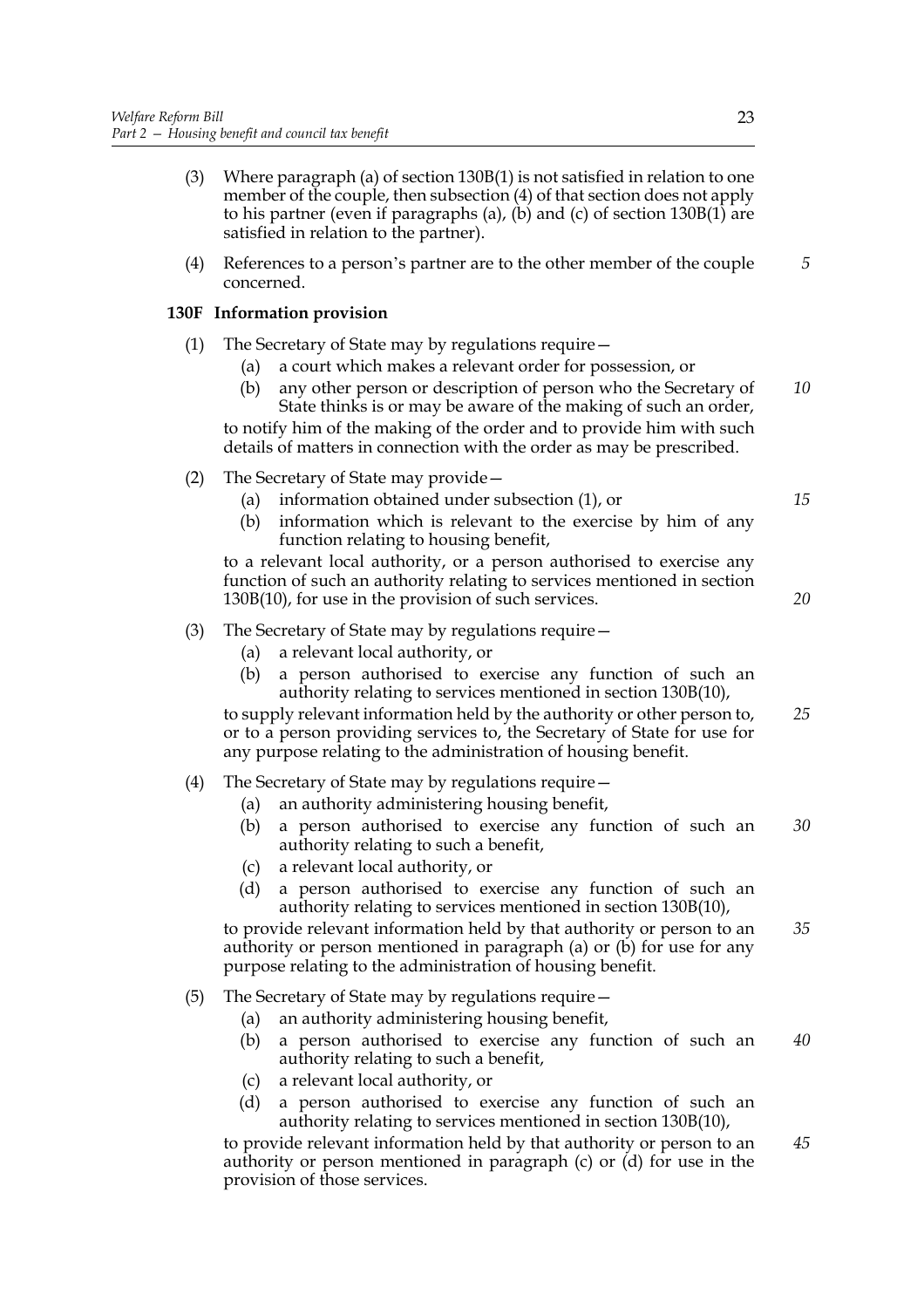(3) Where paragraph (a) of section 130B(1) is not satisfied in relation to one member of the couple, then subsection (4) of that section does not apply to his partner (even if paragraphs (a), (b) and (c) of section 130B(1) are satisfied in relation to the partner).

(4) References to a person's partner are to the other member of the couple concerned.

**130F Information provision**

(1) The Secretary of State may by regulations require—

  (a) a court which makes a relevant order for possession, or

  (b) any other person or description of person who the Secretary of State thinks is or may be aware of the making of such an order,

to notify him of the making of the order and to provide him with such details of matters in connection with the order as may be prescribed.

(2) The Secretary of State may provide—

  (a) information obtained under subsection (1), or

  (b) information which is relevant to the exercise by him of any function relating to housing benefit,

to a relevant local authority, or a person authorised to exercise any function of such an authority relating to services mentioned in section 130B(10), for use in the provision of such services.

(3) The Secretary of State may by regulations require—

  (a) a relevant local authority, or

  (b) a person authorised to exercise any function of such an authority relating to services mentioned in section 130B(10),

to supply relevant information held by the authority or other person to, or to a person providing services to, the Secretary of State for use for any purpose relating to the administration of housing benefit.

(4) The Secretary of State may by regulations require—

  (a) an authority administering housing benefit,

  (b) a person authorised to exercise any function of such an authority relating to such a benefit,

  (c) a relevant local authority, or

  (d) a person authorised to exercise any function of such an authority relating to services mentioned in section 130B(10),

to provide relevant information held by that authority or person to an authority or person mentioned in paragraph (a) or (b) for use for any purpose relating to the administration of housing benefit.

(5) The Secretary of State may by regulations require—

  (a) an authority administering housing benefit,

  (b) a person authorised to exercise any function of such an authority relating to such a benefit,

  (c) a relevant local authority, or

  (d) a person authorised to exercise any function of such an authority relating to services mentioned in section 130B(10),

to provide relevant information held by that authority or person to an authority or person mentioned in paragraph (c) or (d) for use in the provision of those services.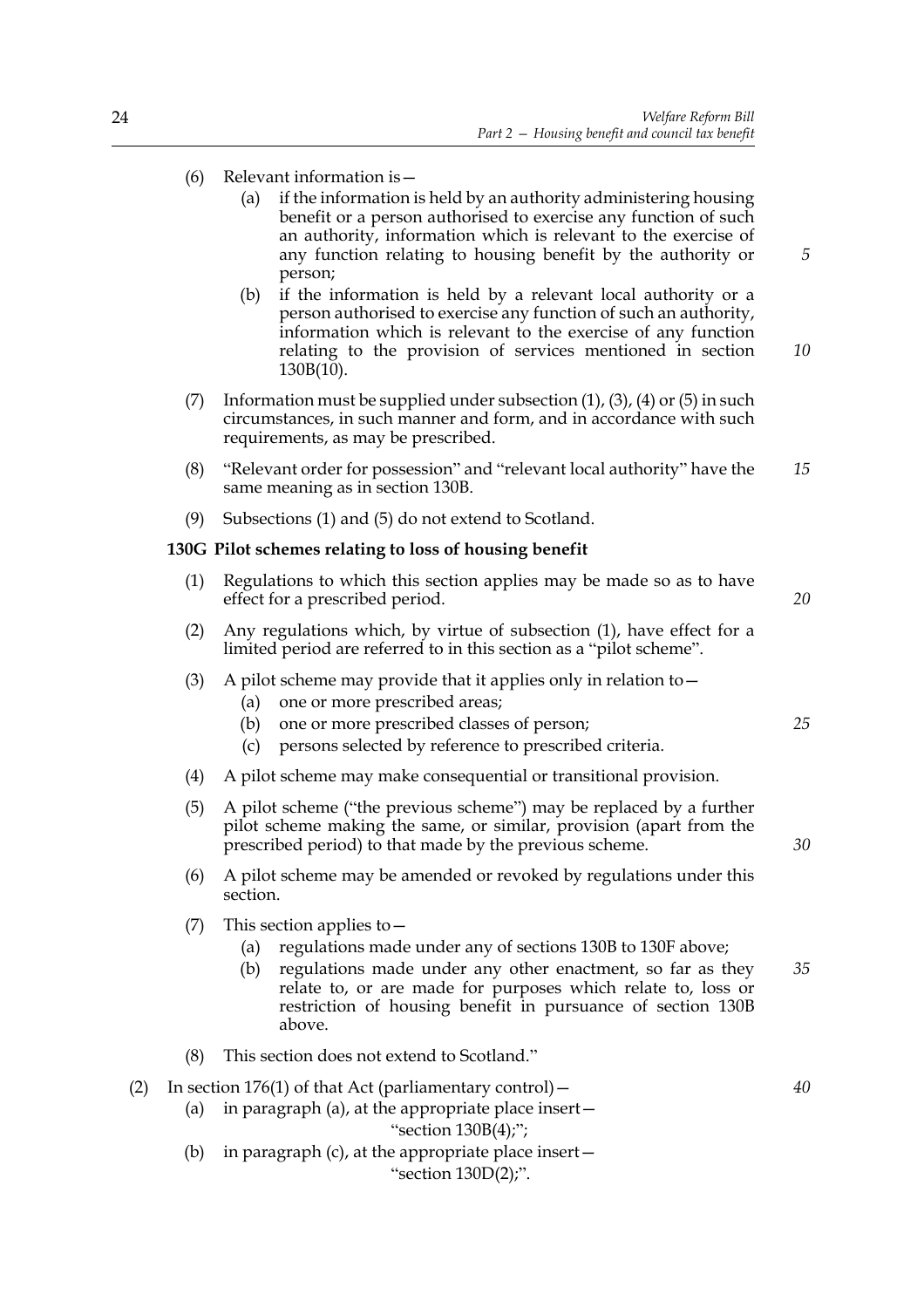(6) Relevant information is—

   (a) if the information is held by an authority administering housing benefit or a person authorised to exercise any function of such an authority, information which is relevant to the exercise of any function relating to housing benefit by the authority or person;

   (b) if the information is held by a relevant local authority or a person authorised to exercise any function of such an authority, information which is relevant to the exercise of any function relating to the provision of services mentioned in section 130B(10).

(7) Information must be supplied under subsection (1), (3), (4) or (5) in such circumstances, in such manner and form, and in accordance with such requirements, as may be prescribed.

(8) "Relevant order for possession" and "relevant local authority" have the same meaning as in section 130B.

(9) Subsections (1) and (5) do not extend to Scotland.

**130G Pilot schemes relating to loss of housing benefit**

(1) Regulations to which this section applies may be made so as to have effect for a prescribed period.

(2) Any regulations which, by virtue of subsection (1), have effect for a limited period are referred to in this section as a "pilot scheme".

(3) A pilot scheme may provide that it applies only in relation to—

   (a) one or more prescribed areas;

   (b) one or more prescribed classes of person;

   (c) persons selected by reference to prescribed criteria.

(4) A pilot scheme may make consequential or transitional provision.

(5) A pilot scheme ("the previous scheme") may be replaced by a further pilot scheme making the same, or similar, provision (apart from the prescribed period) to that made by the previous scheme.

(6) A pilot scheme may be amended or revoked by regulations under this section.

(7) This section applies to—

   (a) regulations made under any of sections 130B to 130F above;

   (b) regulations made under any other enactment, so far as they relate to, or are made for purposes which relate to, loss or restriction of housing benefit in pursuance of section 130B above.

(8) This section does not extend to Scotland."

(2) In section 176(1) of that Act (parliamentary control)—

   (a) in paragraph (a), at the appropriate place insert—
   "section 130B(4);";

   (b) in paragraph (c), at the appropriate place insert—
   "section 130D(2);".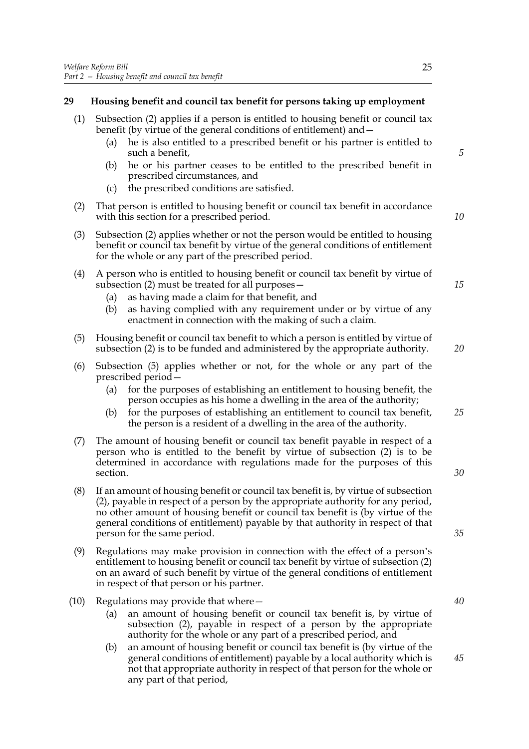**29 Housing benefit and council tax benefit for persons taking up employment**

(1) Subsection (2) applies if a person is entitled to housing benefit or council tax benefit (by virtue of the general conditions of entitlement) and—

- (a) he is also entitled to a prescribed benefit or his partner is entitled to such a benefit,
- (b) he or his partner ceases to be entitled to the prescribed benefit in prescribed circumstances, and
- (c) the prescribed conditions are satisfied.

(2) That person is entitled to housing benefit or council tax benefit in accordance with this section for a prescribed period.

(3) Subsection (2) applies whether or not the person would be entitled to housing benefit or council tax benefit by virtue of the general conditions of entitlement for the whole or any part of the prescribed period.

(4) A person who is entitled to housing benefit or council tax benefit by virtue of subsection (2) must be treated for all purposes—

- (a) as having made a claim for that benefit, and
- (b) as having complied with any requirement under or by virtue of any enactment in connection with the making of such a claim.

(5) Housing benefit or council tax benefit to which a person is entitled by virtue of subsection (2) is to be funded and administered by the appropriate authority.

(6) Subsection (5) applies whether or not, for the whole or any part of the prescribed period—

- (a) for the purposes of establishing an entitlement to housing benefit, the person occupies as his home a dwelling in the area of the authority;
- (b) for the purposes of establishing an entitlement to council tax benefit, the person is a resident of a dwelling in the area of the authority.

(7) The amount of housing benefit or council tax benefit payable in respect of a person who is entitled to the benefit by virtue of subsection (2) is to be determined in accordance with regulations made for the purposes of this section.

(8) If an amount of housing benefit or council tax benefit is, by virtue of subsection (2), payable in respect of a person by the appropriate authority for any period, no other amount of housing benefit or council tax benefit is (by virtue of the general conditions of entitlement) payable by that authority in respect of that person for the same period.

(9) Regulations may make provision in connection with the effect of a person's entitlement to housing benefit or council tax benefit by virtue of subsection (2) on an award of such benefit by virtue of the general conditions of entitlement in respect of that person or his partner.

(10) Regulations may provide that where—

- (a) an amount of housing benefit or council tax benefit is, by virtue of subsection (2), payable in respect of a person by the appropriate authority for the whole or any part of a prescribed period, and
- (b) an amount of housing benefit or council tax benefit is (by virtue of the general conditions of entitlement) payable by a local authority which is not that appropriate authority in respect of that person for the whole or any part of that period,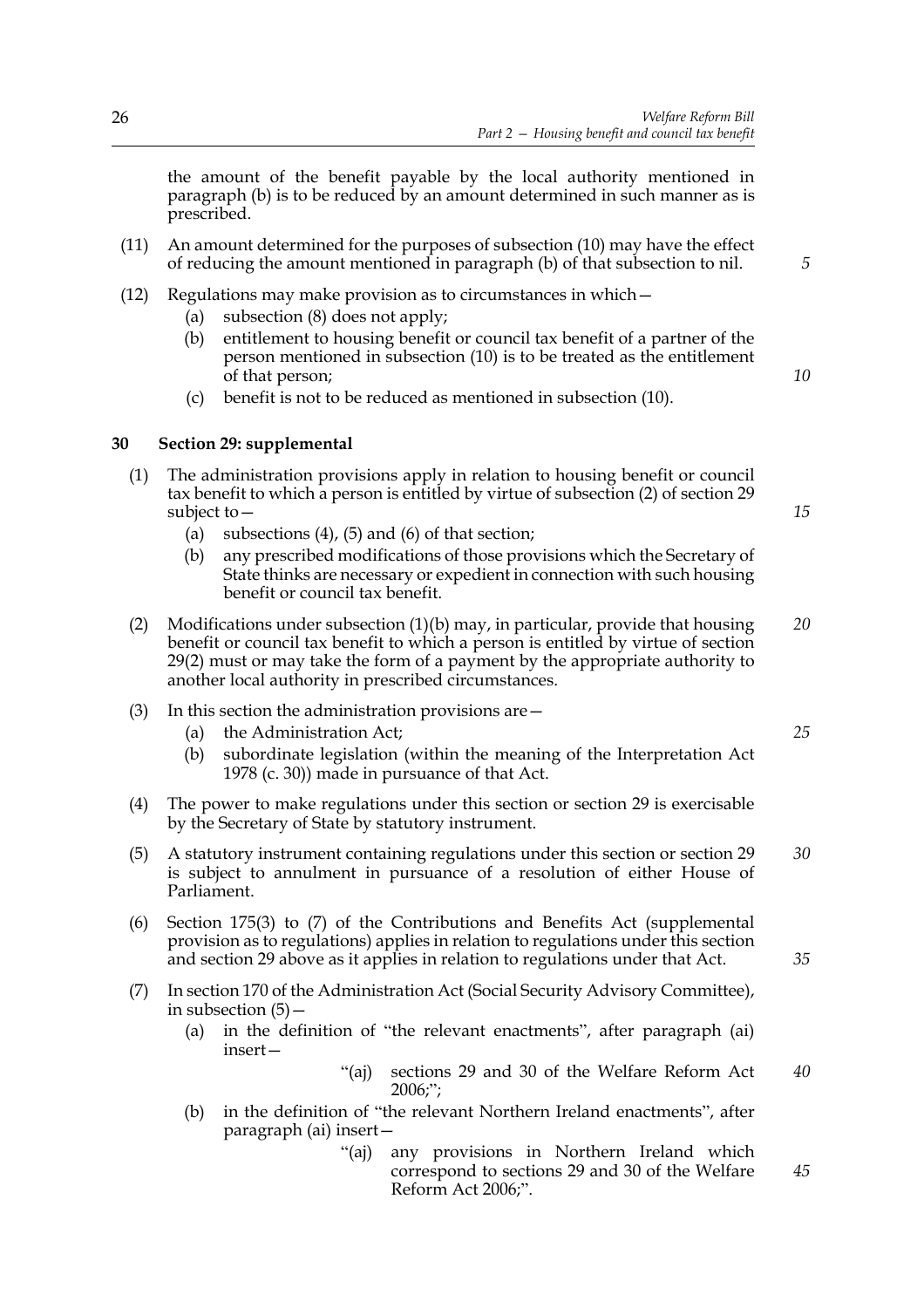the amount of the benefit payable by the local authority mentioned in paragraph (b) is to be reduced by an amount determined in such manner as is prescribed.

(11) An amount determined for the purposes of subsection (10) may have the effect of reducing the amount mentioned in paragraph (b) of that subsection to nil.

(12) Regulations may make provision as to circumstances in which—

(a) subsection (8) does not apply;

(b) entitlement to housing benefit or council tax benefit of a partner of the person mentioned in subsection (10) is to be treated as the entitlement of that person;

(c) benefit is not to be reduced as mentioned in subsection (10).

## 30 Section 29: supplemental

(1) The administration provisions apply in relation to housing benefit or council tax benefit to which a person is entitled by virtue of subsection (2) of section 29 subject to—

(a) subsections (4), (5) and (6) of that section;

(b) any prescribed modifications of those provisions which the Secretary of State thinks are necessary or expedient in connection with such housing benefit or council tax benefit.

(2) Modifications under subsection (1)(b) may, in particular, provide that housing benefit or council tax benefit to which a person is entitled by virtue of section 29(2) must or may take the form of a payment by the appropriate authority to another local authority in prescribed circumstances.

(3) In this section the administration provisions are—

(a) the Administration Act;

(b) subordinate legislation (within the meaning of the Interpretation Act 1978 (c. 30)) made in pursuance of that Act.

(4) The power to make regulations under this section or section 29 is exercisable by the Secretary of State by statutory instrument.

(5) A statutory instrument containing regulations under this section or section 29 is subject to annulment in pursuance of a resolution of either House of Parliament.

(6) Section 175(3) to (7) of the Contributions and Benefits Act (supplemental provision as to regulations) applies in relation to regulations under this section and section 29 above as it applies in relation to regulations under that Act.

(7) In section 170 of the Administration Act (Social Security Advisory Committee), in subsection (5)—

(a) in the definition of "the relevant enactments", after paragraph (ai) insert—

"(aj) sections 29 and 30 of the Welfare Reform Act 2006;";

(b) in the definition of "the relevant Northern Ireland enactments", after paragraph (ai) insert—

"(aj) any provisions in Northern Ireland which correspond to sections 29 and 30 of the Welfare Reform Act 2006;".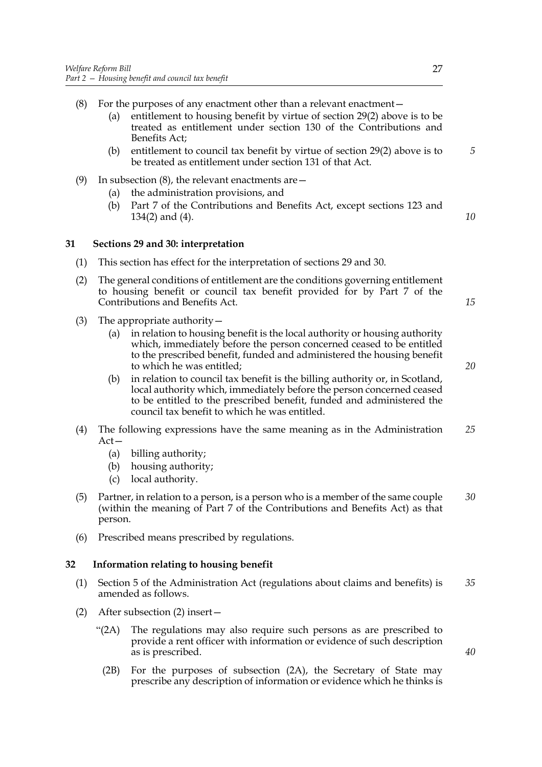(8) For the purposes of any enactment other than a relevant enactment—

(a) entitlement to housing benefit by virtue of section 29(2) above is to be treated as entitlement under section 130 of the Contributions and Benefits Act;

(b) entitlement to council tax benefit by virtue of section 29(2) above is to be treated as entitlement under section 131 of that Act.

(9) In subsection (8), the relevant enactments are—

(a) the administration provisions, and

(b) Part 7 of the Contributions and Benefits Act, except sections 123 and 134(2) and (4).

### 31 Sections 29 and 30: interpretation

(1) This section has effect for the interpretation of sections 29 and 30.

(2) The general conditions of entitlement are the conditions governing entitlement to housing benefit or council tax benefit provided for by Part 7 of the Contributions and Benefits Act.

(3) The appropriate authority—

(a) in relation to housing benefit is the local authority or housing authority which, immediately before the person concerned ceased to be entitled to the prescribed benefit, funded and administered the housing benefit to which he was entitled;

(b) in relation to council tax benefit is the billing authority or, in Scotland, local authority which, immediately before the person concerned ceased to be entitled to the prescribed benefit, funded and administered the council tax benefit to which he was entitled.

(4) The following expressions have the same meaning as in the Administration Act—

(a) billing authority;

(b) housing authority;

(c) local authority.

(5) Partner, in relation to a person, is a person who is a member of the same couple (within the meaning of Part 7 of the Contributions and Benefits Act) as that person.

(6) Prescribed means prescribed by regulations.

### 32 Information relating to housing benefit

(1) Section 5 of the Administration Act (regulations about claims and benefits) is amended as follows.

(2) After subsection (2) insert—

"(2A) The regulations may also require such persons as are prescribed to provide a rent officer with information or evidence of such description as is prescribed.

(2B) For the purposes of subsection (2A), the Secretary of State may prescribe any description of information or evidence which he thinks is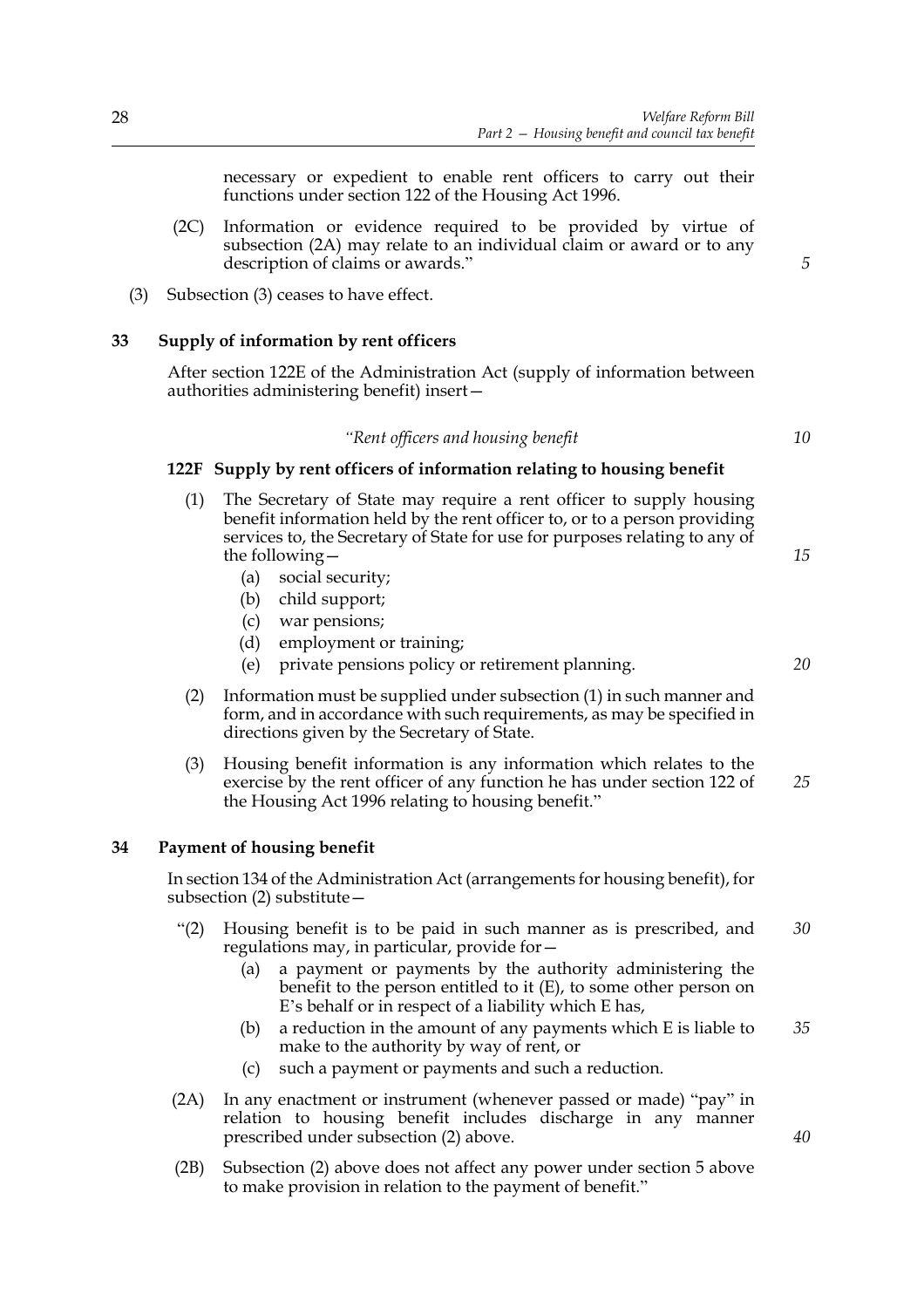necessary or expedient to enable rent officers to carry out their functions under section 122 of the Housing Act 1996.

(2C) Information or evidence required to be provided by virtue of subsection (2A) may relate to an individual claim or award or to any description of claims or awards."

(3) Subsection (3) ceases to have effect.

## 33 Supply of information by rent officers

After section 122E of the Administration Act (supply of information between authorities administering benefit) insert—

*"Rent officers and housing benefit*

### 122F Supply by rent officers of information relating to housing benefit

(1) The Secretary of State may require a rent officer to supply housing benefit information held by the rent officer to, or to a person providing services to, the Secretary of State for use for purposes relating to any of the following—

- (a) social security;
- (b) child support;
- (c) war pensions;
- (d) employment or training;
- (e) private pensions policy or retirement planning.

(2) Information must be supplied under subsection (1) in such manner and form, and in accordance with such requirements, as may be specified in directions given by the Secretary of State.

(3) Housing benefit information is any information which relates to the exercise by the rent officer of any function he has under section 122 of the Housing Act 1996 relating to housing benefit."

## 34 Payment of housing benefit

In section 134 of the Administration Act (arrangements for housing benefit), for subsection (2) substitute—

"(2) Housing benefit is to be paid in such manner as is prescribed, and regulations may, in particular, provide for—

- (a) a payment or payments by the authority administering the benefit to the person entitled to it (E), to some other person on E's behalf or in respect of a liability which E has,
- (b) a reduction in the amount of any payments which E is liable to make to the authority by way of rent, or
- (c) such a payment or payments and such a reduction.

(2A) In any enactment or instrument (whenever passed or made) "pay" in relation to housing benefit includes discharge in any manner prescribed under subsection (2) above.

(2B) Subsection (2) above does not affect any power under section 5 above to make provision in relation to the payment of benefit."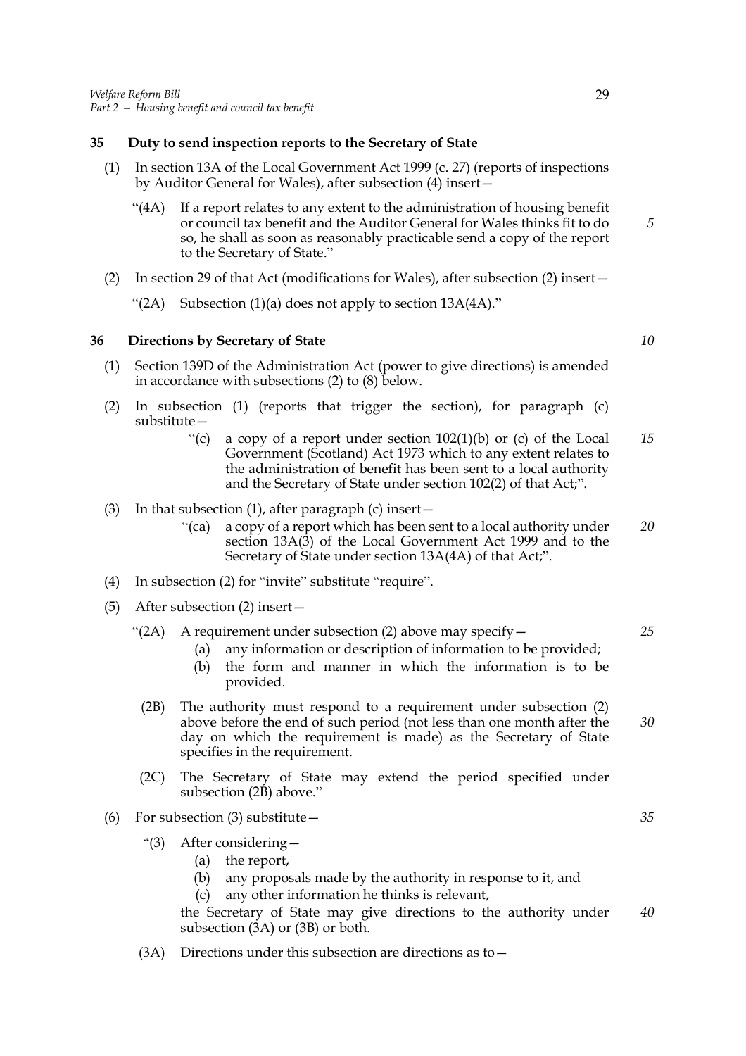## 35 Duty to send inspection reports to the Secretary of State

(1) In section 13A of the Local Government Act 1999 (c. 27) (reports of inspections by Auditor General for Wales), after subsection (4) insert—

> "(4A) If a report relates to any extent to the administration of housing benefit or council tax benefit and the Auditor General for Wales thinks fit to do so, he shall as soon as reasonably practicable send a copy of the report to the Secretary of State."

(2) In section 29 of that Act (modifications for Wales), after subsection (2) insert—

> "(2A) Subsection (1)(a) does not apply to section 13A(4A)."

## 36 Directions by Secretary of State

(1) Section 139D of the Administration Act (power to give directions) is amended in accordance with subsections (2) to (8) below.

(2) In subsection (1) (reports that trigger the section), for paragraph (c) substitute—

> "(c) a copy of a report under section 102(1)(b) or (c) of the Local Government (Scotland) Act 1973 which to any extent relates to the administration of benefit has been sent to a local authority and the Secretary of State under section 102(2) of that Act;".

(3) In that subsection (1), after paragraph (c) insert—

> "(ca) a copy of a report which has been sent to a local authority under section 13A(3) of the Local Government Act 1999 and to the Secretary of State under section 13A(4A) of that Act;".

(4) In subsection (2) for "invite" substitute "require".

(5) After subsection (2) insert—

> "(2A) A requirement under subsection (2) above may specify—
>
> (a) any information or description of information to be provided;
>
> (b) the form and manner in which the information is to be provided.
>
> (2B) The authority must respond to a requirement under subsection (2) above before the end of such period (not less than one month after the day on which the requirement is made) as the Secretary of State specifies in the requirement.
>
> (2C) The Secretary of State may extend the period specified under subsection (2B) above."

(6) For subsection (3) substitute—

> "(3) After considering—
>
> (a) the report,
>
> (b) any proposals made by the authority in response to it, and
>
> (c) any other information he thinks is relevant,
>
> the Secretary of State may give directions to the authority under subsection (3A) or (3B) or both.
>
> (3A) Directions under this subsection are directions as to—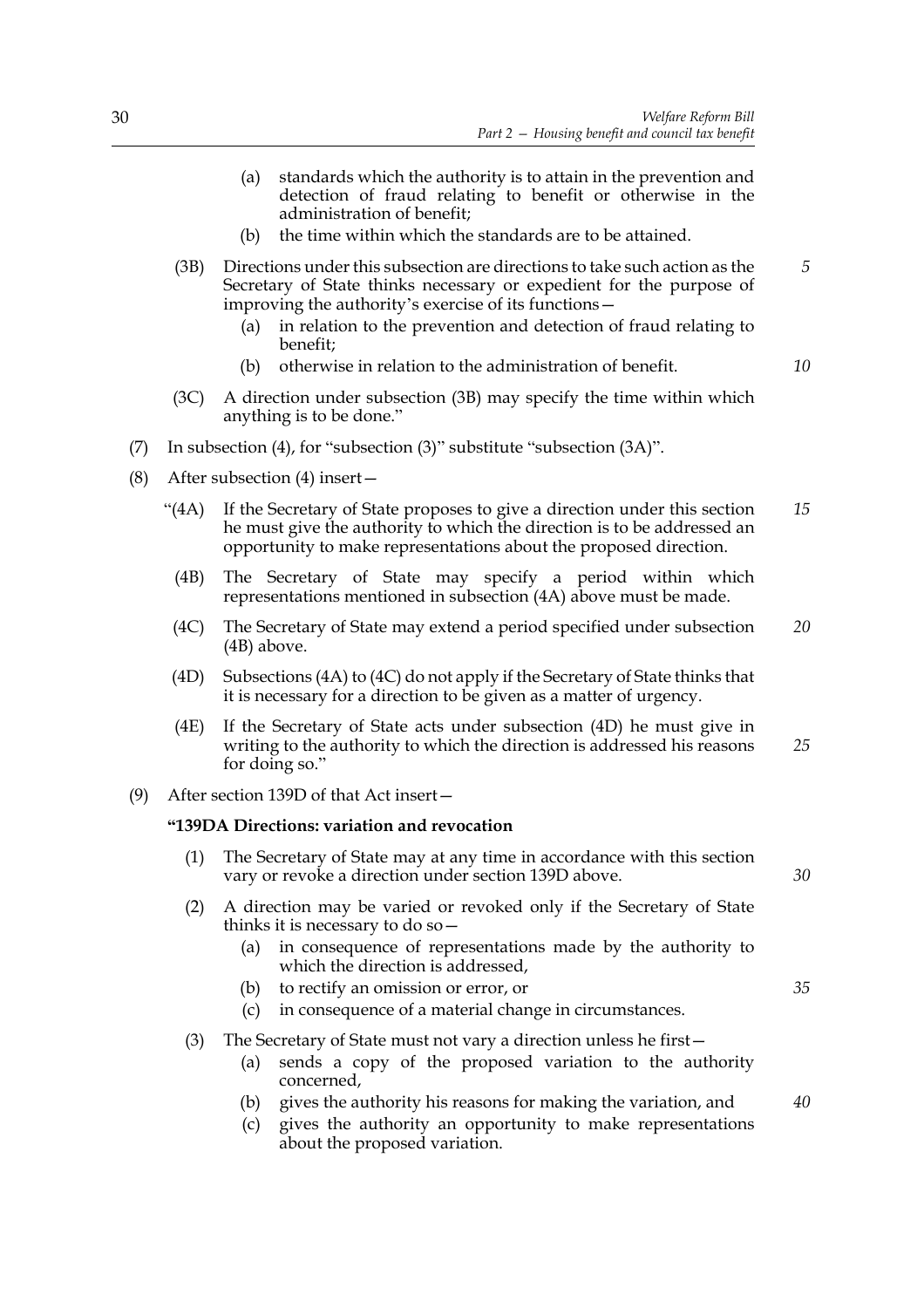(a) standards which the authority is to attain in the prevention and detection of fraud relating to benefit or otherwise in the administration of benefit;

(b) the time within which the standards are to be attained.

(3B) Directions under this subsection are directions to take such action as the Secretary of State thinks necessary or expedient for the purpose of improving the authority's exercise of its functions—

(a) in relation to the prevention and detection of fraud relating to benefit;

(b) otherwise in relation to the administration of benefit.

(3C) A direction under subsection (3B) may specify the time within which anything is to be done."

(7) In subsection (4), for "subsection (3)" substitute "subsection (3A)".

(8) After subsection (4) insert—

"(4A) If the Secretary of State proposes to give a direction under this section he must give the authority to which the direction is to be addressed an opportunity to make representations about the proposed direction.

(4B) The Secretary of State may specify a period within which representations mentioned in subsection (4A) above must be made.

(4C) The Secretary of State may extend a period specified under subsection (4B) above.

(4D) Subsections (4A) to (4C) do not apply if the Secretary of State thinks that it is necessary for a direction to be given as a matter of urgency.

(4E) If the Secretary of State acts under subsection (4D) he must give in writing to the authority to which the direction is addressed his reasons for doing so."

(9) After section 139D of that Act insert—

**"139DA Directions: variation and revocation**

(1) The Secretary of State may at any time in accordance with this section vary or revoke a direction under section 139D above.

(2) A direction may be varied or revoked only if the Secretary of State thinks it is necessary to do so—

(a) in consequence of representations made by the authority to which the direction is addressed,

(b) to rectify an omission or error, or

(c) in consequence of a material change in circumstances.

(3) The Secretary of State must not vary a direction unless he first—

(a) sends a copy of the proposed variation to the authority concerned,

(b) gives the authority his reasons for making the variation, and

(c) gives the authority an opportunity to make representations about the proposed variation.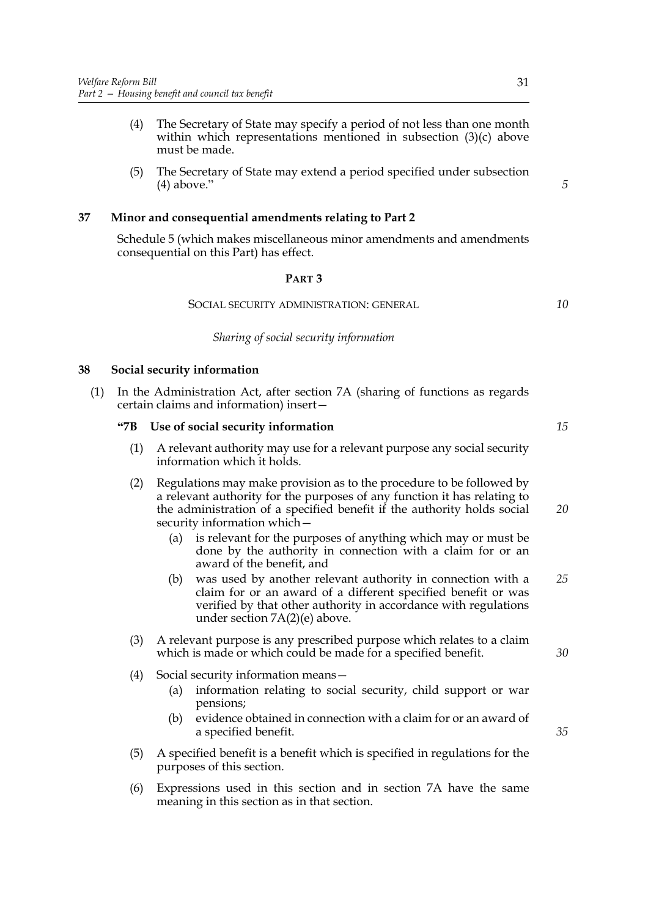(4) The Secretary of State may specify a period of not less than one month within which representations mentioned in subsection (3)(c) above must be made.

(5) The Secretary of State may extend a period specified under subsection (4) above."

**37 Minor and consequential amendments relating to Part 2**

Schedule 5 (which makes miscellaneous minor amendments and amendments consequential on this Part) has effect.

## PART 3

### SOCIAL SECURITY ADMINISTRATION: GENERAL

*Sharing of social security information*

**38 Social security information**

(1) In the Administration Act, after section 7A (sharing of functions as regards certain claims and information) insert—

**"7B Use of social security information**

(1) A relevant authority may use for a relevant purpose any social security information which it holds.

(2) Regulations may make provision as to the procedure to be followed by a relevant authority for the purposes of any function it has relating to the administration of a specified benefit if the authority holds social security information which—

(a) is relevant for the purposes of anything which may or must be done by the authority in connection with a claim for or an award of the benefit, and

(b) was used by another relevant authority in connection with a claim for or an award of a different specified benefit or was verified by that other authority in accordance with regulations under section 7A(2)(e) above.

(3) A relevant purpose is any prescribed purpose which relates to a claim which is made or which could be made for a specified benefit.

(4) Social security information means—

(a) information relating to social security, child support or war pensions;

(b) evidence obtained in connection with a claim for or an award of a specified benefit.

(5) A specified benefit is a benefit which is specified in regulations for the purposes of this section.

(6) Expressions used in this section and in section 7A have the same meaning in this section as in that section.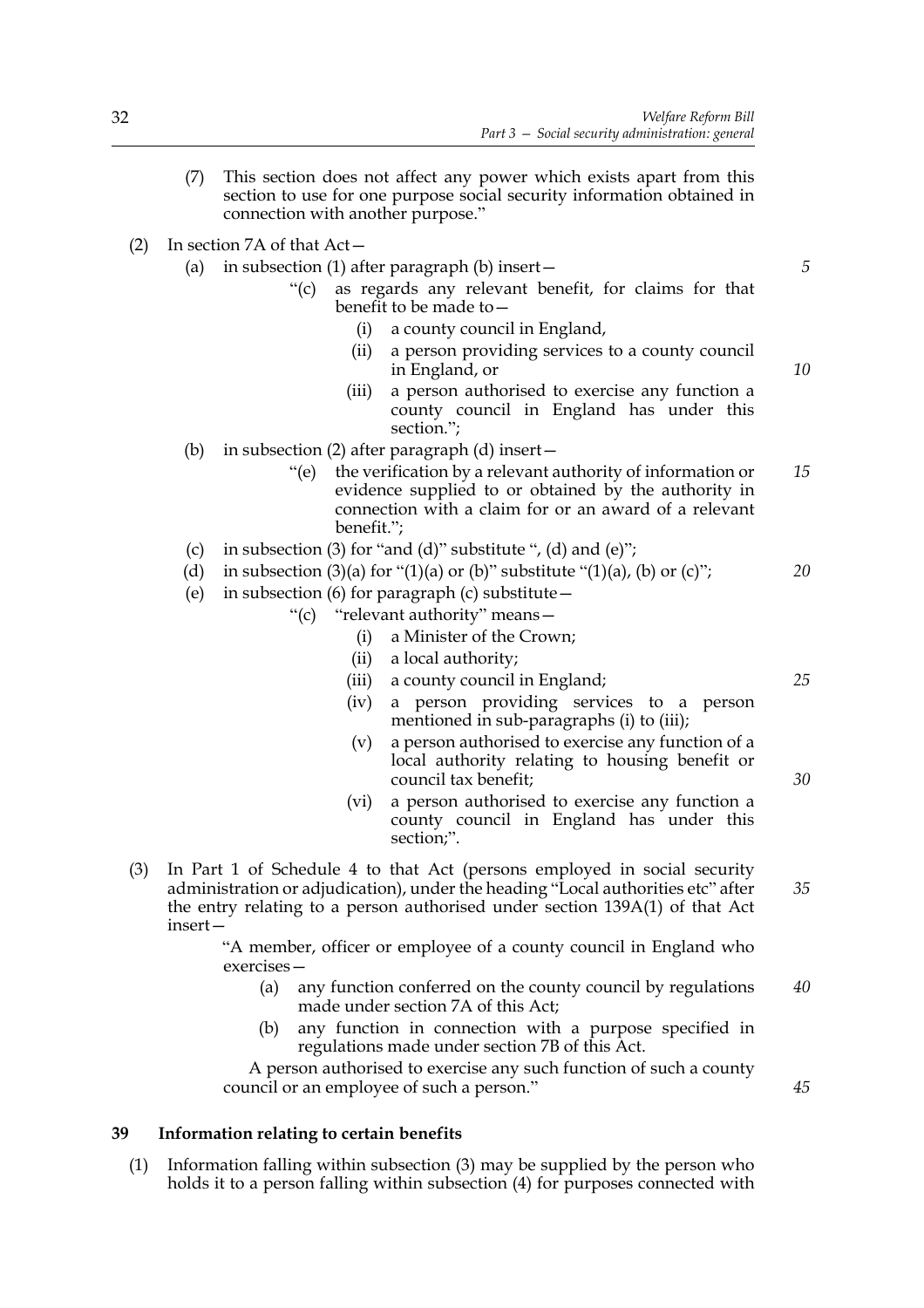(7) This section does not affect any power which exists apart from this section to use for one purpose social security information obtained in connection with another purpose."

(2) In section 7A of that Act—

(a) in subsection (1) after paragraph (b) insert—

"(c) as regards any relevant benefit, for claims for that benefit to be made to—

(i) a county council in England,

(ii) a person providing services to a county council in England, or

(iii) a person authorised to exercise any function a county council in England has under this section.";

(b) in subsection (2) after paragraph (d) insert—

"(e) the verification by a relevant authority of information or evidence supplied to or obtained by the authority in connection with a claim for or an award of a relevant benefit.";

(c) in subsection (3) for "and (d)" substitute ", (d) and (e)";

(d) in subsection (3)(a) for "(1)(a) or (b)" substitute "(1)(a), (b) or (c)";

(e) in subsection (6) for paragraph (c) substitute—

"(c) "relevant authority" means—

(i) a Minister of the Crown;

(ii) a local authority;

(iii) a county council in England;

(iv) a person providing services to a person mentioned in sub-paragraphs (i) to (iii);

(v) a person authorised to exercise any function of a local authority relating to housing benefit or council tax benefit;

(vi) a person authorised to exercise any function a county council in England has under this section;".

(3) In Part 1 of Schedule 4 to that Act (persons employed in social security administration or adjudication), under the heading "Local authorities etc" after the entry relating to a person authorised under section 139A(1) of that Act insert—

"A member, officer or employee of a county council in England who exercises—

(a) any function conferred on the county council by regulations made under section 7A of this Act;

(b) any function in connection with a purpose specified in regulations made under section 7B of this Act.

A person authorised to exercise any such function of such a county council or an employee of such a person."

**39 Information relating to certain benefits**

(1) Information falling within subsection (3) may be supplied by the person who holds it to a person falling within subsection (4) for purposes connected with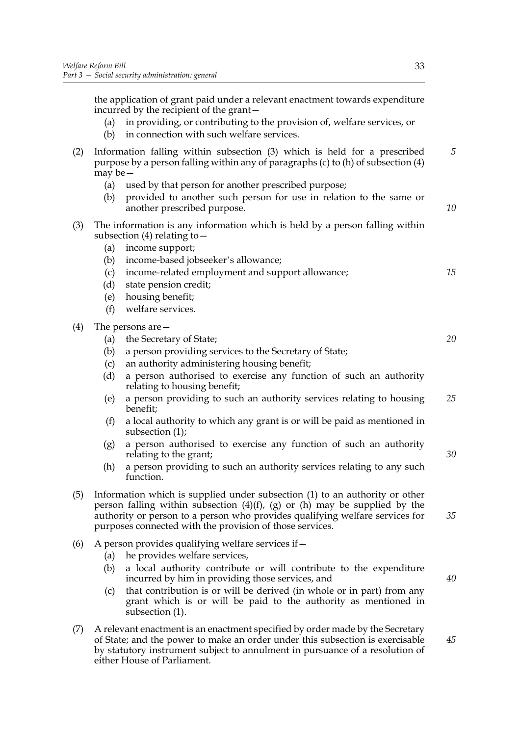the application of grant paid under a relevant enactment towards expenditure incurred by the recipient of the grant—

(a) in providing, or contributing to the provision of, welfare services, or

(b) in connection with such welfare services.

(2) Information falling within subsection (3) which is held for a prescribed purpose by a person falling within any of paragraphs (c) to (h) of subsection (4) may be—

(a) used by that person for another prescribed purpose;

(b) provided to another such person for use in relation to the same or another prescribed purpose.

(3) The information is any information which is held by a person falling within subsection (4) relating to—

(a) income support;

(b) income-based jobseeker's allowance;

(c) income-related employment and support allowance;

(d) state pension credit;

(e) housing benefit;

(f) welfare services.

(4) The persons are—

(a) the Secretary of State;

(b) a person providing services to the Secretary of State;

(c) an authority administering housing benefit;

(d) a person authorised to exercise any function of such an authority relating to housing benefit;

(e) a person providing to such an authority services relating to housing benefit;

(f) a local authority to which any grant is or will be paid as mentioned in subsection (1);

(g) a person authorised to exercise any function of such an authority relating to the grant;

(h) a person providing to such an authority services relating to any such function.

(5) Information which is supplied under subsection (1) to an authority or other person falling within subsection (4)(f), (g) or (h) may be supplied by the authority or person to a person who provides qualifying welfare services for purposes connected with the provision of those services.

(6) A person provides qualifying welfare services if—

(a) he provides welfare services,

(b) a local authority contribute or will contribute to the expenditure incurred by him in providing those services, and

(c) that contribution is or will be derived (in whole or in part) from any grant which is or will be paid to the authority as mentioned in subsection (1).

(7) A relevant enactment is an enactment specified by order made by the Secretary of State; and the power to make an order under this subsection is exercisable by statutory instrument subject to annulment in pursuance of a resolution of either House of Parliament.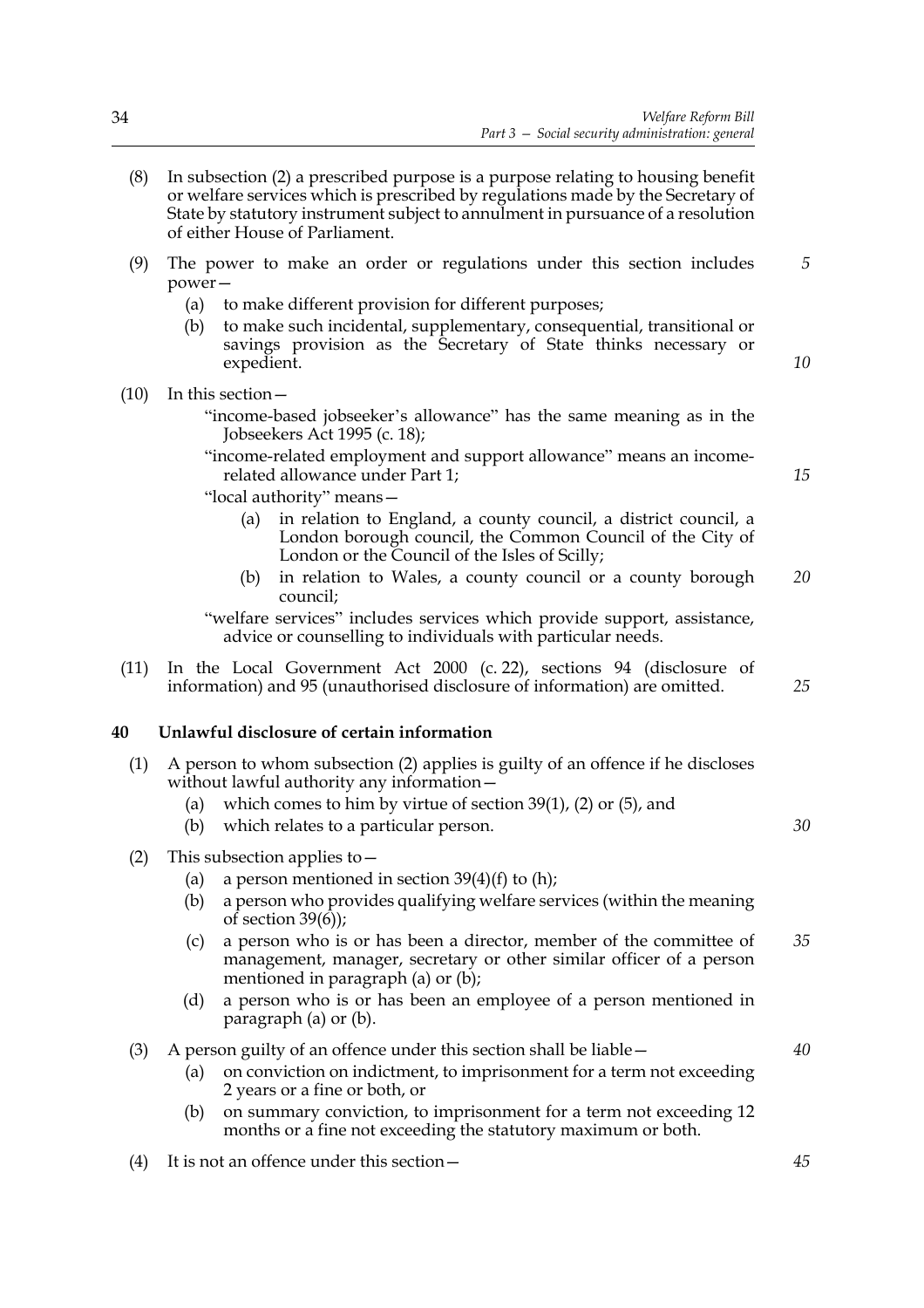(8) In subsection (2) a prescribed purpose is a purpose relating to housing benefit or welfare services which is prescribed by regulations made by the Secretary of State by statutory instrument subject to annulment in pursuance of a resolution of either House of Parliament.

(9) The power to make an order or regulations under this section includes power—

(a) to make different provision for different purposes;

(b) to make such incidental, supplementary, consequential, transitional or savings provision as the Secretary of State thinks necessary or expedient.

(10) In this section—

"income-based jobseeker's allowance" has the same meaning as in the Jobseekers Act 1995 (c. 18);

"income-related employment and support allowance" means an income-related allowance under Part 1;

"local authority" means—

(a) in relation to England, a county council, a district council, a London borough council, the Common Council of the City of London or the Council of the Isles of Scilly;

(b) in relation to Wales, a county council or a county borough council;

"welfare services" includes services which provide support, assistance, advice or counselling to individuals with particular needs.

(11) In the Local Government Act 2000 (c. 22), sections 94 (disclosure of information) and 95 (unauthorised disclosure of information) are omitted.

## 40 Unlawful disclosure of certain information

(1) A person to whom subsection (2) applies is guilty of an offence if he discloses without lawful authority any information—

(a) which comes to him by virtue of section 39(1), (2) or (5), and

(b) which relates to a particular person.

(2) This subsection applies to—

(a) a person mentioned in section 39(4)(f) to (h);

(b) a person who provides qualifying welfare services (within the meaning of section 39(6));

(c) a person who is or has been a director, member of the committee of management, manager, secretary or other similar officer of a person mentioned in paragraph (a) or (b);

(d) a person who is or has been an employee of a person mentioned in paragraph (a) or (b).

(3) A person guilty of an offence under this section shall be liable—

(a) on conviction on indictment, to imprisonment for a term not exceeding 2 years or a fine or both, or

(b) on summary conviction, to imprisonment for a term not exceeding 12 months or a fine not exceeding the statutory maximum or both.

(4) It is not an offence under this section—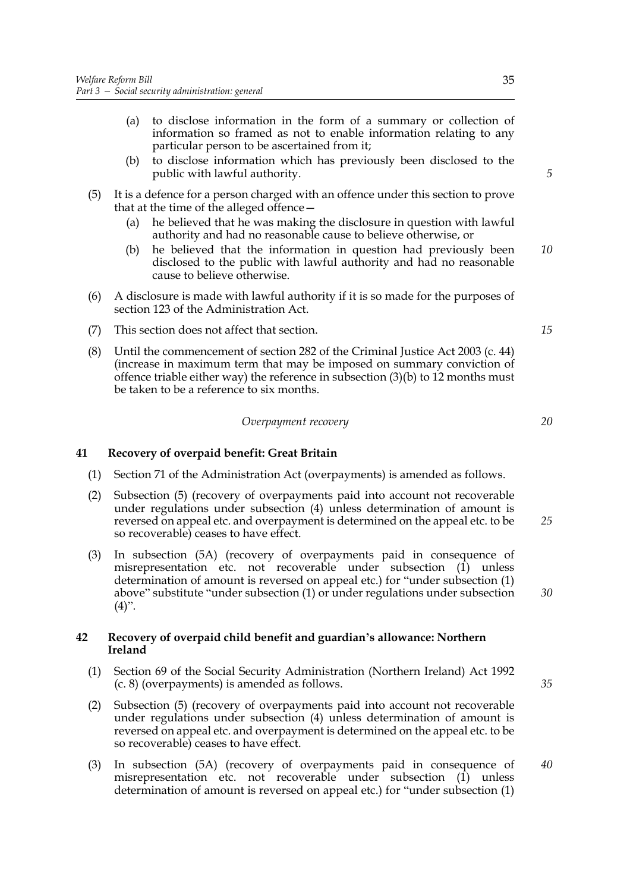(a) to disclose information in the form of a summary or collection of information so framed as not to enable information relating to any particular person to be ascertained from it;

(b) to disclose information which has previously been disclosed to the public with lawful authority.

(5) It is a defence for a person charged with an offence under this section to prove that at the time of the alleged offence—

(a) he believed that he was making the disclosure in question with lawful authority and had no reasonable cause to believe otherwise, or

(b) he believed that the information in question had previously been disclosed to the public with lawful authority and had no reasonable cause to believe otherwise.

(6) A disclosure is made with lawful authority if it is so made for the purposes of section 123 of the Administration Act.

(7) This section does not affect that section.

(8) Until the commencement of section 282 of the Criminal Justice Act 2003 (c. 44) (increase in maximum term that may be imposed on summary conviction of offence triable either way) the reference in subsection (3)(b) to 12 months must be taken to be a reference to six months.

*Overpayment recovery*

**41 Recovery of overpaid benefit: Great Britain**

(1) Section 71 of the Administration Act (overpayments) is amended as follows.

(2) Subsection (5) (recovery of overpayments paid into account not recoverable under regulations under subsection (4) unless determination of amount is reversed on appeal etc. and overpayment is determined on the appeal etc. to be so recoverable) ceases to have effect.

(3) In subsection (5A) (recovery of overpayments paid in consequence of misrepresentation etc. not recoverable under subsection (1) unless determination of amount is reversed on appeal etc.) for "under subsection (1) above" substitute "under subsection (1) or under regulations under subsection (4)".

**42 Recovery of overpaid child benefit and guardian's allowance: Northern Ireland**

(1) Section 69 of the Social Security Administration (Northern Ireland) Act 1992 (c. 8) (overpayments) is amended as follows.

(2) Subsection (5) (recovery of overpayments paid into account not recoverable under regulations under subsection (4) unless determination of amount is reversed on appeal etc. and overpayment is determined on the appeal etc. to be so recoverable) ceases to have effect.

(3) In subsection (5A) (recovery of overpayments paid in consequence of misrepresentation etc. not recoverable under subsection (1) unless determination of amount is reversed on appeal etc.) for "under subsection (1)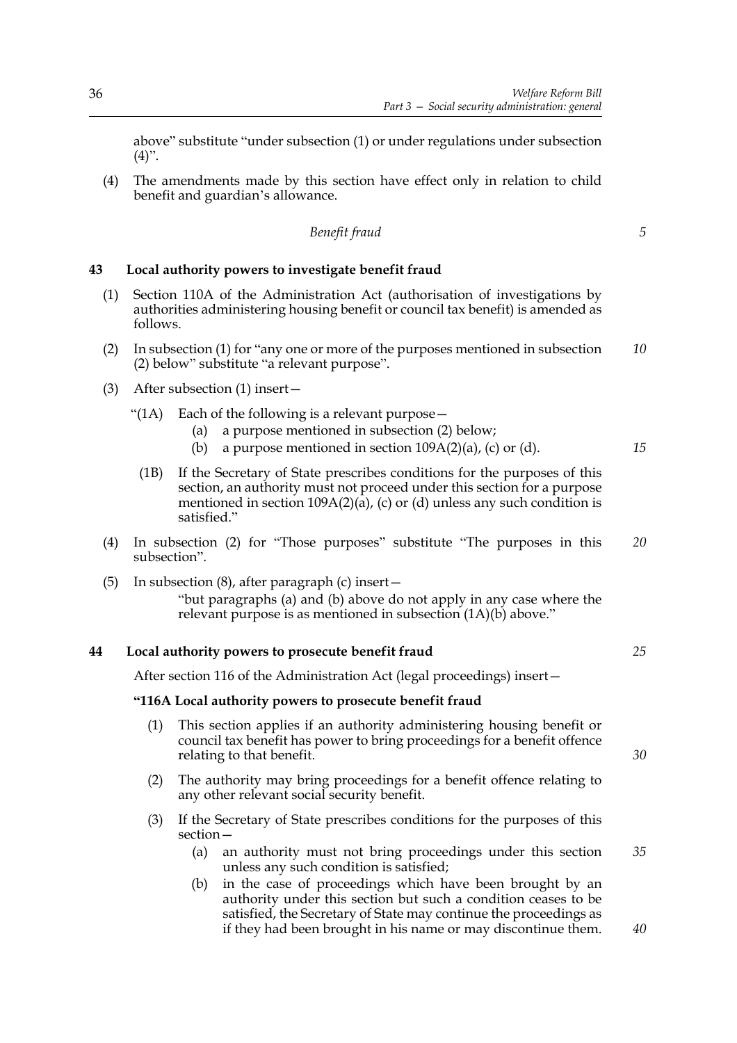above" substitute "under subsection (1) or under regulations under subsection (4)".

(4) The amendments made by this section have effect only in relation to child benefit and guardian's allowance.

*Benefit fraud*

**43 Local authority powers to investigate benefit fraud**

(1) Section 110A of the Administration Act (authorisation of investigations by authorities administering housing benefit or council tax benefit) is amended as follows.

(2) In subsection (1) for "any one or more of the purposes mentioned in subsection (2) below" substitute "a relevant purpose".

(3) After subsection (1) insert—

"(1A) Each of the following is a relevant purpose—

(a) a purpose mentioned in subsection (2) below;

(b) a purpose mentioned in section 109A(2)(a), (c) or (d).

(1B) If the Secretary of State prescribes conditions for the purposes of this section, an authority must not proceed under this section for a purpose mentioned in section 109A(2)(a), (c) or (d) unless any such condition is satisfied."

(4) In subsection (2) for "Those purposes" substitute "The purposes in this subsection".

(5) In subsection (8), after paragraph (c) insert—

"but paragraphs (a) and (b) above do not apply in any case where the relevant purpose is as mentioned in subsection (1A)(b) above."

**44 Local authority powers to prosecute benefit fraud**

After section 116 of the Administration Act (legal proceedings) insert—

**"116A Local authority powers to prosecute benefit fraud**

(1) This section applies if an authority administering housing benefit or council tax benefit has power to bring proceedings for a benefit offence relating to that benefit.

(2) The authority may bring proceedings for a benefit offence relating to any other relevant social security benefit.

(3) If the Secretary of State prescribes conditions for the purposes of this section—

(a) an authority must not bring proceedings under this section unless any such condition is satisfied;

(b) in the case of proceedings which have been brought by an authority under this section but such a condition ceases to be satisfied, the Secretary of State may continue the proceedings as if they had been brought in his name or may discontinue them.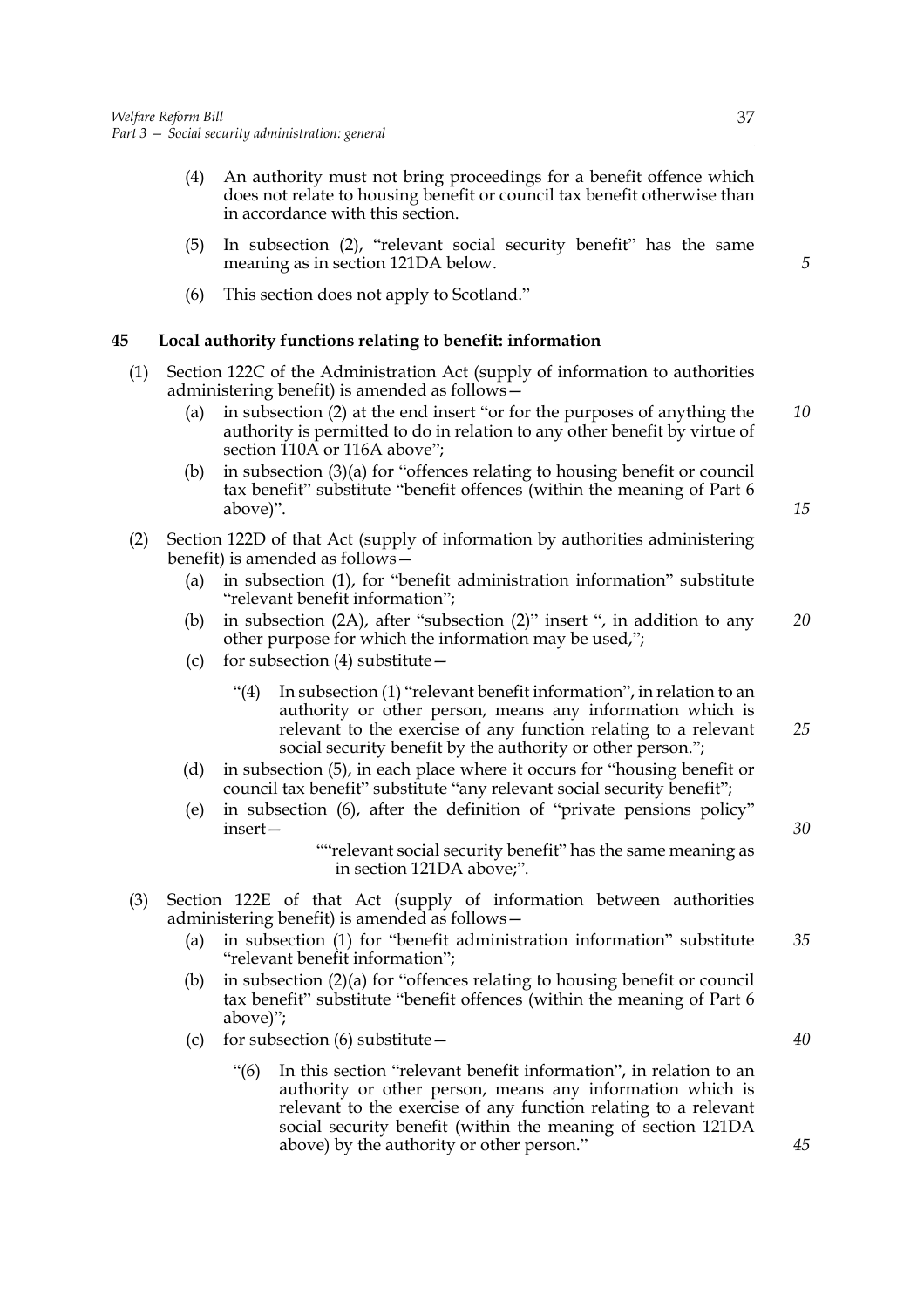(4) An authority must not bring proceedings for a benefit offence which does not relate to housing benefit or council tax benefit otherwise than in accordance with this section.

(5) In subsection (2), "relevant social security benefit" has the same meaning as in section 121DA below.

(6) This section does not apply to Scotland."

### 45 Local authority functions relating to benefit: information

(1) Section 122C of the Administration Act (supply of information to authorities administering benefit) is amended as follows—

(a) in subsection (2) at the end insert "or for the purposes of anything the authority is permitted to do in relation to any other benefit by virtue of section 110A or 116A above";

(b) in subsection (3)(a) for "offences relating to housing benefit or council tax benefit" substitute "benefit offences (within the meaning of Part 6 above)".

(2) Section 122D of that Act (supply of information by authorities administering benefit) is amended as follows—

(a) in subsection (1), for "benefit administration information" substitute "relevant benefit information";

(b) in subsection (2A), after "subsection (2)" insert ", in addition to any other purpose for which the information may be used,";

(c) for subsection (4) substitute—

"(4) In subsection (1) "relevant benefit information", in relation to an authority or other person, means any information which is relevant to the exercise of any function relating to a relevant social security benefit by the authority or other person.";

(d) in subsection (5), in each place where it occurs for "housing benefit or council tax benefit" substitute "any relevant social security benefit";

(e) in subsection (6), after the definition of "private pensions policy" insert—

""relevant social security benefit" has the same meaning as in section 121DA above;".

(3) Section 122E of that Act (supply of information between authorities administering benefit) is amended as follows—

(a) in subsection (1) for "benefit administration information" substitute "relevant benefit information";

(b) in subsection (2)(a) for "offences relating to housing benefit or council tax benefit" substitute "benefit offences (within the meaning of Part 6 above)";

(c) for subsection (6) substitute—

"(6) In this section "relevant benefit information", in relation to an authority or other person, means any information which is relevant to the exercise of any function relating to a relevant social security benefit (within the meaning of section 121DA above) by the authority or other person."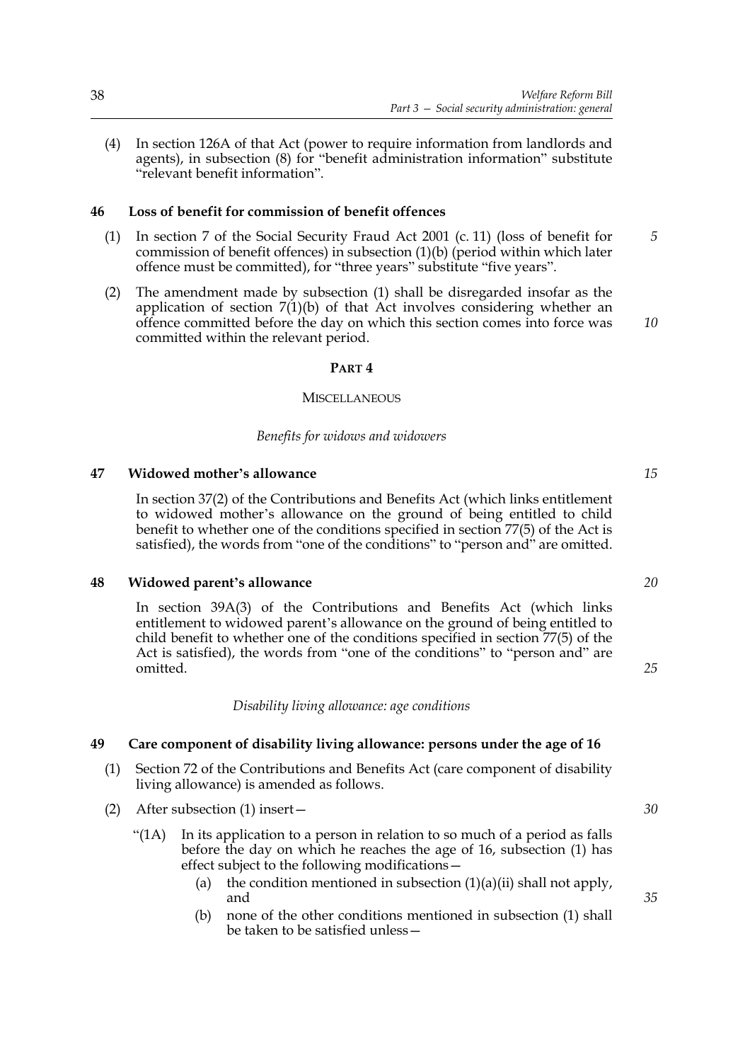(4) In section 126A of that Act (power to require information from landlords and agents), in subsection (8) for "benefit administration information" substitute "relevant benefit information".

### 46 Loss of benefit for commission of benefit offences

(1) In section 7 of the Social Security Fraud Act 2001 (c. 11) (loss of benefit for commission of benefit offences) in subsection (1)(b) (period within which later offence must be committed), for "three years" substitute "five years".

(2) The amendment made by subsection (1) shall be disregarded insofar as the application of section 7(1)(b) of that Act involves considering whether an offence committed before the day on which this section comes into force was committed within the relevant period.

## PART 4

## MISCELLANEOUS

*Benefits for widows and widowers*

### 47 Widowed mother's allowance

In section 37(2) of the Contributions and Benefits Act (which links entitlement to widowed mother's allowance on the ground of being entitled to child benefit to whether one of the conditions specified in section 77(5) of the Act is satisfied), the words from "one of the conditions" to "person and" are omitted.

### 48 Widowed parent's allowance

In section 39A(3) of the Contributions and Benefits Act (which links entitlement to widowed parent's allowance on the ground of being entitled to child benefit to whether one of the conditions specified in section 77(5) of the Act is satisfied), the words from "one of the conditions" to "person and" are omitted.

*Disability living allowance: age conditions*

### 49 Care component of disability living allowance: persons under the age of 16

(1) Section 72 of the Contributions and Benefits Act (care component of disability living allowance) is amended as follows.

(2) After subsection (1) insert—

"(1A) In its application to a person in relation to so much of a period as falls before the day on which he reaches the age of 16, subsection (1) has effect subject to the following modifications—

(a) the condition mentioned in subsection (1)(a)(ii) shall not apply, and

(b) none of the other conditions mentioned in subsection (1) shall be taken to be satisfied unless—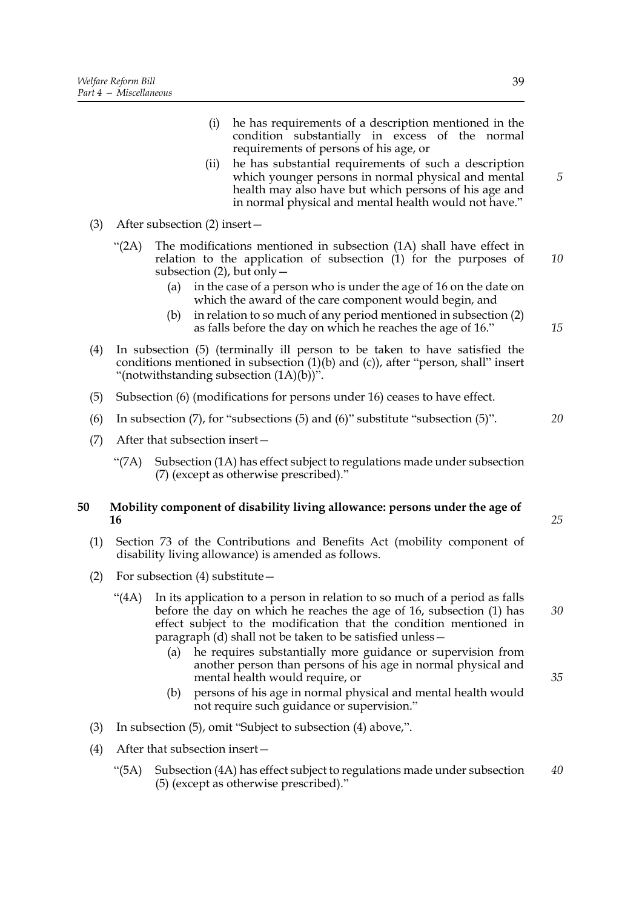(i) he has requirements of a description mentioned in the condition substantially in excess of the normal requirements of persons of his age, or

(ii) he has substantial requirements of such a description which younger persons in normal physical and mental health may also have but which persons of his age and in normal physical and mental health would not have."

(3) After subsection (2) insert—

"(2A) The modifications mentioned in subsection (1A) shall have effect in relation to the application of subsection (1) for the purposes of subsection (2), but only—

(a) in the case of a person who is under the age of 16 on the date on which the award of the care component would begin, and

(b) in relation to so much of any period mentioned in subsection (2) as falls before the day on which he reaches the age of 16."

(4) In subsection (5) (terminally ill person to be taken to have satisfied the conditions mentioned in subsection (1)(b) and (c)), after "person, shall" insert "(notwithstanding subsection (1A)(b))".

(5) Subsection (6) (modifications for persons under 16) ceases to have effect.

(6) In subsection (7), for "subsections (5) and (6)" substitute "subsection (5)".

(7) After that subsection insert—

"(7A) Subsection (1A) has effect subject to regulations made under subsection (7) (except as otherwise prescribed)."

**50 Mobility component of disability living allowance: persons under the age of 16**

(1) Section 73 of the Contributions and Benefits Act (mobility component of disability living allowance) is amended as follows.

(2) For subsection (4) substitute—

"(4A) In its application to a person in relation to so much of a period as falls before the day on which he reaches the age of 16, subsection (1) has effect subject to the modification that the condition mentioned in paragraph (d) shall not be taken to be satisfied unless—

(a) he requires substantially more guidance or supervision from another person than persons of his age in normal physical and mental health would require, or

(b) persons of his age in normal physical and mental health would not require such guidance or supervision."

(3) In subsection (5), omit "Subject to subsection (4) above,".

(4) After that subsection insert—

"(5A) Subsection (4A) has effect subject to regulations made under subsection (5) (except as otherwise prescribed)."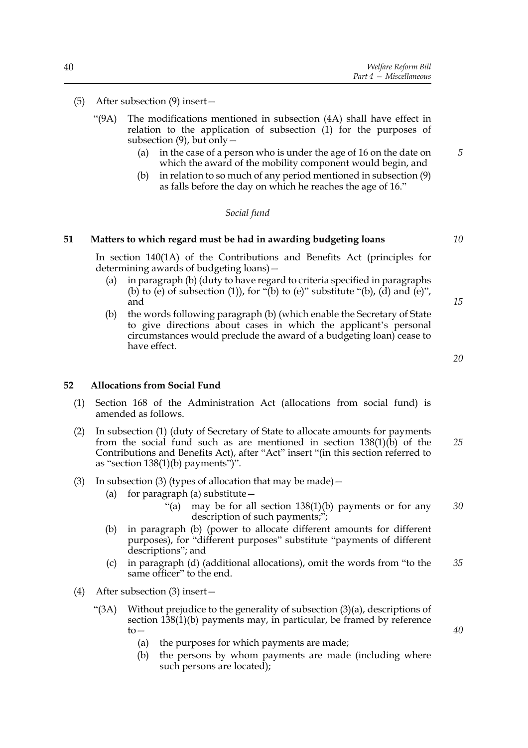(5) After subsection (9) insert—

"(9A) The modifications mentioned in subsection (4A) shall have effect in relation to the application of subsection (1) for the purposes of subsection (9), but only—

(a) in the case of a person who is under the age of 16 on the date on which the award of the mobility component would begin, and

(b) in relation to so much of any period mentioned in subsection (9) as falls before the day on which he reaches the age of 16."

*Social fund*

**51 Matters to which regard must be had in awarding budgeting loans**

In section 140(1A) of the Contributions and Benefits Act (principles for determining awards of budgeting loans)—

(a) in paragraph (b) (duty to have regard to criteria specified in paragraphs (b) to (e) of subsection (1)), for "(b) to (e)" substitute "(b), (d) and (e)", and

(b) the words following paragraph (b) (which enable the Secretary of State to give directions about cases in which the applicant's personal circumstances would preclude the award of a budgeting loan) cease to have effect.

**52 Allocations from Social Fund**

(1) Section 168 of the Administration Act (allocations from social fund) is amended as follows.

(2) In subsection (1) (duty of Secretary of State to allocate amounts for payments from the social fund such as are mentioned in section 138(1)(b) of the Contributions and Benefits Act), after "Act" insert "(in this section referred to as "section 138(1)(b) payments")".

(3) In subsection (3) (types of allocation that may be made)—

(a) for paragraph (a) substitute—

"(a) may be for all section 138(1)(b) payments or for any description of such payments;";

(b) in paragraph (b) (power to allocate different amounts for different purposes), for "different purposes" substitute "payments of different descriptions"; and

(c) in paragraph (d) (additional allocations), omit the words from "to the same officer" to the end.

(4) After subsection (3) insert—

"(3A) Without prejudice to the generality of subsection (3)(a), descriptions of section 138(1)(b) payments may, in particular, be framed by reference to—

(a) the purposes for which payments are made;

(b) the persons by whom payments are made (including where such persons are located);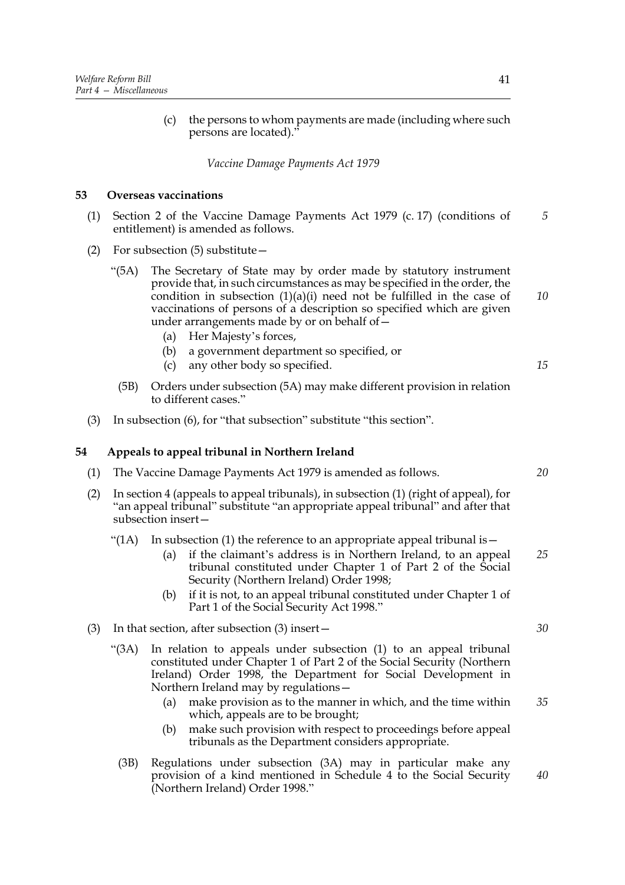(c) the persons to whom payments are made (including where such persons are located)."

*Vaccine Damage Payments Act 1979*

### 53 Overseas vaccinations

(1) Section 2 of the Vaccine Damage Payments Act 1979 (c. 17) (conditions of entitlement) is amended as follows.

(2) For subsection (5) substitute—

"(5A) The Secretary of State may by order made by statutory instrument provide that, in such circumstances as may be specified in the order, the condition in subsection (1)(a)(i) need not be fulfilled in the case of vaccinations of persons of a description so specified which are given under arrangements made by or on behalf of—

(a) Her Majesty's forces,

(b) a government department so specified, or

(c) any other body so specified.

(5B) Orders under subsection (5A) may make different provision in relation to different cases."

(3) In subsection (6), for "that subsection" substitute "this section".

### 54 Appeals to appeal tribunal in Northern Ireland

(1) The Vaccine Damage Payments Act 1979 is amended as follows.

(2) In section 4 (appeals to appeal tribunals), in subsection (1) (right of appeal), for "an appeal tribunal" substitute "an appropriate appeal tribunal" and after that subsection insert—

"(1A) In subsection (1) the reference to an appropriate appeal tribunal is—

(a) if the claimant's address is in Northern Ireland, to an appeal tribunal constituted under Chapter 1 of Part 2 of the Social Security (Northern Ireland) Order 1998;

(b) if it is not, to an appeal tribunal constituted under Chapter 1 of Part 1 of the Social Security Act 1998."

(3) In that section, after subsection (3) insert—

"(3A) In relation to appeals under subsection (1) to an appeal tribunal constituted under Chapter 1 of Part 2 of the Social Security (Northern Ireland) Order 1998, the Department for Social Development in Northern Ireland may by regulations—

(a) make provision as to the manner in which, and the time within which, appeals are to be brought;

(b) make such provision with respect to proceedings before appeal tribunals as the Department considers appropriate.

(3B) Regulations under subsection (3A) may in particular make any provision of a kind mentioned in Schedule 4 to the Social Security (Northern Ireland) Order 1998."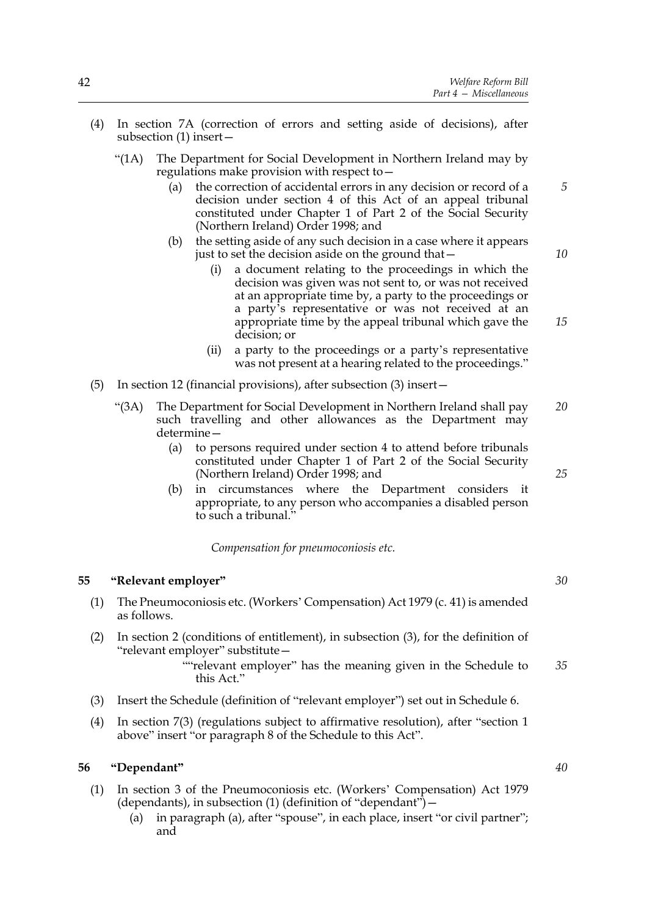(4) In section 7A (correction of errors and setting aside of decisions), after subsection (1) insert—

"(1A) The Department for Social Development in Northern Ireland may by regulations make provision with respect to—

(a) the correction of accidental errors in any decision or record of a decision under section 4 of this Act of an appeal tribunal constituted under Chapter 1 of Part 2 of the Social Security (Northern Ireland) Order 1998; and

(b) the setting aside of any such decision in a case where it appears just to set the decision aside on the ground that—

(i) a document relating to the proceedings in which the decision was given was not sent to, or was not received at an appropriate time by, a party to the proceedings or a party's representative or was not received at an appropriate time by the appeal tribunal which gave the decision; or

(ii) a party to the proceedings or a party's representative was not present at a hearing related to the proceedings."

(5) In section 12 (financial provisions), after subsection (3) insert—

"(3A) The Department for Social Development in Northern Ireland shall pay such travelling and other allowances as the Department may determine—

(a) to persons required under section 4 to attend before tribunals constituted under Chapter 1 of Part 2 of the Social Security (Northern Ireland) Order 1998; and

(b) in circumstances where the Department considers it appropriate, to any person who accompanies a disabled person to such a tribunal."

*Compensation for pneumoconiosis etc.*

### 55 "Relevant employer"

(1) The Pneumoconiosis etc. (Workers' Compensation) Act 1979 (c. 41) is amended as follows.

(2) In section 2 (conditions of entitlement), in subsection (3), for the definition of "relevant employer" substitute—

""relevant employer" has the meaning given in the Schedule to this Act."

(3) Insert the Schedule (definition of "relevant employer") set out in Schedule 6.

(4) In section 7(3) (regulations subject to affirmative resolution), after "section 1 above" insert "or paragraph 8 of the Schedule to this Act".

### 56 "Dependant"

(1) In section 3 of the Pneumoconiosis etc. (Workers' Compensation) Act 1979 (dependants), in subsection (1) (definition of "dependant")—

(a) in paragraph (a), after "spouse", in each place, insert "or civil partner"; and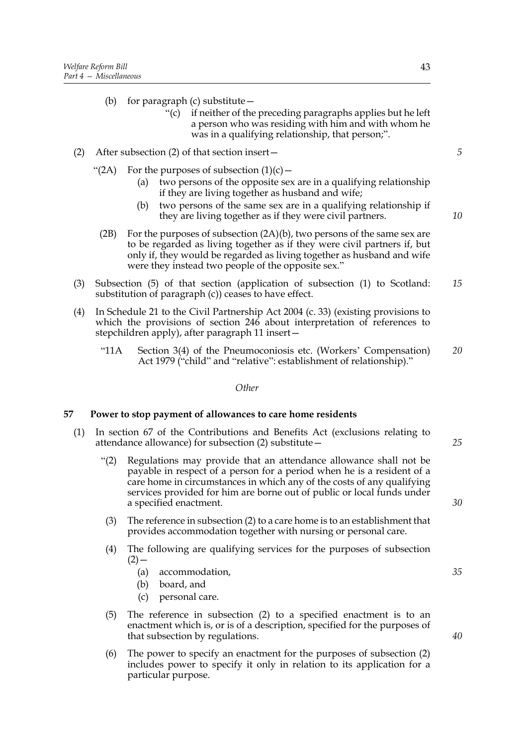(b) for paragraph (c) substitute—

"(c) if neither of the preceding paragraphs applies but he left a person who was residing with him and with whom he was in a qualifying relationship, that person;".

(2) After subsection (2) of that section insert—

"(2A) For the purposes of subsection (1)(c)—

(a) two persons of the opposite sex are in a qualifying relationship if they are living together as husband and wife;

(b) two persons of the same sex are in a qualifying relationship if they are living together as if they were civil partners.

(2B) For the purposes of subsection (2A)(b), two persons of the same sex are to be regarded as living together as if they were civil partners if, but only if, they would be regarded as living together as husband and wife were they instead two people of the opposite sex."

(3) Subsection (5) of that section (application of subsection (1) to Scotland: substitution of paragraph (c)) ceases to have effect.

(4) In Schedule 21 to the Civil Partnership Act 2004 (c. 33) (existing provisions to which the provisions of section 246 about interpretation of references to stepchildren apply), after paragraph 11 insert—

"11A Section 3(4) of the Pneumoconiosis etc. (Workers' Compensation) Act 1979 ("child" and "relative": establishment of relationship)."

*Other*

### 57 Power to stop payment of allowances to care home residents

(1) In section 67 of the Contributions and Benefits Act (exclusions relating to attendance allowance) for subsection (2) substitute—

"(2) Regulations may provide that an attendance allowance shall not be payable in respect of a person for a period when he is a resident of a care home in circumstances in which any of the costs of any qualifying services provided for him are borne out of public or local funds under a specified enactment.

(3) The reference in subsection (2) to a care home is to an establishment that provides accommodation together with nursing or personal care.

(4) The following are qualifying services for the purposes of subsection (2)—

(a) accommodation,

(b) board, and

(c) personal care.

(5) The reference in subsection (2) to a specified enactment is to an enactment which is, or is of a description, specified for the purposes of that subsection by regulations.

(6) The power to specify an enactment for the purposes of subsection (2) includes power to specify it only in relation to its application for a particular purpose.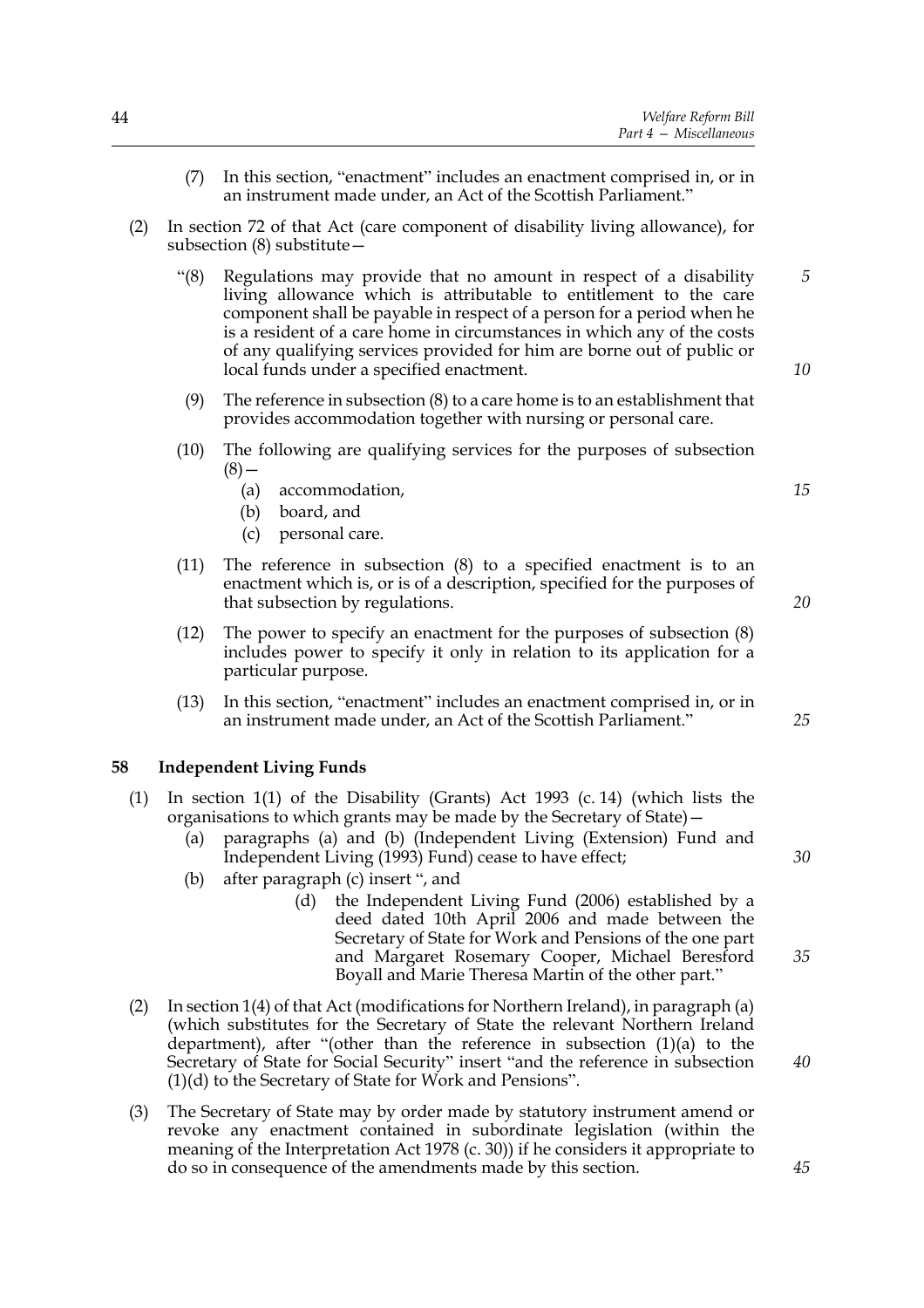(7) In this section, "enactment" includes an enactment comprised in, or in an instrument made under, an Act of the Scottish Parliament."

(2) In section 72 of that Act (care component of disability living allowance), for subsection (8) substitute—

"(8) Regulations may provide that no amount in respect of a disability living allowance which is attributable to entitlement to the care component shall be payable in respect of a person for a period when he is a resident of a care home in circumstances in which any of the costs of any qualifying services provided for him are borne out of public or local funds under a specified enactment.

(9) The reference in subsection (8) to a care home is to an establishment that provides accommodation together with nursing or personal care.

(10) The following are qualifying services for the purposes of subsection (8)—

(a) accommodation,

(b) board, and

(c) personal care.

(11) The reference in subsection (8) to a specified enactment is to an enactment which is, or is of a description, specified for the purposes of that subsection by regulations.

(12) The power to specify an enactment for the purposes of subsection (8) includes power to specify it only in relation to its application for a particular purpose.

(13) In this section, "enactment" includes an enactment comprised in, or in an instrument made under, an Act of the Scottish Parliament."

## 58 Independent Living Funds

(1) In section 1(1) of the Disability (Grants) Act 1993 (c. 14) (which lists the organisations to which grants may be made by the Secretary of State)—

(a) paragraphs (a) and (b) (Independent Living (Extension) Fund and Independent Living (1993) Fund) cease to have effect;

(b) after paragraph (c) insert ", and

(d) the Independent Living Fund (2006) established by a deed dated 10th April 2006 and made between the Secretary of State for Work and Pensions of the one part and Margaret Rosemary Cooper, Michael Beresford Boyall and Marie Theresa Martin of the other part."

(2) In section 1(4) of that Act (modifications for Northern Ireland), in paragraph (a) (which substitutes for the Secretary of State the relevant Northern Ireland department), after "(other than the reference in subsection (1)(a) to the Secretary of State for Social Security" insert "and the reference in subsection (1)(d) to the Secretary of State for Work and Pensions".

(3) The Secretary of State may by order made by statutory instrument amend or revoke any enactment contained in subordinate legislation (within the meaning of the Interpretation Act 1978 (c. 30)) if he considers it appropriate to do so in consequence of the amendments made by this section.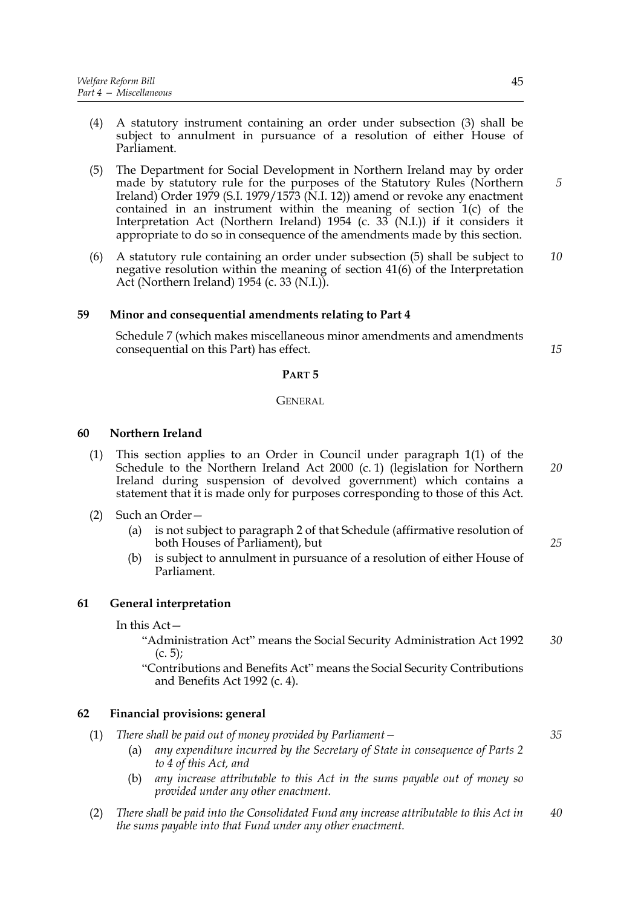(4) A statutory instrument containing an order under subsection (3) shall be subject to annulment in pursuance of a resolution of either House of Parliament.

(5) The Department for Social Development in Northern Ireland may by order made by statutory rule for the purposes of the Statutory Rules (Northern Ireland) Order 1979 (S.I. 1979/1573 (N.I. 12)) amend or revoke any enactment contained in an instrument within the meaning of section 1(c) of the Interpretation Act (Northern Ireland) 1954 (c. 33 (N.I.)) if it considers it appropriate to do so in consequence of the amendments made by this section.

(6) A statutory rule containing an order under subsection (5) shall be subject to negative resolution within the meaning of section 41(6) of the Interpretation Act (Northern Ireland) 1954 (c. 33 (N.I.)).

### 59 Minor and consequential amendments relating to Part 4

Schedule 7 (which makes miscellaneous minor amendments and amendments consequential on this Part) has effect.

## PART 5

## GENERAL

### 60 Northern Ireland

(1) This section applies to an Order in Council under paragraph 1(1) of the Schedule to the Northern Ireland Act 2000 (c. 1) (legislation for Northern Ireland during suspension of devolved government) which contains a statement that it is made only for purposes corresponding to those of this Act.

(2) Such an Order—

- (a) is not subject to paragraph 2 of that Schedule (affirmative resolution of both Houses of Parliament), but
- (b) is subject to annulment in pursuance of a resolution of either House of Parliament.

### 61 General interpretation

In this Act—

"Administration Act" means the Social Security Administration Act 1992 (c. 5);

"Contributions and Benefits Act" means the Social Security Contributions and Benefits Act 1992 (c. 4).

### 62 Financial provisions: general

(1) *There shall be paid out of money provided by Parliament—*

- (a) *any expenditure incurred by the Secretary of State in consequence of Parts 2 to 4 of this Act, and*
- (b) *any increase attributable to this Act in the sums payable out of money so provided under any other enactment.*

(2) *There shall be paid into the Consolidated Fund any increase attributable to this Act in the sums payable into that Fund under any other enactment.*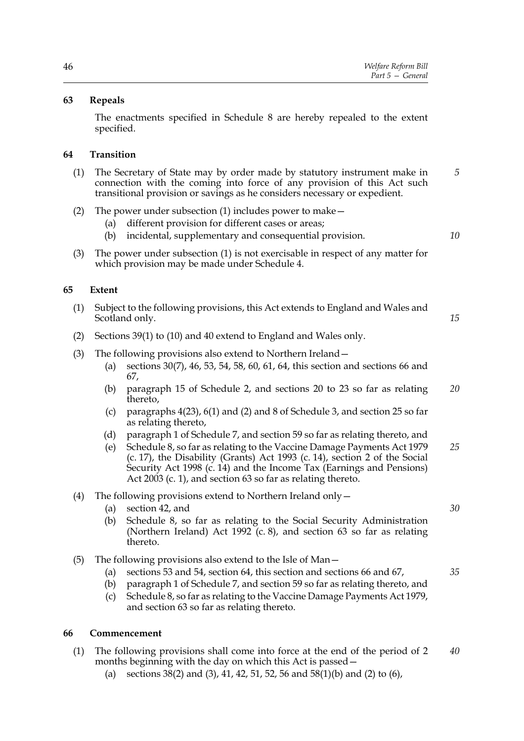### 63 Repeals

The enactments specified in Schedule 8 are hereby repealed to the extent specified.

### 64 Transition

(1) The Secretary of State may by order made by statutory instrument make in connection with the coming into force of any provision of this Act such transitional provision or savings as he considers necessary or expedient.

(2) The power under subsection (1) includes power to make—
 (a) different provision for different cases or areas;
 (b) incidental, supplementary and consequential provision.

(3) The power under subsection (1) is not exercisable in respect of any matter for which provision may be made under Schedule 4.

### 65 Extent

(1) Subject to the following provisions, this Act extends to England and Wales and Scotland only.

(2) Sections 39(1) to (10) and 40 extend to England and Wales only.

(3) The following provisions also extend to Northern Ireland—
 (a) sections 30(7), 46, 53, 54, 58, 60, 61, 64, this section and sections 66 and 67,
 (b) paragraph 15 of Schedule 2, and sections 20 to 23 so far as relating thereto,
 (c) paragraphs 4(23), 6(1) and (2) and 8 of Schedule 3, and section 25 so far as relating thereto,
 (d) paragraph 1 of Schedule 7, and section 59 so far as relating thereto, and
 (e) Schedule 8, so far as relating to the Vaccine Damage Payments Act 1979 (c. 17), the Disability (Grants) Act 1993 (c. 14), section 2 of the Social Security Act 1998 (c. 14) and the Income Tax (Earnings and Pensions) Act 2003 (c. 1), and section 63 so far as relating thereto.

(4) The following provisions extend to Northern Ireland only—
 (a) section 42, and
 (b) Schedule 8, so far as relating to the Social Security Administration (Northern Ireland) Act 1992 (c. 8), and section 63 so far as relating thereto.

(5) The following provisions also extend to the Isle of Man—
 (a) sections 53 and 54, section 64, this section and sections 66 and 67,
 (b) paragraph 1 of Schedule 7, and section 59 so far as relating thereto, and
 (c) Schedule 8, so far as relating to the Vaccine Damage Payments Act 1979, and section 63 so far as relating thereto.

### 66 Commencement

(1) The following provisions shall come into force at the end of the period of 2 months beginning with the day on which this Act is passed—
 (a) sections 38(2) and (3), 41, 42, 51, 52, 56 and 58(1)(b) and (2) to (6),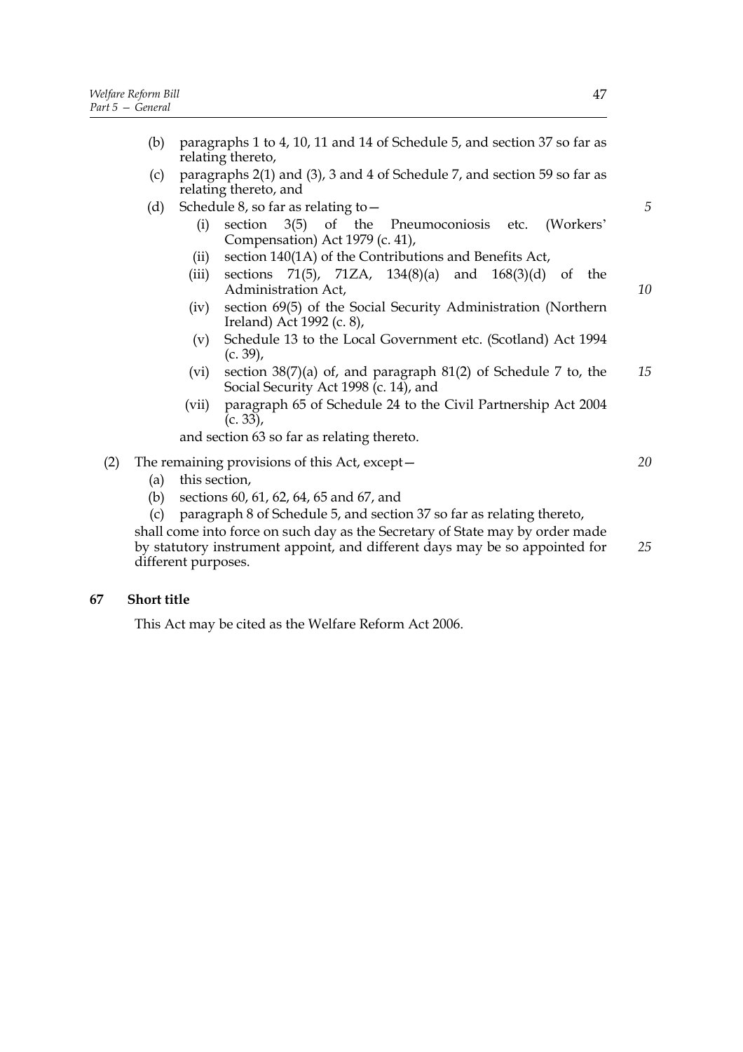(b) paragraphs 1 to 4, 10, 11 and 14 of Schedule 5, and section 37 so far as relating thereto,

(c) paragraphs 2(1) and (3), 3 and 4 of Schedule 7, and section 59 so far as relating thereto, and

(d) Schedule 8, so far as relating to—

(i) section 3(5) of the Pneumoconiosis etc. (Workers' Compensation) Act 1979 (c. 41),

(ii) section 140(1A) of the Contributions and Benefits Act,

(iii) sections 71(5), 71ZA, 134(8)(a) and 168(3)(d) of the Administration Act,

(iv) section 69(5) of the Social Security Administration (Northern Ireland) Act 1992 (c. 8),

(v) Schedule 13 to the Local Government etc. (Scotland) Act 1994 (c. 39),

(vi) section 38(7)(a) of, and paragraph 81(2) of Schedule 7 to, the Social Security Act 1998 (c. 14), and

(vii) paragraph 65 of Schedule 24 to the Civil Partnership Act 2004 (c. 33),

and section 63 so far as relating thereto.

(2) The remaining provisions of this Act, except—

(a) this section,

(b) sections 60, 61, 62, 64, 65 and 67, and

(c) paragraph 8 of Schedule 5, and section 37 so far as relating thereto,

shall come into force on such day as the Secretary of State may by order made by statutory instrument appoint, and different days may be so appointed for different purposes.

### 67 Short title

This Act may be cited as the Welfare Reform Act 2006.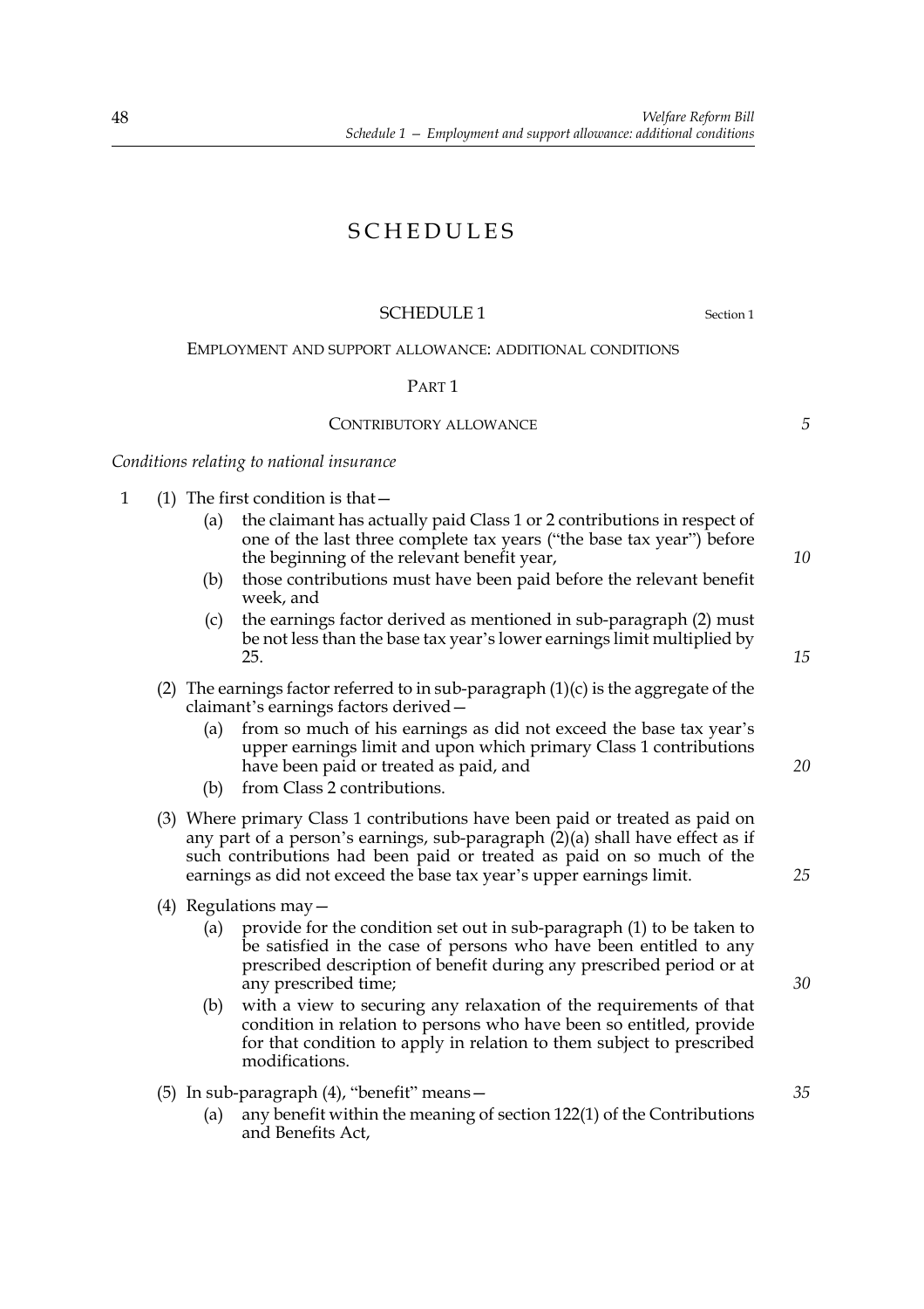# SCHEDULES

## SCHEDULE 1

Section 1

### EMPLOYMENT AND SUPPORT ALLOWANCE: ADDITIONAL CONDITIONS

#### PART 1

#### CONTRIBUTORY ALLOWANCE

*Conditions relating to national insurance*

1 (1) The first condition is that—

(a) the claimant has actually paid Class 1 or 2 contributions in respect of one of the last three complete tax years ("the base tax year") before the beginning of the relevant benefit year,

(b) those contributions must have been paid before the relevant benefit week, and

(c) the earnings factor derived as mentioned in sub-paragraph (2) must be not less than the base tax year's lower earnings limit multiplied by 25.

(2) The earnings factor referred to in sub-paragraph (1)(c) is the aggregate of the claimant's earnings factors derived—

(a) from so much of his earnings as did not exceed the base tax year's upper earnings limit and upon which primary Class 1 contributions have been paid or treated as paid, and

(b) from Class 2 contributions.

(3) Where primary Class 1 contributions have been paid or treated as paid on any part of a person's earnings, sub-paragraph (2)(a) shall have effect as if such contributions had been paid or treated as paid on so much of the earnings as did not exceed the base tax year's upper earnings limit.

(4) Regulations may—

(a) provide for the condition set out in sub-paragraph (1) to be taken to be satisfied in the case of persons who have been entitled to any prescribed description of benefit during any prescribed period or at any prescribed time;

(b) with a view to securing any relaxation of the requirements of that condition in relation to persons who have been so entitled, provide for that condition to apply in relation to them subject to prescribed modifications.

(5) In sub-paragraph (4), "benefit" means—

(a) any benefit within the meaning of section 122(1) of the Contributions and Benefits Act,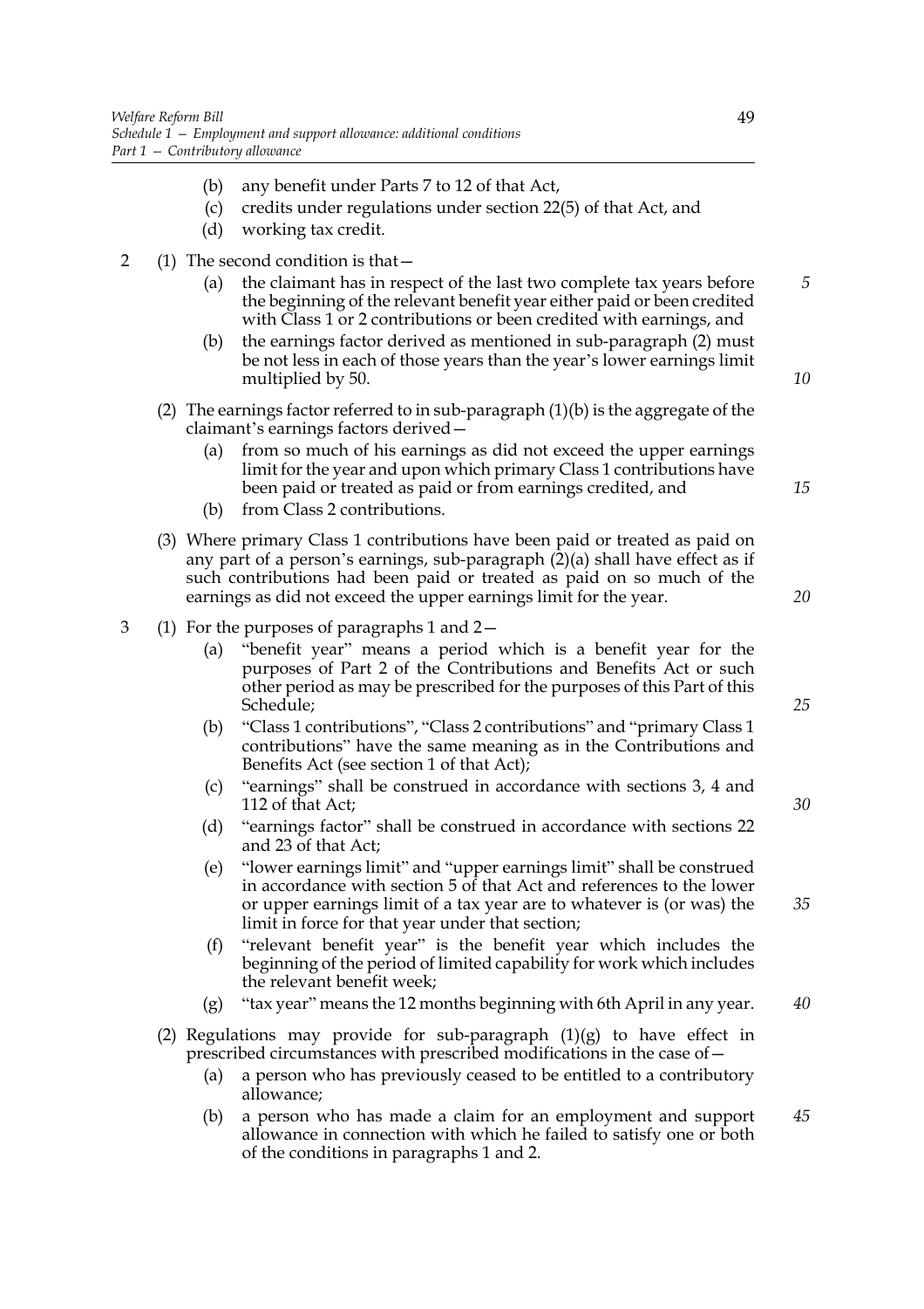(b) any benefit under Parts 7 to 12 of that Act,

(c) credits under regulations under section 22(5) of that Act, and

(d) working tax credit.

2 (1) The second condition is that—

(a) the claimant has in respect of the last two complete tax years before the beginning of the relevant benefit year either paid or been credited with Class 1 or 2 contributions or been credited with earnings, and

(b) the earnings factor derived as mentioned in sub-paragraph (2) must be not less in each of those years than the year's lower earnings limit multiplied by 50.

(2) The earnings factor referred to in sub-paragraph (1)(b) is the aggregate of the claimant's earnings factors derived—

(a) from so much of his earnings as did not exceed the upper earnings limit for the year and upon which primary Class 1 contributions have been paid or treated as paid or from earnings credited, and

(b) from Class 2 contributions.

(3) Where primary Class 1 contributions have been paid or treated as paid on any part of a person's earnings, sub-paragraph (2)(a) shall have effect as if such contributions had been paid or treated as paid on so much of the earnings as did not exceed the upper earnings limit for the year.

3 (1) For the purposes of paragraphs 1 and 2—

(a) "benefit year" means a period which is a benefit year for the purposes of Part 2 of the Contributions and Benefits Act or such other period as may be prescribed for the purposes of this Part of this Schedule;

(b) "Class 1 contributions", "Class 2 contributions" and "primary Class 1 contributions" have the same meaning as in the Contributions and Benefits Act (see section 1 of that Act);

(c) "earnings" shall be construed in accordance with sections 3, 4 and 112 of that Act;

(d) "earnings factor" shall be construed in accordance with sections 22 and 23 of that Act;

(e) "lower earnings limit" and "upper earnings limit" shall be construed in accordance with section 5 of that Act and references to the lower or upper earnings limit of a tax year are to whatever is (or was) the limit in force for that year under that section;

(f) "relevant benefit year" is the benefit year which includes the beginning of the period of limited capability for work which includes the relevant benefit week;

(g) "tax year" means the 12 months beginning with 6th April in any year.

(2) Regulations may provide for sub-paragraph (1)(g) to have effect in prescribed circumstances with prescribed modifications in the case of—

(a) a person who has previously ceased to be entitled to a contributory allowance;

(b) a person who has made a claim for an employment and support allowance in connection with which he failed to satisfy one or both of the conditions in paragraphs 1 and 2.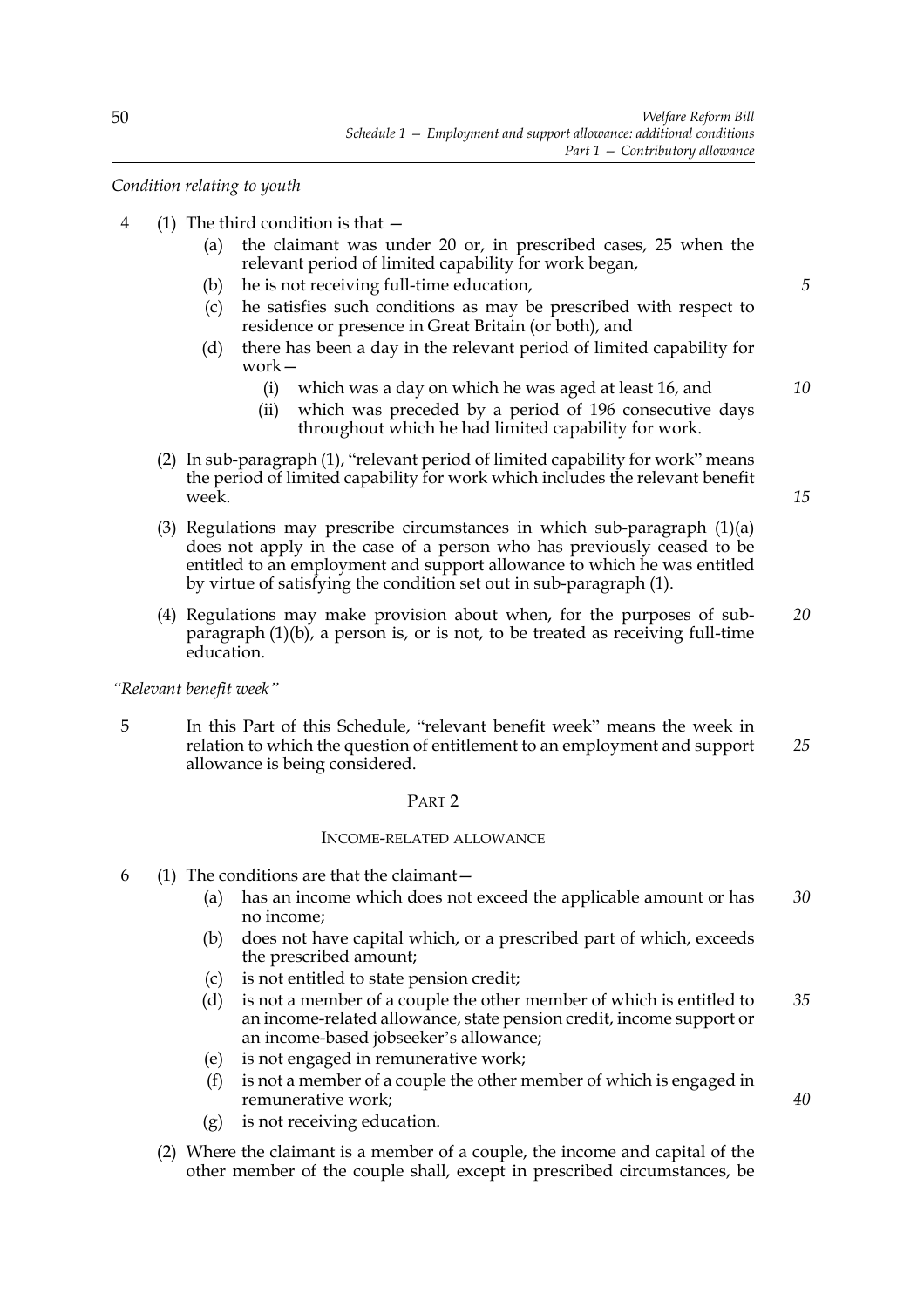*Condition relating to youth*

4 (1) The third condition is that —

  (a) the claimant was under 20 or, in prescribed cases, 25 when the relevant period of limited capability for work began,

  (b) he is not receiving full-time education,

  (c) he satisfies such conditions as may be prescribed with respect to residence or presence in Great Britain (or both), and

  (d) there has been a day in the relevant period of limited capability for work—

   (i) which was a day on which he was aged at least 16, and

   (ii) which was preceded by a period of 196 consecutive days throughout which he had limited capability for work.

(2) In sub-paragraph (1), "relevant period of limited capability for work" means the period of limited capability for work which includes the relevant benefit week.

(3) Regulations may prescribe circumstances in which sub-paragraph (1)(a) does not apply in the case of a person who has previously ceased to be entitled to an employment and support allowance to which he was entitled by virtue of satisfying the condition set out in sub-paragraph (1).

(4) Regulations may make provision about when, for the purposes of sub-paragraph (1)(b), a person is, or is not, to be treated as receiving full-time education.

*"Relevant benefit week"*

5 In this Part of this Schedule, "relevant benefit week" means the week in relation to which the question of entitlement to an employment and support allowance is being considered.

## PART 2

### INCOME-RELATED ALLOWANCE

6 (1) The conditions are that the claimant—

  (a) has an income which does not exceed the applicable amount or has no income;

  (b) does not have capital which, or a prescribed part of which, exceeds the prescribed amount;

  (c) is not entitled to state pension credit;

  (d) is not a member of a couple the other member of which is entitled to an income-related allowance, state pension credit, income support or an income-based jobseeker's allowance;

  (e) is not engaged in remunerative work;

  (f) is not a member of a couple the other member of which is engaged in remunerative work;

  (g) is not receiving education.

(2) Where the claimant is a member of a couple, the income and capital of the other member of the couple shall, except in prescribed circumstances, be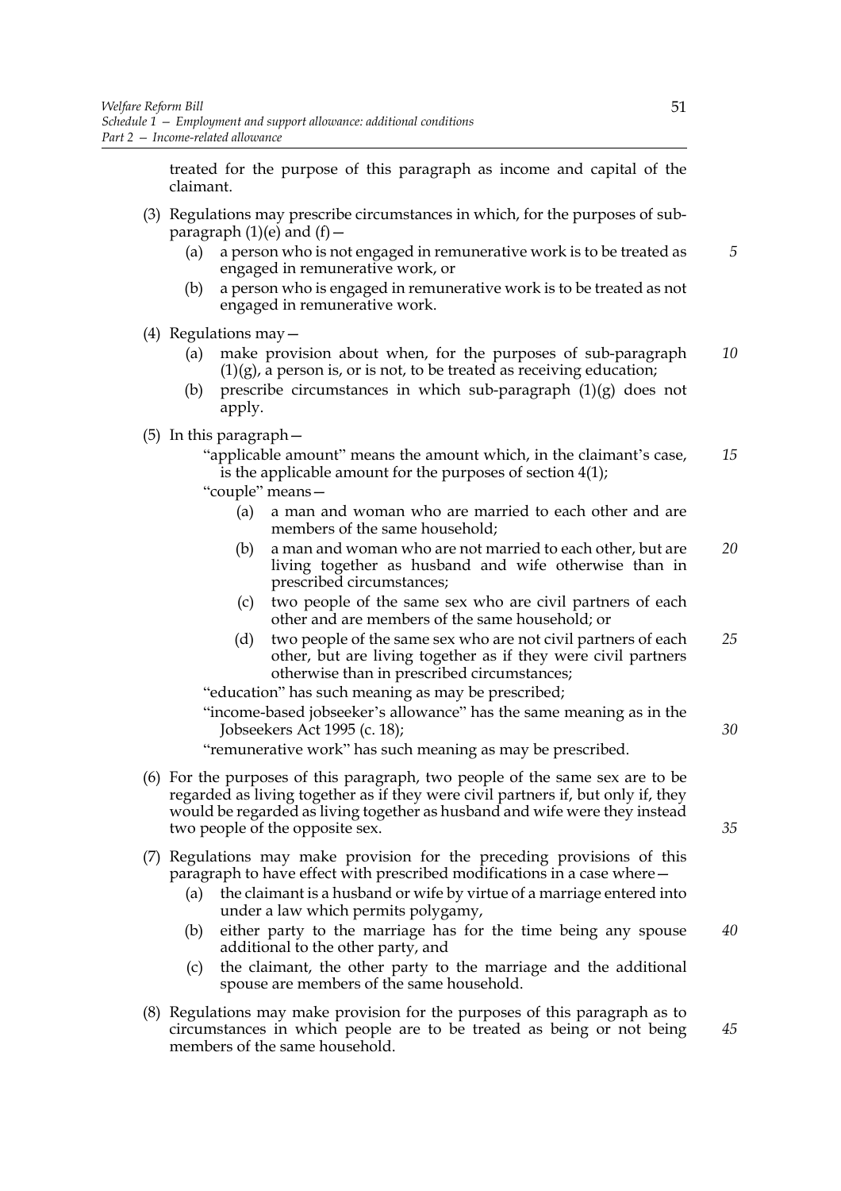treated for the purpose of this paragraph as income and capital of the claimant.

(3) Regulations may prescribe circumstances in which, for the purposes of sub-paragraph (1)(e) and (f)—

(a) a person who is not engaged in remunerative work is to be treated as engaged in remunerative work, or

(b) a person who is engaged in remunerative work is to be treated as not engaged in remunerative work.

(4) Regulations may—

(a) make provision about when, for the purposes of sub-paragraph (1)(g), a person is, or is not, to be treated as receiving education;

(b) prescribe circumstances in which sub-paragraph (1)(g) does not apply.

(5) In this paragraph—

"applicable amount" means the amount which, in the claimant's case, is the applicable amount for the purposes of section 4(1);

"couple" means—

(a) a man and woman who are married to each other and are members of the same household;

(b) a man and woman who are not married to each other, but are living together as husband and wife otherwise than in prescribed circumstances;

(c) two people of the same sex who are civil partners of each other and are members of the same household; or

(d) two people of the same sex who are not civil partners of each other, but are living together as if they were civil partners otherwise than in prescribed circumstances;

"education" has such meaning as may be prescribed;

"income-based jobseeker's allowance" has the same meaning as in the Jobseekers Act 1995 (c. 18);

"remunerative work" has such meaning as may be prescribed.

(6) For the purposes of this paragraph, two people of the same sex are to be regarded as living together as if they were civil partners if, but only if, they would be regarded as living together as husband and wife were they instead two people of the opposite sex.

(7) Regulations may make provision for the preceding provisions of this paragraph to have effect with prescribed modifications in a case where—

(a) the claimant is a husband or wife by virtue of a marriage entered into under a law which permits polygamy,

(b) either party to the marriage has for the time being any spouse additional to the other party, and

(c) the claimant, the other party to the marriage and the additional spouse are members of the same household.

(8) Regulations may make provision for the purposes of this paragraph as to circumstances in which people are to be treated as being or not being members of the same household.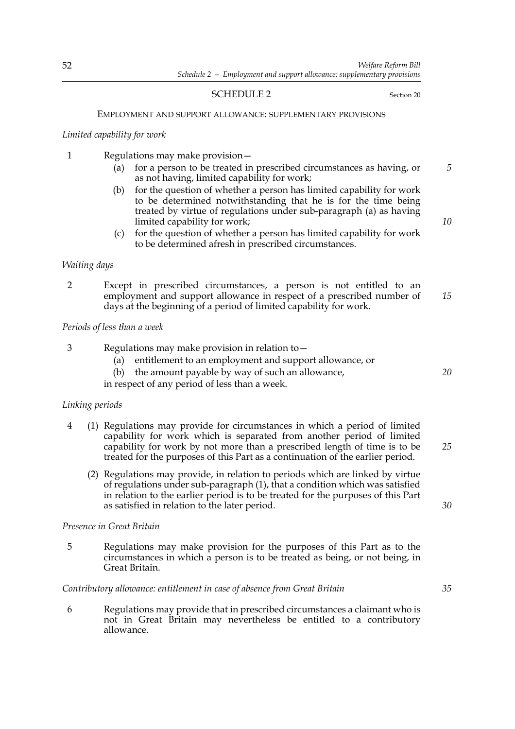# SCHEDULE 2

Section 20

## EMPLOYMENT AND SUPPORT ALLOWANCE: SUPPLEMENTARY PROVISIONS

*Limited capability for work*

1 Regulations may make provision—

(a) for a person to be treated in prescribed circumstances as having, or as not having, limited capability for work;

(b) for the question of whether a person has limited capability for work to be determined notwithstanding that he is for the time being treated by virtue of regulations under sub-paragraph (a) as having limited capability for work;

(c) for the question of whether a person has limited capability for work to be determined afresh in prescribed circumstances.

*Waiting days*

2 Except in prescribed circumstances, a person is not entitled to an employment and support allowance in respect of a prescribed number of days at the beginning of a period of limited capability for work.

*Periods of less than a week*

3 Regulations may make provision in relation to—

(a) entitlement to an employment and support allowance, or

(b) the amount payable by way of such an allowance,

in respect of any period of less than a week.

*Linking periods*

4 (1) Regulations may provide for circumstances in which a period of limited capability for work which is separated from another period of limited capability for work by not more than a prescribed length of time is to be treated for the purposes of this Part as a continuation of the earlier period.

(2) Regulations may provide, in relation to periods which are linked by virtue of regulations under sub-paragraph (1), that a condition which was satisfied in relation to the earlier period is to be treated for the purposes of this Part as satisfied in relation to the later period.

*Presence in Great Britain*

5 Regulations may make provision for the purposes of this Part as to the circumstances in which a person is to be treated as being, or not being, in Great Britain.

*Contributory allowance: entitlement in case of absence from Great Britain*

6 Regulations may provide that in prescribed circumstances a claimant who is not in Great Britain may nevertheless be entitled to a contributory allowance.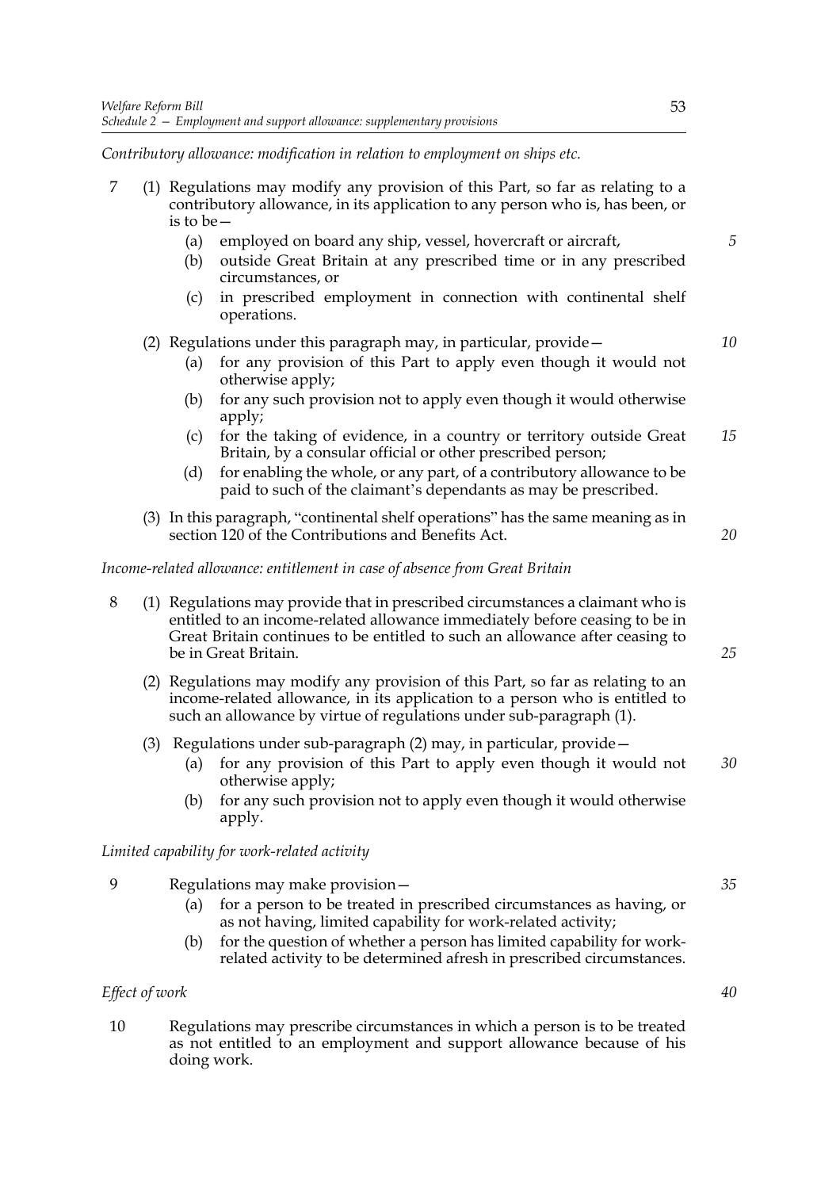*Contributory allowance: modification in relation to employment on ships etc.*

7 (1) Regulations may modify any provision of this Part, so far as relating to a contributory allowance, in its application to any person who is, has been, or is to be—

(a) employed on board any ship, vessel, hovercraft or aircraft,

(b) outside Great Britain at any prescribed time or in any prescribed circumstances, or

(c) in prescribed employment in connection with continental shelf operations.

(2) Regulations under this paragraph may, in particular, provide—

(a) for any provision of this Part to apply even though it would not otherwise apply;

(b) for any such provision not to apply even though it would otherwise apply;

(c) for the taking of evidence, in a country or territory outside Great Britain, by a consular official or other prescribed person;

(d) for enabling the whole, or any part, of a contributory allowance to be paid to such of the claimant's dependants as may be prescribed.

(3) In this paragraph, "continental shelf operations" has the same meaning as in section 120 of the Contributions and Benefits Act.

*Income-related allowance: entitlement in case of absence from Great Britain*

8 (1) Regulations may provide that in prescribed circumstances a claimant who is entitled to an income-related allowance immediately before ceasing to be in Great Britain continues to be entitled to such an allowance after ceasing to be in Great Britain.

(2) Regulations may modify any provision of this Part, so far as relating to an income-related allowance, in its application to a person who is entitled to such an allowance by virtue of regulations under sub-paragraph (1).

(3) Regulations under sub-paragraph (2) may, in particular, provide—

(a) for any provision of this Part to apply even though it would not otherwise apply;

(b) for any such provision not to apply even though it would otherwise apply.

*Limited capability for work-related activity*

9 Regulations may make provision—

(a) for a person to be treated in prescribed circumstances as having, or as not having, limited capability for work-related activity;

(b) for the question of whether a person has limited capability for work-related activity to be determined afresh in prescribed circumstances.

*Effect of work*

10 Regulations may prescribe circumstances in which a person is to be treated as not entitled to an employment and support allowance because of his doing work.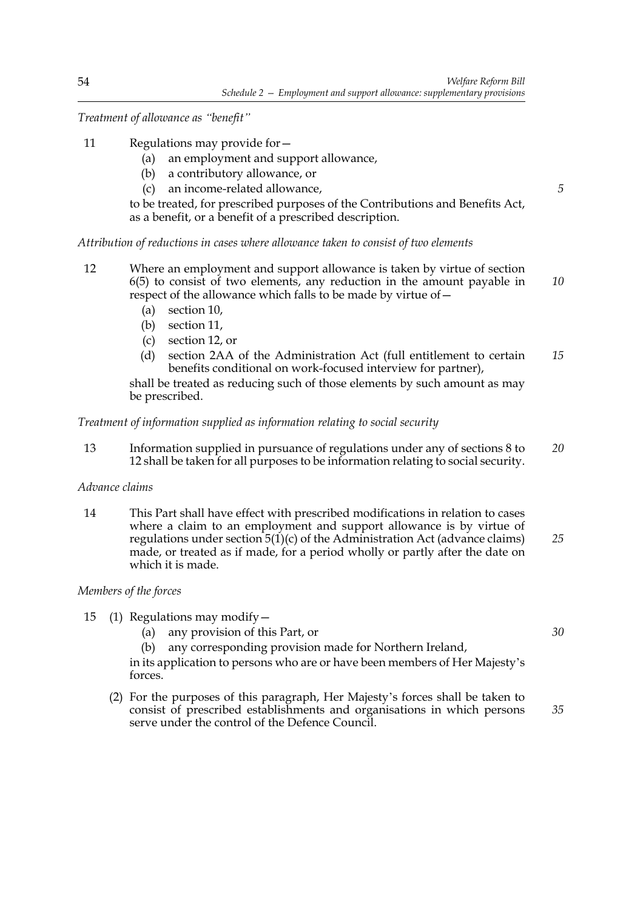*Treatment of allowance as "benefit"*

11 Regulations may provide for—

(a) an employment and support allowance,

(b) a contributory allowance, or

(c) an income-related allowance,

to be treated, for prescribed purposes of the Contributions and Benefits Act, as a benefit, or a benefit of a prescribed description.

*Attribution of reductions in cases where allowance taken to consist of two elements*

12 Where an employment and support allowance is taken by virtue of section 6(5) to consist of two elements, any reduction in the amount payable in respect of the allowance which falls to be made by virtue of—

(a) section 10,

(b) section 11,

(c) section 12, or

(d) section 2AA of the Administration Act (full entitlement to certain benefits conditional on work-focused interview for partner),

shall be treated as reducing such of those elements by such amount as may be prescribed.

*Treatment of information supplied as information relating to social security*

13 Information supplied in pursuance of regulations under any of sections 8 to 12 shall be taken for all purposes to be information relating to social security.

*Advance claims*

14 This Part shall have effect with prescribed modifications in relation to cases where a claim to an employment and support allowance is by virtue of regulations under section 5(1)(c) of the Administration Act (advance claims) made, or treated as if made, for a period wholly or partly after the date on which it is made.

*Members of the forces*

15 (1) Regulations may modify—

(a) any provision of this Part, or

(b) any corresponding provision made for Northern Ireland,

in its application to persons who are or have been members of Her Majesty's forces.

(2) For the purposes of this paragraph, Her Majesty's forces shall be taken to consist of prescribed establishments and organisations in which persons serve under the control of the Defence Council.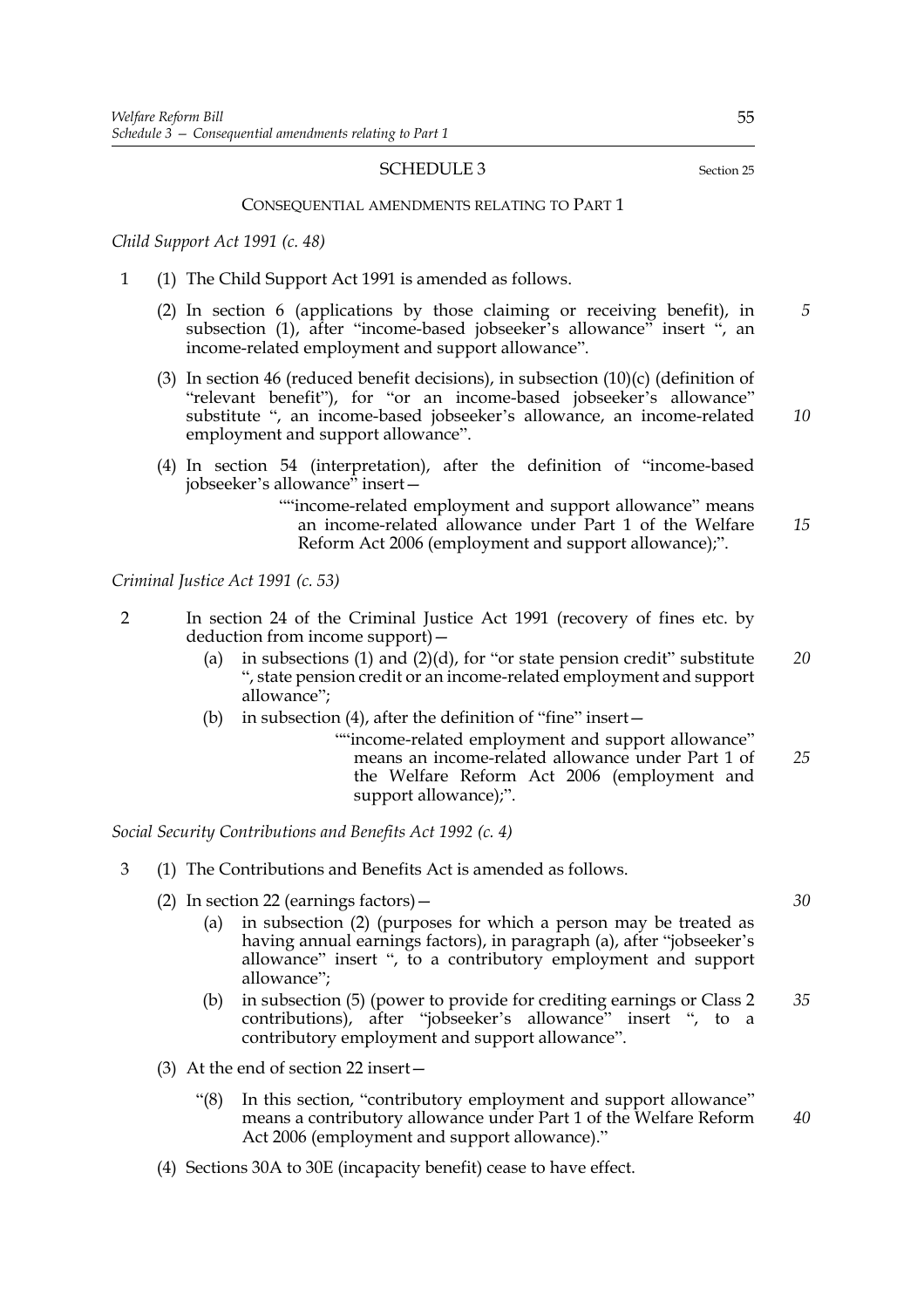SCHEDULE 3

Section 25

CONSEQUENTIAL AMENDMENTS RELATING TO PART 1

*Child Support Act 1991 (c. 48)*

1 (1) The Child Support Act 1991 is amended as follows.

(2) In section 6 (applications by those claiming or receiving benefit), in subsection (1), after "income-based jobseeker's allowance" insert ", an income-related employment and support allowance".

(3) In section 46 (reduced benefit decisions), in subsection (10)(c) (definition of "relevant benefit"), for "or an income-based jobseeker's allowance" substitute ", an income-based jobseeker's allowance, an income-related employment and support allowance".

(4) In section 54 (interpretation), after the definition of "income-based jobseeker's allowance" insert—

> ""income-related employment and support allowance" means an income-related allowance under Part 1 of the Welfare Reform Act 2006 (employment and support allowance);".

*Criminal Justice Act 1991 (c. 53)*

2 In section 24 of the Criminal Justice Act 1991 (recovery of fines etc. by deduction from income support)—

(a) in subsections (1) and (2)(d), for "or state pension credit" substitute ", state pension credit or an income-related employment and support allowance";

(b) in subsection (4), after the definition of "fine" insert—

> ""income-related employment and support allowance" means an income-related allowance under Part 1 of the Welfare Reform Act 2006 (employment and support allowance);".

*Social Security Contributions and Benefits Act 1992 (c. 4)*

3 (1) The Contributions and Benefits Act is amended as follows.

(2) In section 22 (earnings factors)—

(a) in subsection (2) (purposes for which a person may be treated as having annual earnings factors), in paragraph (a), after "jobseeker's allowance" insert ", to a contributory employment and support allowance";

(b) in subsection (5) (power to provide for crediting earnings or Class 2 contributions), after "jobseeker's allowance" insert ", to a contributory employment and support allowance".

(3) At the end of section 22 insert—

> "(8) In this section, "contributory employment and support allowance" means a contributory allowance under Part 1 of the Welfare Reform Act 2006 (employment and support allowance)."

(4) Sections 30A to 30E (incapacity benefit) cease to have effect.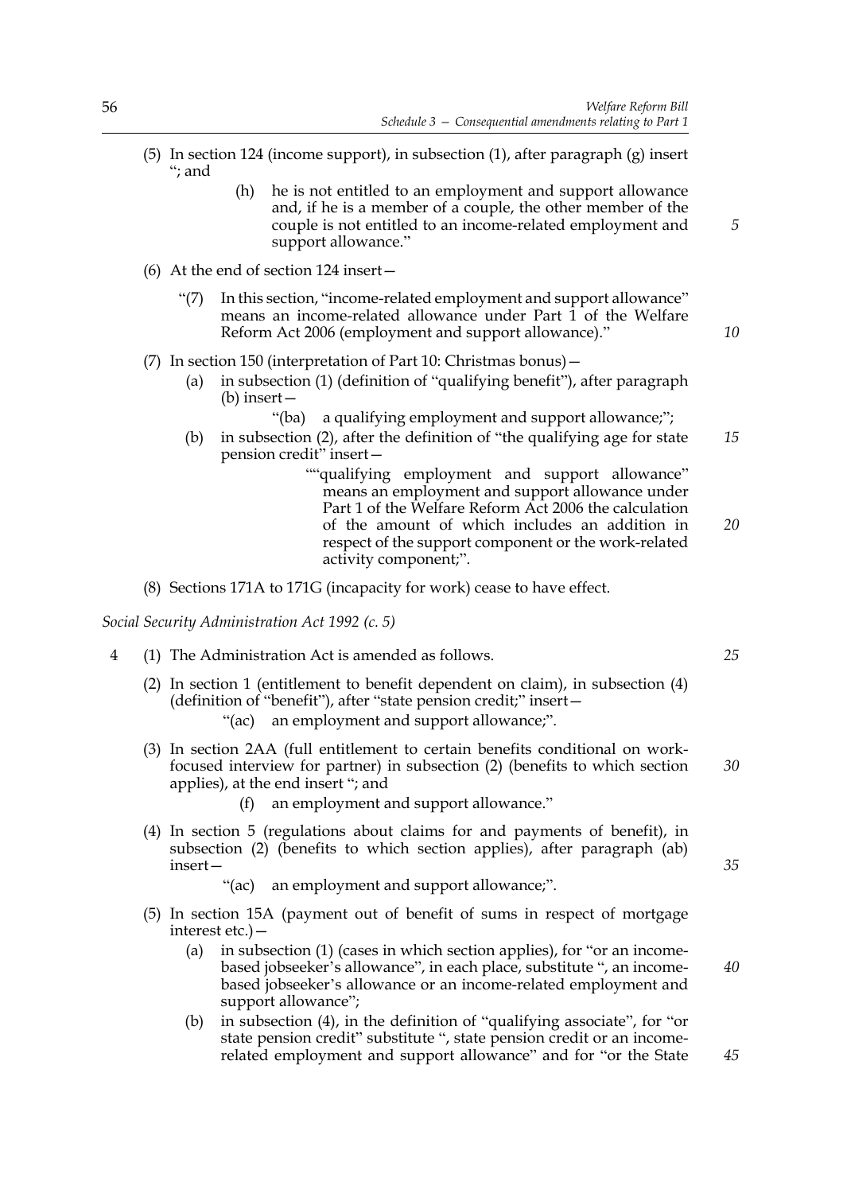(5) In section 124 (income support), in subsection (1), after paragraph (g) insert "; and

> (h) he is not entitled to an employment and support allowance and, if he is a member of a couple, the other member of the couple is not entitled to an income-related employment and support allowance."

(6) At the end of section 124 insert—

> "(7) In this section, "income-related employment and support allowance" means an income-related allowance under Part 1 of the Welfare Reform Act 2006 (employment and support allowance)."

(7) In section 150 (interpretation of Part 10: Christmas bonus)—

(a) in subsection (1) (definition of "qualifying benefit"), after paragraph (b) insert—

> "(ba) a qualifying employment and support allowance;";

(b) in subsection (2), after the definition of "the qualifying age for state pension credit" insert—

> ""qualifying employment and support allowance" means an employment and support allowance under Part 1 of the Welfare Reform Act 2006 the calculation of the amount of which includes an addition in respect of the support component or the work-related activity component;".

(8) Sections 171A to 171G (incapacity for work) cease to have effect.

*Social Security Administration Act 1992 (c. 5)*

4 (1) The Administration Act is amended as follows.

(2) In section 1 (entitlement to benefit dependent on claim), in subsection (4) (definition of "benefit"), after "state pension credit;" insert—

> "(ac) an employment and support allowance;".

(3) In section 2AA (full entitlement to certain benefits conditional on work-focused interview for partner) in subsection (2) (benefits to which section applies), at the end insert "; and

> (f) an employment and support allowance."

(4) In section 5 (regulations about claims for and payments of benefit), in subsection (2) (benefits to which section applies), after paragraph (ab) insert—

> "(ac) an employment and support allowance;".

(5) In section 15A (payment out of benefit of sums in respect of mortgage interest etc.)—

(a) in subsection (1) (cases in which section applies), for "or an income-based jobseeker's allowance", in each place, substitute ", an income-based jobseeker's allowance or an income-related employment and support allowance";

(b) in subsection (4), in the definition of "qualifying associate", for "or state pension credit" substitute ", state pension credit or an income-related employment and support allowance" and for "or the State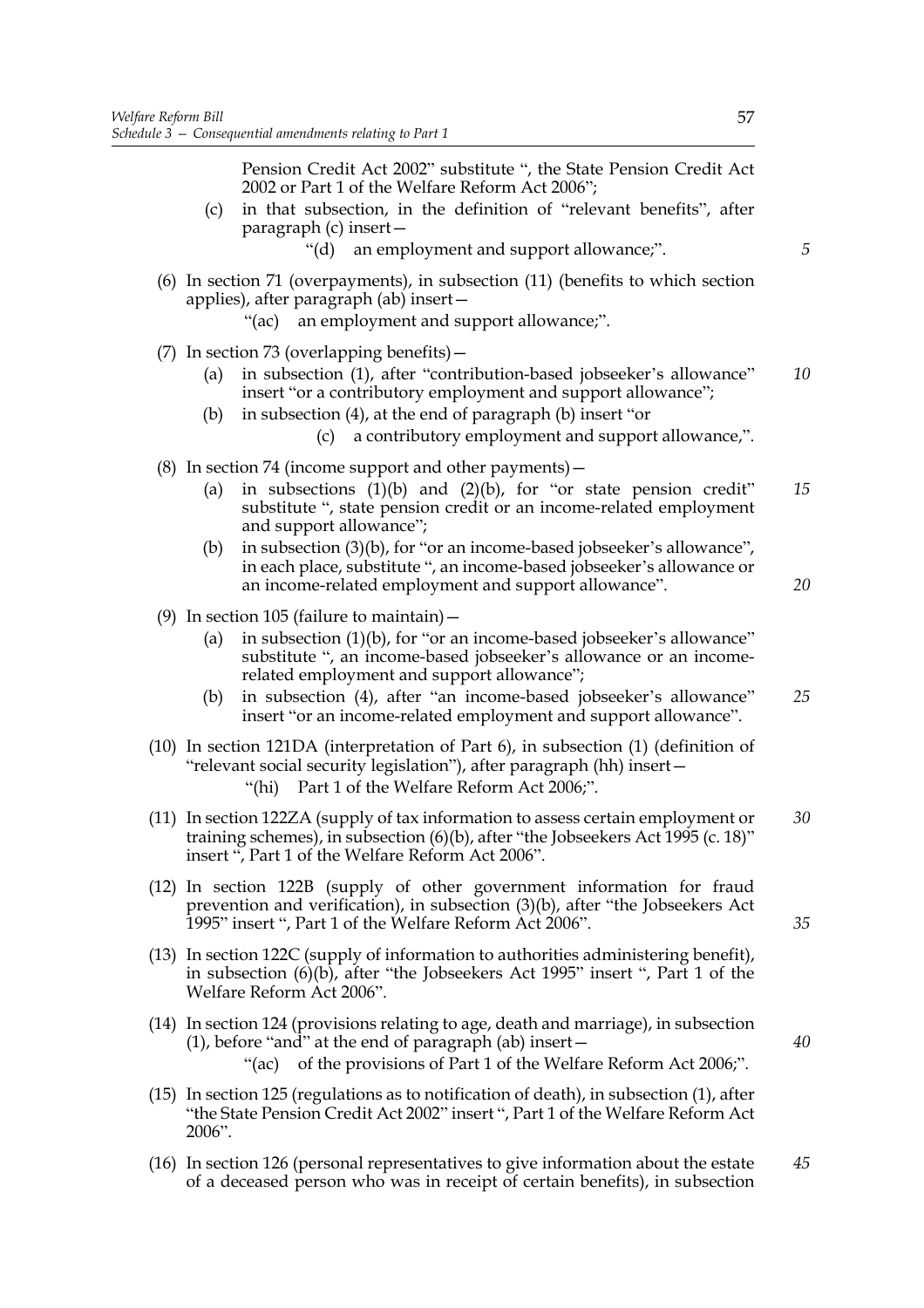Pension Credit Act 2002" substitute ", the State Pension Credit Act 2002 or Part 1 of the Welfare Reform Act 2006";

(c) in that subsection, in the definition of "relevant benefits", after paragraph (c) insert—

"(d) an employment and support allowance;".

(6) In section 71 (overpayments), in subsection (11) (benefits to which section applies), after paragraph (ab) insert—

"(ac) an employment and support allowance;".

(7) In section 73 (overlapping benefits)—

(a) in subsection (1), after "contribution-based jobseeker's allowance" insert "or a contributory employment and support allowance";

(b) in subsection (4), at the end of paragraph (b) insert "or

(c) a contributory employment and support allowance,".

(8) In section 74 (income support and other payments)—

(a) in subsections (1)(b) and (2)(b), for "or state pension credit" substitute ", state pension credit or an income-related employment and support allowance";

(b) in subsection (3)(b), for "or an income-based jobseeker's allowance", in each place, substitute ", an income-based jobseeker's allowance or an income-related employment and support allowance".

(9) In section 105 (failure to maintain)—

(a) in subsection (1)(b), for "or an income-based jobseeker's allowance" substitute ", an income-based jobseeker's allowance or an income-related employment and support allowance";

(b) in subsection (4), after "an income-based jobseeker's allowance" insert "or an income-related employment and support allowance".

(10) In section 121DA (interpretation of Part 6), in subsection (1) (definition of "relevant social security legislation"), after paragraph (hh) insert—

"(hi) Part 1 of the Welfare Reform Act 2006;".

(11) In section 122ZA (supply of tax information to assess certain employment or training schemes), in subsection (6)(b), after "the Jobseekers Act 1995 (c. 18)" insert ", Part 1 of the Welfare Reform Act 2006".

(12) In section 122B (supply of other government information for fraud prevention and verification), in subsection (3)(b), after "the Jobseekers Act 1995" insert ", Part 1 of the Welfare Reform Act 2006".

(13) In section 122C (supply of information to authorities administering benefit), in subsection (6)(b), after "the Jobseekers Act 1995" insert ", Part 1 of the Welfare Reform Act 2006".

(14) In section 124 (provisions relating to age, death and marriage), in subsection (1), before "and" at the end of paragraph (ab) insert—

"(ac) of the provisions of Part 1 of the Welfare Reform Act 2006;".

(15) In section 125 (regulations as to notification of death), in subsection (1), after "the State Pension Credit Act 2002" insert ", Part 1 of the Welfare Reform Act 2006".

(16) In section 126 (personal representatives to give information about the estate of a deceased person who was in receipt of certain benefits), in subsection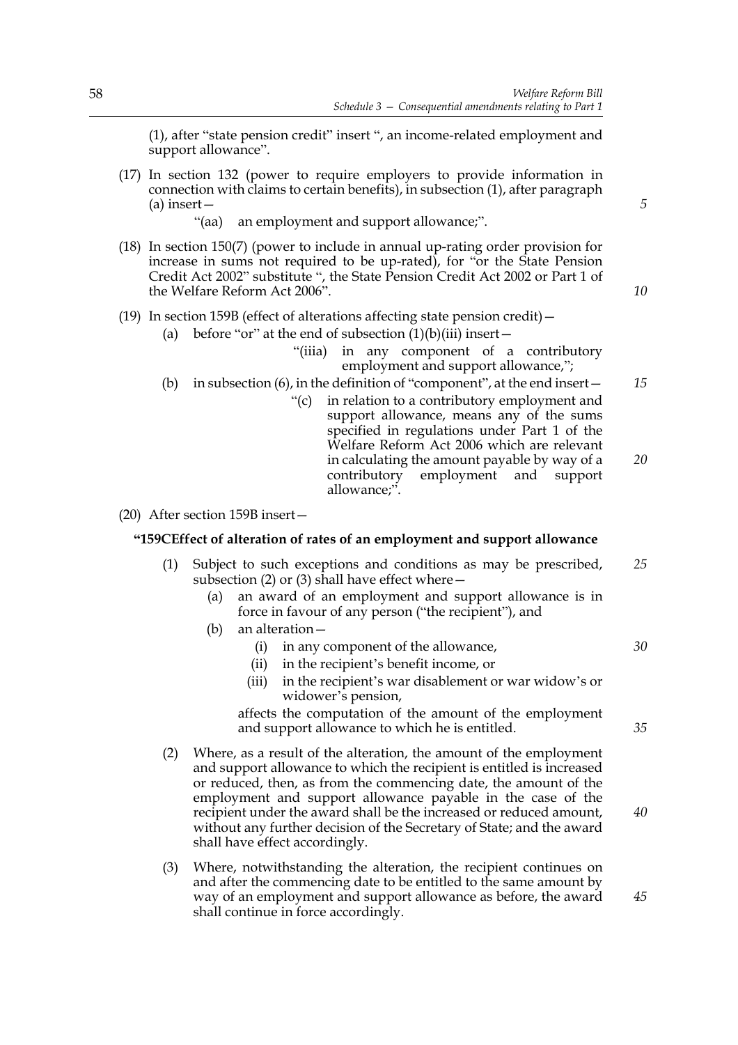(1), after "state pension credit" insert ", an income-related employment and support allowance".

(17) In section 132 (power to require employers to provide information in connection with claims to certain benefits), in subsection (1), after paragraph (a) insert—

"(aa) an employment and support allowance;".

(18) In section 150(7) (power to include in annual up-rating order provision for increase in sums not required to be up-rated), for "or the State Pension Credit Act 2002" substitute ", the State Pension Credit Act 2002 or Part 1 of the Welfare Reform Act 2006".

(19) In section 159B (effect of alterations affecting state pension credit)—

(a) before "or" at the end of subsection (1)(b)(iii) insert—

"(iiia) in any component of a contributory employment and support allowance,";

(b) in subsection (6), in the definition of "component", at the end insert—

"(c) in relation to a contributory employment and support allowance, means any of the sums specified in regulations under Part 1 of the Welfare Reform Act 2006 which are relevant in calculating the amount payable by way of a contributory employment and support allowance;".

(20) After section 159B insert—

**"159C Effect of alteration of rates of an employment and support allowance**

(1) Subject to such exceptions and conditions as may be prescribed, subsection (2) or (3) shall have effect where—

(a) an award of an employment and support allowance is in force in favour of any person ("the recipient"), and

(b) an alteration—

(i) in any component of the allowance,

(ii) in the recipient's benefit income, or

(iii) in the recipient's war disablement or war widow's or widower's pension,

affects the computation of the amount of the employment and support allowance to which he is entitled.

(2) Where, as a result of the alteration, the amount of the employment and support allowance to which the recipient is entitled is increased or reduced, then, as from the commencing date, the amount of the employment and support allowance payable in the case of the recipient under the award shall be the increased or reduced amount, without any further decision of the Secretary of State; and the award shall have effect accordingly.

(3) Where, notwithstanding the alteration, the recipient continues on and after the commencing date to be entitled to the same amount by way of an employment and support allowance as before, the award shall continue in force accordingly.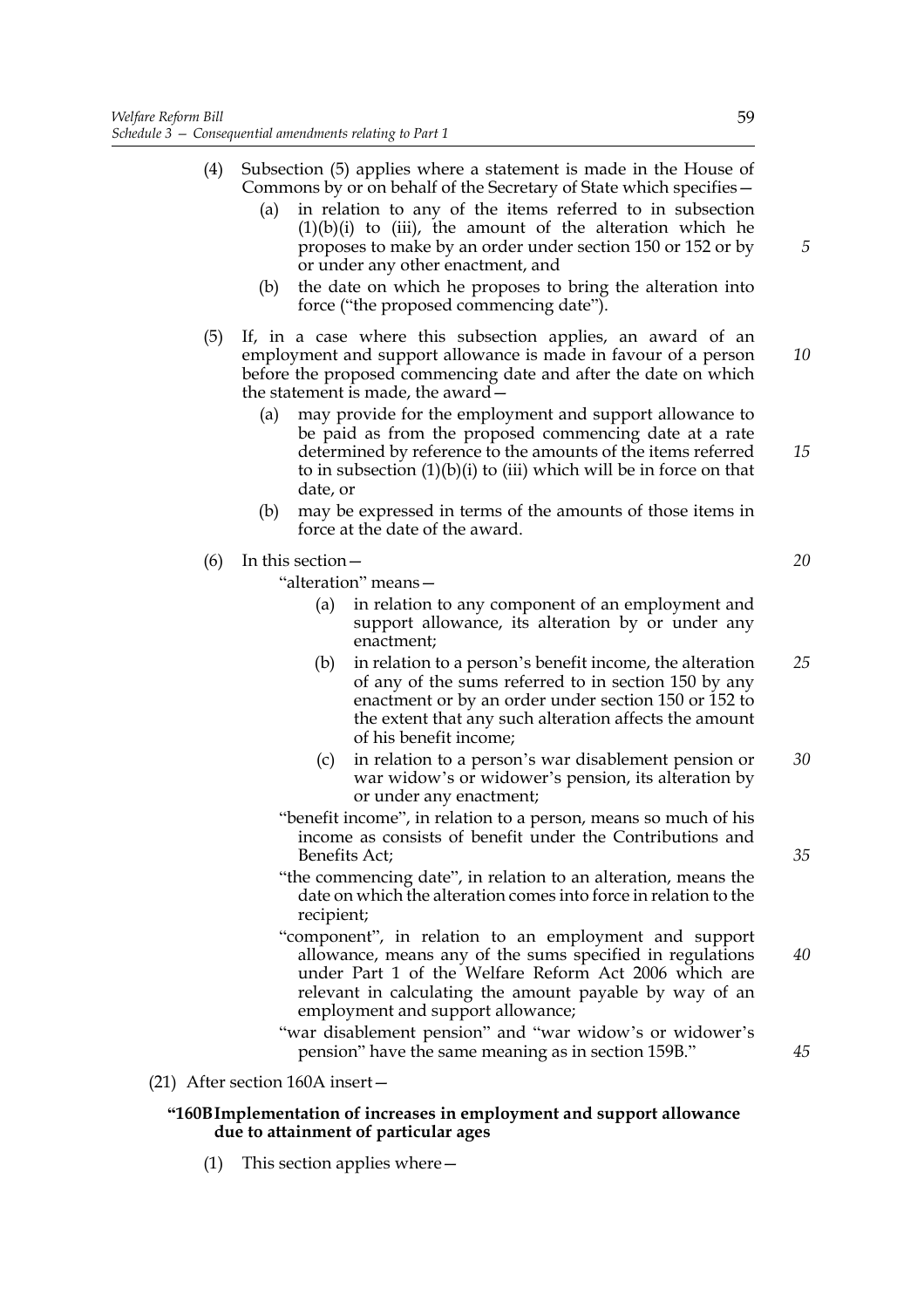(4) Subsection (5) applies where a statement is made in the House of Commons by or on behalf of the Secretary of State which specifies—

(a) in relation to any of the items referred to in subsection (1)(b)(i) to (iii), the amount of the alteration which he proposes to make by an order under section 150 or 152 or by or under any other enactment, and

(b) the date on which he proposes to bring the alteration into force ("the proposed commencing date").

(5) If, in a case where this subsection applies, an award of an employment and support allowance is made in favour of a person before the proposed commencing date and after the date on which the statement is made, the award—

(a) may provide for the employment and support allowance to be paid as from the proposed commencing date at a rate determined by reference to the amounts of the items referred to in subsection (1)(b)(i) to (iii) which will be in force on that date, or

(b) may be expressed in terms of the amounts of those items in force at the date of the award.

(6) In this section—

"alteration" means—

(a) in relation to any component of an employment and support allowance, its alteration by or under any enactment;

(b) in relation to a person's benefit income, the alteration of any of the sums referred to in section 150 by any enactment or by an order under section 150 or 152 to the extent that any such alteration affects the amount of his benefit income;

(c) in relation to a person's war disablement pension or war widow's or widower's pension, its alteration by or under any enactment;

"benefit income", in relation to a person, means so much of his income as consists of benefit under the Contributions and Benefits Act;

"the commencing date", in relation to an alteration, means the date on which the alteration comes into force in relation to the recipient;

"component", in relation to an employment and support allowance, means any of the sums specified in regulations under Part 1 of the Welfare Reform Act 2006 which are relevant in calculating the amount payable by way of an employment and support allowance;

"war disablement pension" and "war widow's or widower's pension" have the same meaning as in section 159B."

(21) After section 160A insert—

**"160B Implementation of increases in employment and support allowance due to attainment of particular ages**

(1) This section applies where—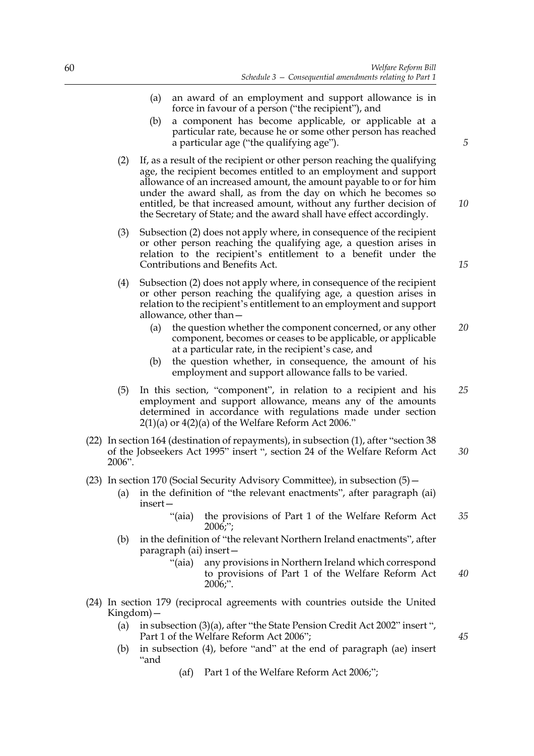(a) an award of an employment and support allowance is in force in favour of a person ("the recipient"), and

(b) a component has become applicable, or applicable at a particular rate, because he or some other person has reached a particular age ("the qualifying age").

(2) If, as a result of the recipient or other person reaching the qualifying age, the recipient becomes entitled to an employment and support allowance of an increased amount, the amount payable to or for him under the award shall, as from the day on which he becomes so entitled, be that increased amount, without any further decision of the Secretary of State; and the award shall have effect accordingly.

(3) Subsection (2) does not apply where, in consequence of the recipient or other person reaching the qualifying age, a question arises in relation to the recipient's entitlement to a benefit under the Contributions and Benefits Act.

(4) Subsection (2) does not apply where, in consequence of the recipient or other person reaching the qualifying age, a question arises in relation to the recipient's entitlement to an employment and support allowance, other than—

(a) the question whether the component concerned, or any other component, becomes or ceases to be applicable, or applicable at a particular rate, in the recipient's case, and

(b) the question whether, in consequence, the amount of his employment and support allowance falls to be varied.

(5) In this section, "component", in relation to a recipient and his employment and support allowance, means any of the amounts determined in accordance with regulations made under section 2(1)(a) or 4(2)(a) of the Welfare Reform Act 2006."

(22) In section 164 (destination of repayments), in subsection (1), after "section 38 of the Jobseekers Act 1995" insert ", section 24 of the Welfare Reform Act 2006".

(23) In section 170 (Social Security Advisory Committee), in subsection (5)—

(a) in the definition of "the relevant enactments", after paragraph (ai) insert—

"(aia) the provisions of Part 1 of the Welfare Reform Act 2006;";

(b) in the definition of "the relevant Northern Ireland enactments", after paragraph (ai) insert—

"(aia) any provisions in Northern Ireland which correspond to provisions of Part 1 of the Welfare Reform Act 2006;".

(24) In section 179 (reciprocal agreements with countries outside the United Kingdom)—

(a) in subsection (3)(a), after "the State Pension Credit Act 2002" insert ", Part 1 of the Welfare Reform Act 2006";

(b) in subsection (4), before "and" at the end of paragraph (ae) insert "and

(af) Part 1 of the Welfare Reform Act 2006;";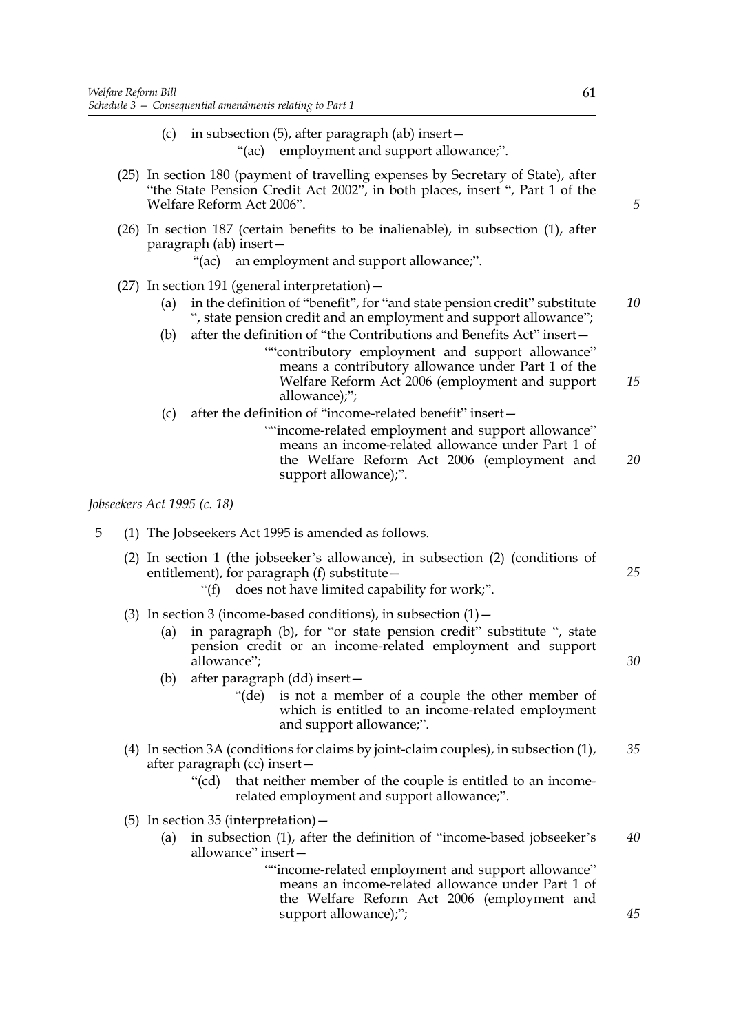(c) in subsection (5), after paragraph (ab) insert—

"(ac) employment and support allowance;".

(25) In section 180 (payment of travelling expenses by Secretary of State), after "the State Pension Credit Act 2002", in both places, insert ", Part 1 of the Welfare Reform Act 2006".

(26) In section 187 (certain benefits to be inalienable), in subsection (1), after paragraph (ab) insert—

"(ac) an employment and support allowance;".

(27) In section 191 (general interpretation)—

(a) in the definition of "benefit", for "and state pension credit" substitute ", state pension credit and an employment and support allowance";

(b) after the definition of "the Contributions and Benefits Act" insert—

""contributory employment and support allowance" means a contributory allowance under Part 1 of the Welfare Reform Act 2006 (employment and support allowance);";

(c) after the definition of "income-related benefit" insert—

""income-related employment and support allowance" means an income-related allowance under Part 1 of the Welfare Reform Act 2006 (employment and support allowance);".

*Jobseekers Act 1995 (c. 18)*

5 (1) The Jobseekers Act 1995 is amended as follows.

(2) In section 1 (the jobseeker's allowance), in subsection (2) (conditions of entitlement), for paragraph (f) substitute—

"(f) does not have limited capability for work;".

(3) In section 3 (income-based conditions), in subsection (1)—

(a) in paragraph (b), for "or state pension credit" substitute ", state pension credit or an income-related employment and support allowance";

(b) after paragraph (dd) insert—

"(de) is not a member of a couple the other member of which is entitled to an income-related employment and support allowance;".

(4) In section 3A (conditions for claims by joint-claim couples), in subsection (1), after paragraph (cc) insert—

"(cd) that neither member of the couple is entitled to an income-related employment and support allowance;".

(5) In section 35 (interpretation)—

(a) in subsection (1), after the definition of "income-based jobseeker's allowance" insert—

""income-related employment and support allowance" means an income-related allowance under Part 1 of the Welfare Reform Act 2006 (employment and support allowance);";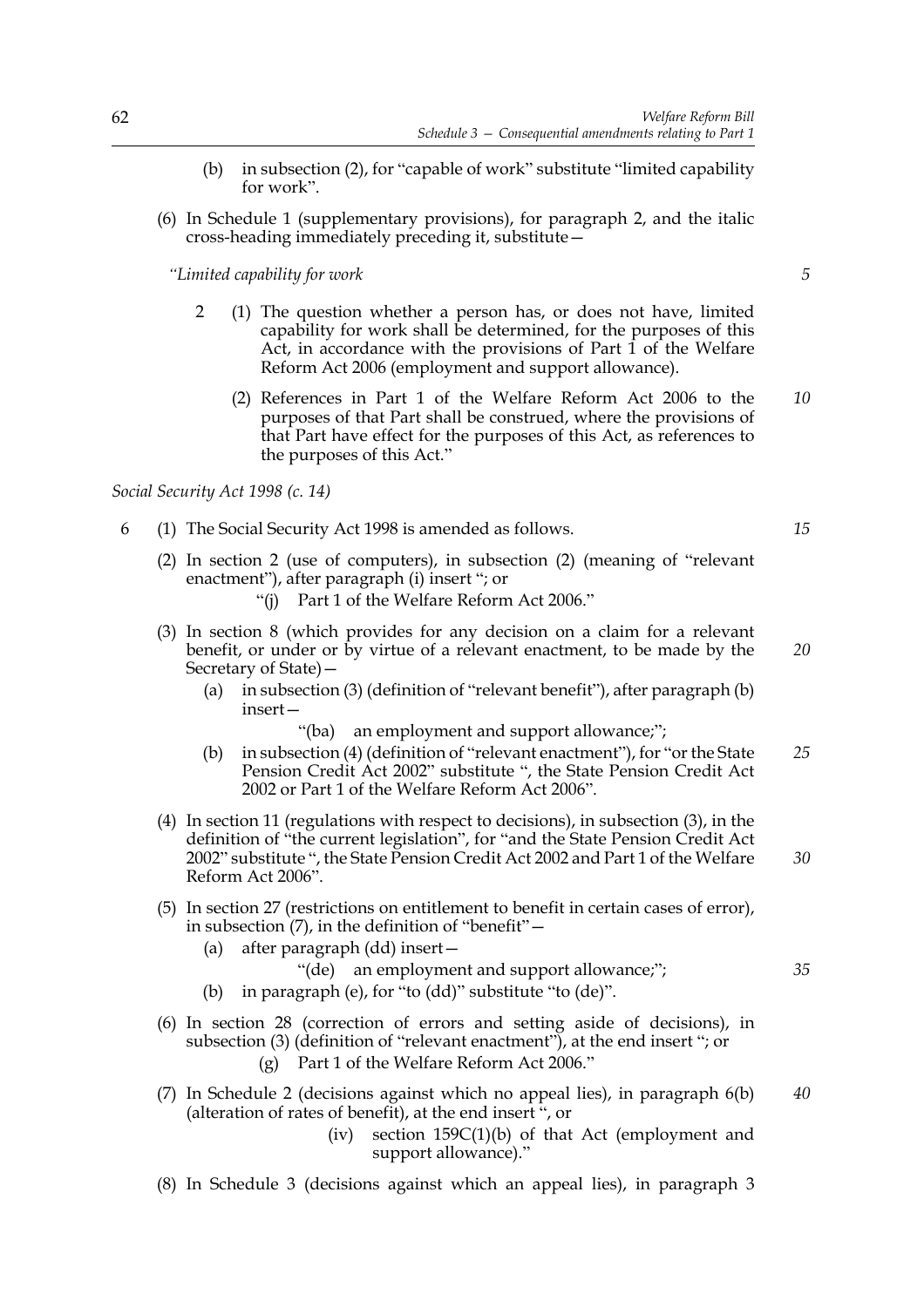(b) in subsection (2), for "capable of work" substitute "limited capability for work".

(6) In Schedule 1 (supplementary provisions), for paragraph 2, and the italic cross-heading immediately preceding it, substitute—

*"Limited capability for work*

2 (1) The question whether a person has, or does not have, limited capability for work shall be determined, for the purposes of this Act, in accordance with the provisions of Part 1 of the Welfare Reform Act 2006 (employment and support allowance).

(2) References in Part 1 of the Welfare Reform Act 2006 to the purposes of that Part shall be construed, where the provisions of that Part have effect for the purposes of this Act, as references to the purposes of this Act."

*Social Security Act 1998 (c. 14)*

6 (1) The Social Security Act 1998 is amended as follows.

(2) In section 2 (use of computers), in subsection (2) (meaning of "relevant enactment"), after paragraph (i) insert "; or

"(j) Part 1 of the Welfare Reform Act 2006."

(3) In section 8 (which provides for any decision on a claim for a relevant benefit, or under or by virtue of a relevant enactment, to be made by the Secretary of State)—

(a) in subsection (3) (definition of "relevant benefit"), after paragraph (b) insert—

"(ba) an employment and support allowance;";

(b) in subsection (4) (definition of "relevant enactment"), for "or the State Pension Credit Act 2002" substitute ", the State Pension Credit Act 2002 or Part 1 of the Welfare Reform Act 2006".

(4) In section 11 (regulations with respect to decisions), in subsection (3), in the definition of "the current legislation", for "and the State Pension Credit Act 2002" substitute ", the State Pension Credit Act 2002 and Part 1 of the Welfare Reform Act 2006".

(5) In section 27 (restrictions on entitlement to benefit in certain cases of error), in subsection (7), in the definition of "benefit"—

(a) after paragraph (dd) insert—

"(de) an employment and support allowance;";

(b) in paragraph (e), for "to (dd)" substitute "to (de)".

(6) In section 28 (correction of errors and setting aside of decisions), in subsection (3) (definition of "relevant enactment"), at the end insert "; or

(g) Part 1 of the Welfare Reform Act 2006."

(7) In Schedule 2 (decisions against which no appeal lies), in paragraph 6(b) (alteration of rates of benefit), at the end insert ", or

(iv) section 159C(1)(b) of that Act (employment and support allowance)."

(8) In Schedule 3 (decisions against which an appeal lies), in paragraph 3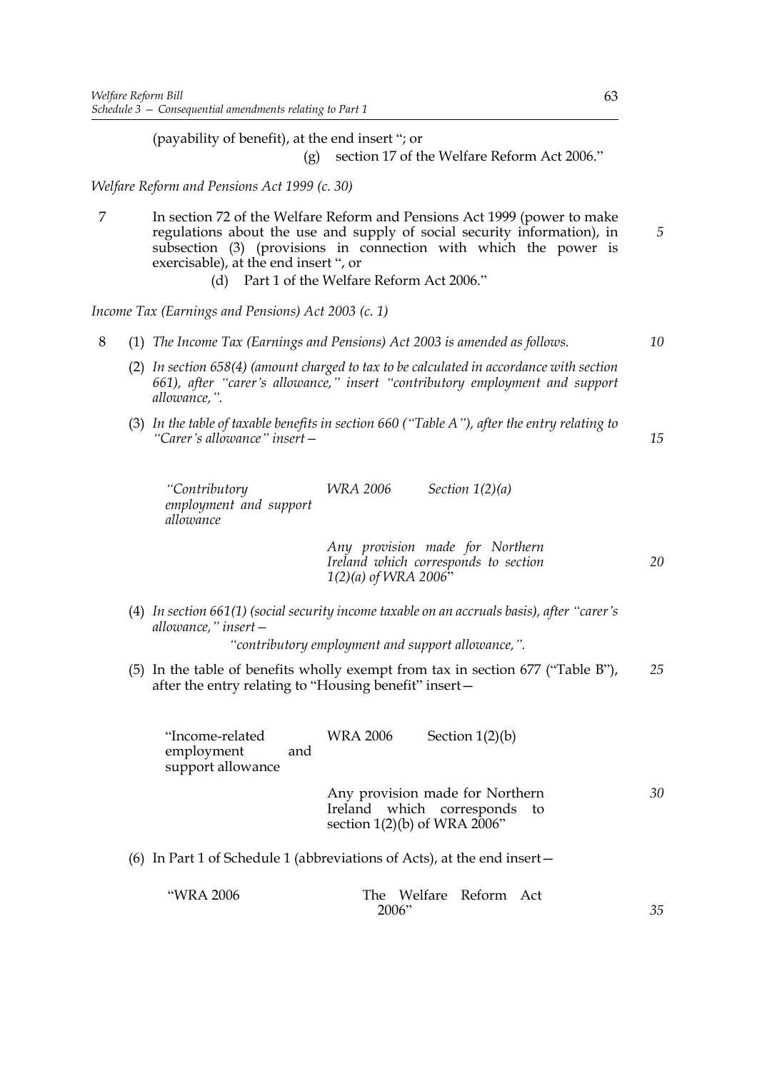(payability of benefit), at the end insert "; or

(g) section 17 of the Welfare Reform Act 2006."

*Welfare Reform and Pensions Act 1999 (c. 30)*

7 In section 72 of the Welfare Reform and Pensions Act 1999 (power to make regulations about the use and supply of social security information), in subsection (3) (provisions in connection with which the power is exercisable), at the end insert ", or

(d) Part 1 of the Welfare Reform Act 2006."

*Income Tax (Earnings and Pensions) Act 2003 (c. 1)*

8 (1) *The Income Tax (Earnings and Pensions) Act 2003 is amended as follows.*

(2) *In section 658(4) (amount charged to tax to be calculated in accordance with section 661), after "carer's allowance," insert "contributory employment and support allowance,".*

(3) *In the table of taxable benefits in section 660 ("Table A"), after the entry relating to "Carer's allowance" insert—*

| | | |
|---|---|---|
| *"Contributory employment and support allowance* | *WRA 2006* | *Section 1(2)(a)* |
| | *Any provision made for Northern Ireland which corresponds to section 1(2)(a) of WRA 2006"* | |

(4) *In section 661(1) (social security income taxable on an accruals basis), after "carer's allowance," insert—*

*"contributory employment and support allowance,".*

(5) In the table of benefits wholly exempt from tax in section 677 ("Table B"), after the entry relating to "Housing benefit" insert—

| | | |
|---|---|---|
| "Income-related employment and support allowance | WRA 2006 | Section 1(2)(b) |
| | Any provision made for Northern Ireland which corresponds to section 1(2)(b) of WRA 2006" | |

(6) In Part 1 of Schedule 1 (abbreviations of Acts), at the end insert—

| | |
|---|---|
| "WRA 2006 | The Welfare Reform Act 2006" |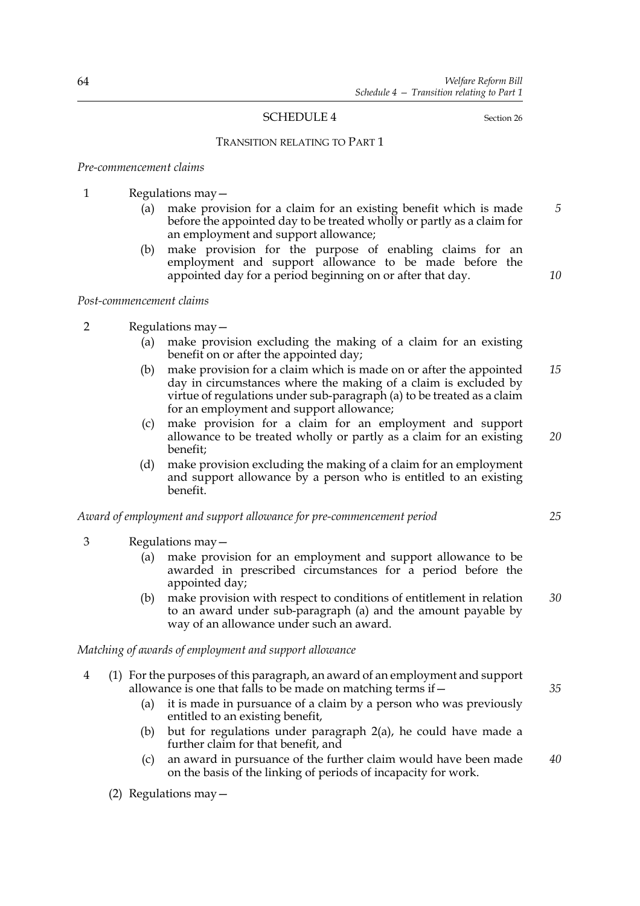## SCHEDULE 4

Section 26

### TRANSITION RELATING TO PART 1

*Pre-commencement claims*

1 Regulations may—

(a) make provision for a claim for an existing benefit which is made before the appointed day to be treated wholly or partly as a claim for an employment and support allowance;

(b) make provision for the purpose of enabling claims for an employment and support allowance to be made before the appointed day for a period beginning on or after that day.

*Post-commencement claims*

2 Regulations may—

(a) make provision excluding the making of a claim for an existing benefit on or after the appointed day;

(b) make provision for a claim which is made on or after the appointed day in circumstances where the making of a claim is excluded by virtue of regulations under sub-paragraph (a) to be treated as a claim for an employment and support allowance;

(c) make provision for a claim for an employment and support allowance to be treated wholly or partly as a claim for an existing benefit;

(d) make provision excluding the making of a claim for an employment and support allowance by a person who is entitled to an existing benefit.

*Award of employment and support allowance for pre-commencement period*

3 Regulations may—

(a) make provision for an employment and support allowance to be awarded in prescribed circumstances for a period before the appointed day;

(b) make provision with respect to conditions of entitlement in relation to an award under sub-paragraph (a) and the amount payable by way of an allowance under such an award.

*Matching of awards of employment and support allowance*

4 (1) For the purposes of this paragraph, an award of an employment and support allowance is one that falls to be made on matching terms if—

(a) it is made in pursuance of a claim by a person who was previously entitled to an existing benefit,

(b) but for regulations under paragraph 2(a), he could have made a further claim for that benefit, and

(c) an award in pursuance of the further claim would have been made on the basis of the linking of periods of incapacity for work.

(2) Regulations may—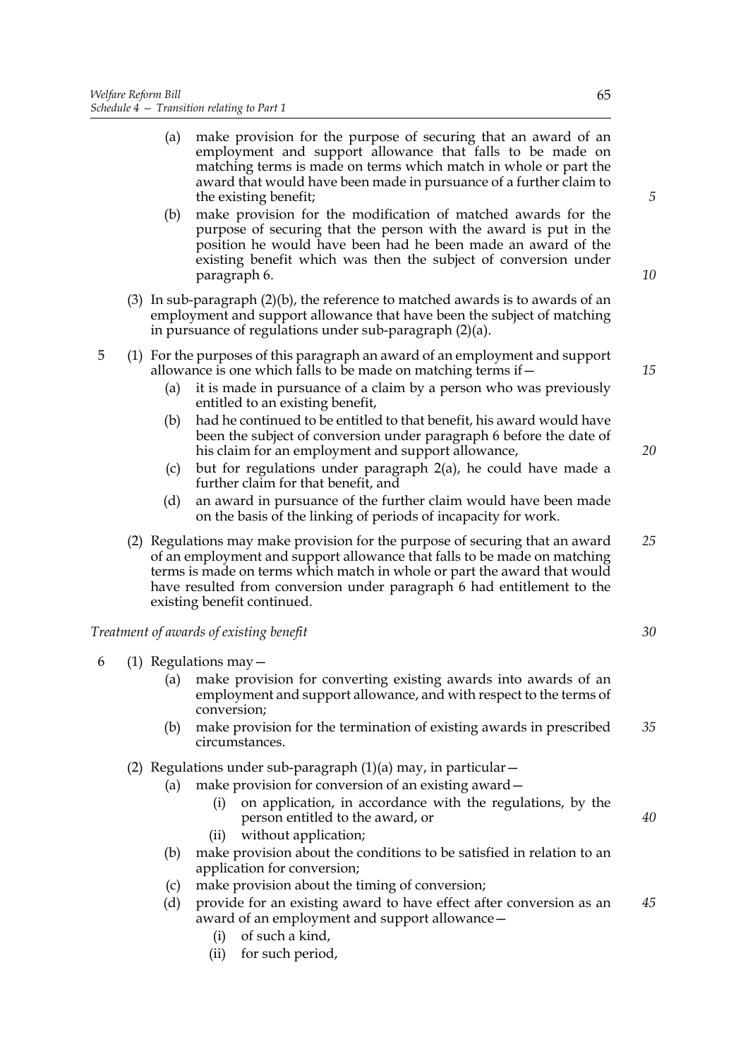(a) make provision for the purpose of securing that an award of an employment and support allowance that falls to be made on matching terms is made on terms which match in whole or part the award that would have been made in pursuance of a further claim to the existing benefit;

(b) make provision for the modification of matched awards for the purpose of securing that the person with the award is put in the position he would have been had he been made an award of the existing benefit which was then the subject of conversion under paragraph 6.

(3) In sub-paragraph (2)(b), the reference to matched awards is to awards of an employment and support allowance that have been the subject of matching in pursuance of regulations under sub-paragraph (2)(a).

5 (1) For the purposes of this paragraph an award of an employment and support allowance is one which falls to be made on matching terms if—

(a) it is made in pursuance of a claim by a person who was previously entitled to an existing benefit,

(b) had he continued to be entitled to that benefit, his award would have been the subject of conversion under paragraph 6 before the date of his claim for an employment and support allowance,

(c) but for regulations under paragraph 2(a), he could have made a further claim for that benefit, and

(d) an award in pursuance of the further claim would have been made on the basis of the linking of periods of incapacity for work.

(2) Regulations may make provision for the purpose of securing that an award of an employment and support allowance that falls to be made on matching terms is made on terms which match in whole or part the award that would have resulted from conversion under paragraph 6 had entitlement to the existing benefit continued.

*Treatment of awards of existing benefit*

6 (1) Regulations may—

(a) make provision for converting existing awards into awards of an employment and support allowance, and with respect to the terms of conversion;

(b) make provision for the termination of existing awards in prescribed circumstances.

(2) Regulations under sub-paragraph (1)(a) may, in particular—

(a) make provision for conversion of an existing award—

(i) on application, in accordance with the regulations, by the person entitled to the award, or

(ii) without application;

(b) make provision about the conditions to be satisfied in relation to an application for conversion;

(c) make provision about the timing of conversion;

(d) provide for an existing award to have effect after conversion as an award of an employment and support allowance—

(i) of such a kind,

(ii) for such period,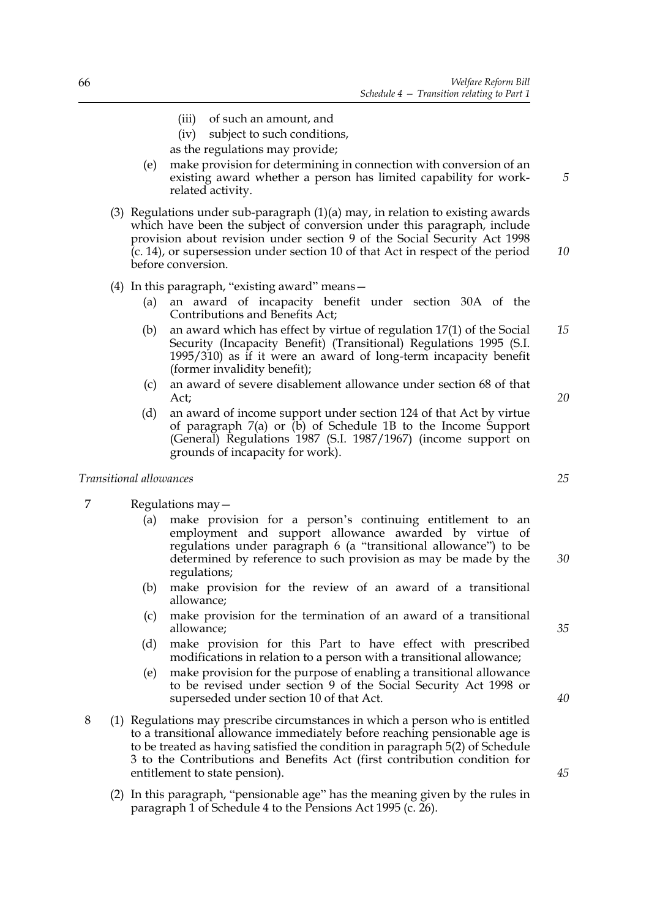(iii) of such an amount, and

(iv) subject to such conditions,

as the regulations may provide;

(e) make provision for determining in connection with conversion of an existing award whether a person has limited capability for work-related activity.

(3) Regulations under sub-paragraph (1)(a) may, in relation to existing awards which have been the subject of conversion under this paragraph, include provision about revision under section 9 of the Social Security Act 1998 (c. 14), or supersession under section 10 of that Act in respect of the period before conversion.

(4) In this paragraph, "existing award" means—

(a) an award of incapacity benefit under section 30A of the Contributions and Benefits Act;

(b) an award which has effect by virtue of regulation 17(1) of the Social Security (Incapacity Benefit) (Transitional) Regulations 1995 (S.I. 1995/310) as if it were an award of long-term incapacity benefit (former invalidity benefit);

(c) an award of severe disablement allowance under section 68 of that Act;

(d) an award of income support under section 124 of that Act by virtue of paragraph 7(a) or (b) of Schedule 1B to the Income Support (General) Regulations 1987 (S.I. 1987/1967) (income support on grounds of incapacity for work).

*Transitional allowances*

7 Regulations may—

(a) make provision for a person's continuing entitlement to an employment and support allowance awarded by virtue of regulations under paragraph 6 (a "transitional allowance") to be determined by reference to such provision as may be made by the regulations;

(b) make provision for the review of an award of a transitional allowance;

(c) make provision for the termination of an award of a transitional allowance;

(d) make provision for this Part to have effect with prescribed modifications in relation to a person with a transitional allowance;

(e) make provision for the purpose of enabling a transitional allowance to be revised under section 9 of the Social Security Act 1998 or superseded under section 10 of that Act.

8 (1) Regulations may prescribe circumstances in which a person who is entitled to a transitional allowance immediately before reaching pensionable age is to be treated as having satisfied the condition in paragraph 5(2) of Schedule 3 to the Contributions and Benefits Act (first contribution condition for entitlement to state pension).

(2) In this paragraph, "pensionable age" has the meaning given by the rules in paragraph 1 of Schedule 4 to the Pensions Act 1995 (c. 26).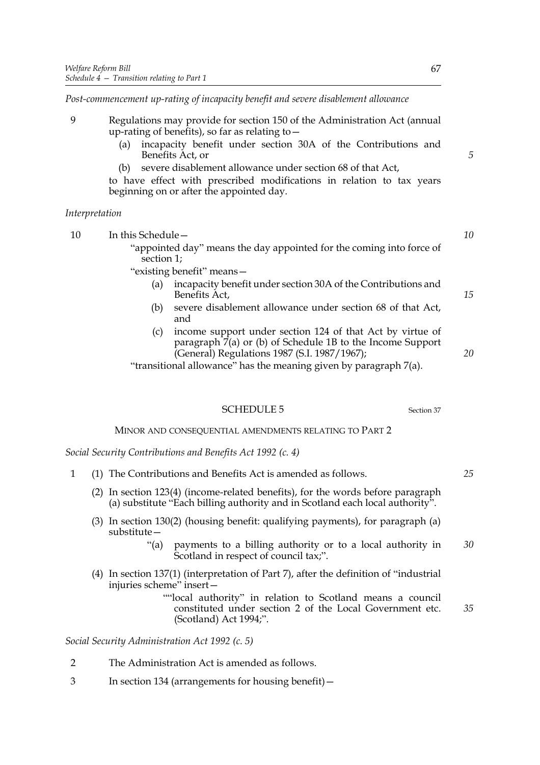*Post-commencement up-rating of incapacity benefit and severe disablement allowance*

9 Regulations may provide for section 150 of the Administration Act (annual up-rating of benefits), so far as relating to—

(a) incapacity benefit under section 30A of the Contributions and Benefits Act, or

(b) severe disablement allowance under section 68 of that Act,

to have effect with prescribed modifications in relation to tax years beginning on or after the appointed day.

*Interpretation*

10 In this Schedule—

"appointed day" means the day appointed for the coming into force of section 1;

"existing benefit" means—

(a) incapacity benefit under section 30A of the Contributions and Benefits Act,

(b) severe disablement allowance under section 68 of that Act, and

(c) income support under section 124 of that Act by virtue of paragraph 7(a) or (b) of Schedule 1B to the Income Support (General) Regulations 1987 (S.I. 1987/1967);

"transitional allowance" has the meaning given by paragraph 7(a).

## SCHEDULE 5

Section 37

### MINOR AND CONSEQUENTIAL AMENDMENTS RELATING TO PART 2

*Social Security Contributions and Benefits Act 1992 (c. 4)*

1 (1) The Contributions and Benefits Act is amended as follows.

(2) In section 123(4) (income-related benefits), for the words before paragraph (a) substitute "Each billing authority and in Scotland each local authority".

(3) In section 130(2) (housing benefit: qualifying payments), for paragraph (a) substitute—

"(a) payments to a billing authority or to a local authority in Scotland in respect of council tax;".

(4) In section 137(1) (interpretation of Part 7), after the definition of "industrial injuries scheme" insert—

""local authority" in relation to Scotland means a council constituted under section 2 of the Local Government etc. (Scotland) Act 1994;".

*Social Security Administration Act 1992 (c. 5)*

2 The Administration Act is amended as follows.

3 In section 134 (arrangements for housing benefit)—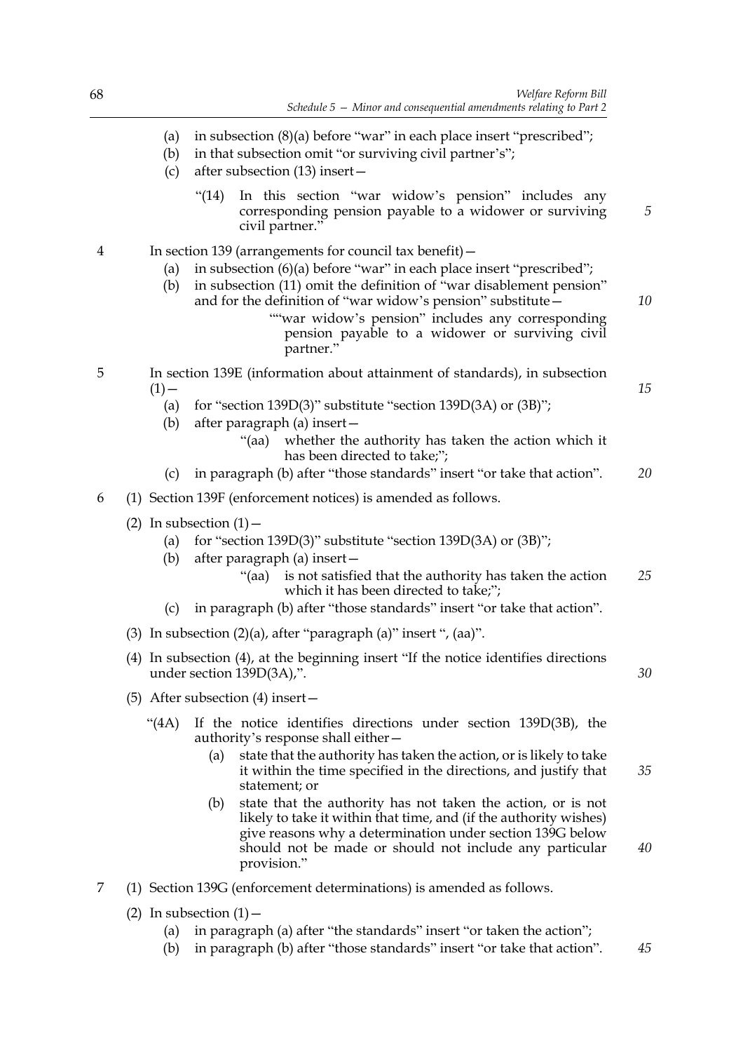(a) in subsection (8)(a) before "war" in each place insert "prescribed";

(b) in that subsection omit "or surviving civil partner's";

(c) after subsection (13) insert—

> "(14) In this section "war widow's pension" includes any corresponding pension payable to a widower or surviving civil partner."

4 In section 139 (arrangements for council tax benefit)—

(a) in subsection (6)(a) before "war" in each place insert "prescribed";

(b) in subsection (11) omit the definition of "war disablement pension" and for the definition of "war widow's pension" substitute—

> ""war widow's pension" includes any corresponding pension payable to a widower or surviving civil partner."

5 In section 139E (information about attainment of standards), in subsection (1)—

(a) for "section 139D(3)" substitute "section 139D(3A) or (3B)";

(b) after paragraph (a) insert—

> "(aa) whether the authority has taken the action which it has been directed to take;";

(c) in paragraph (b) after "those standards" insert "or take that action".

6 (1) Section 139F (enforcement notices) is amended as follows.

(2) In subsection (1)—

(a) for "section 139D(3)" substitute "section 139D(3A) or (3B)";

(b) after paragraph (a) insert—

> "(aa) is not satisfied that the authority has taken the action which it has been directed to take;";

(c) in paragraph (b) after "those standards" insert "or take that action".

(3) In subsection (2)(a), after "paragraph (a)" insert ", (aa)".

(4) In subsection (4), at the beginning insert "If the notice identifies directions under section 139D(3A),".

(5) After subsection (4) insert—

> "(4A) If the notice identifies directions under section 139D(3B), the authority's response shall either—
>
> (a) state that the authority has taken the action, or is likely to take it within the time specified in the directions, and justify that statement; or
>
> (b) state that the authority has not taken the action, or is not likely to take it within that time, and (if the authority wishes) give reasons why a determination under section 139G below should not be made or should not include any particular provision."

7 (1) Section 139G (enforcement determinations) is amended as follows.

(2) In subsection (1)—

(a) in paragraph (a) after "the standards" insert "or taken the action";

(b) in paragraph (b) after "those standards" insert "or take that action".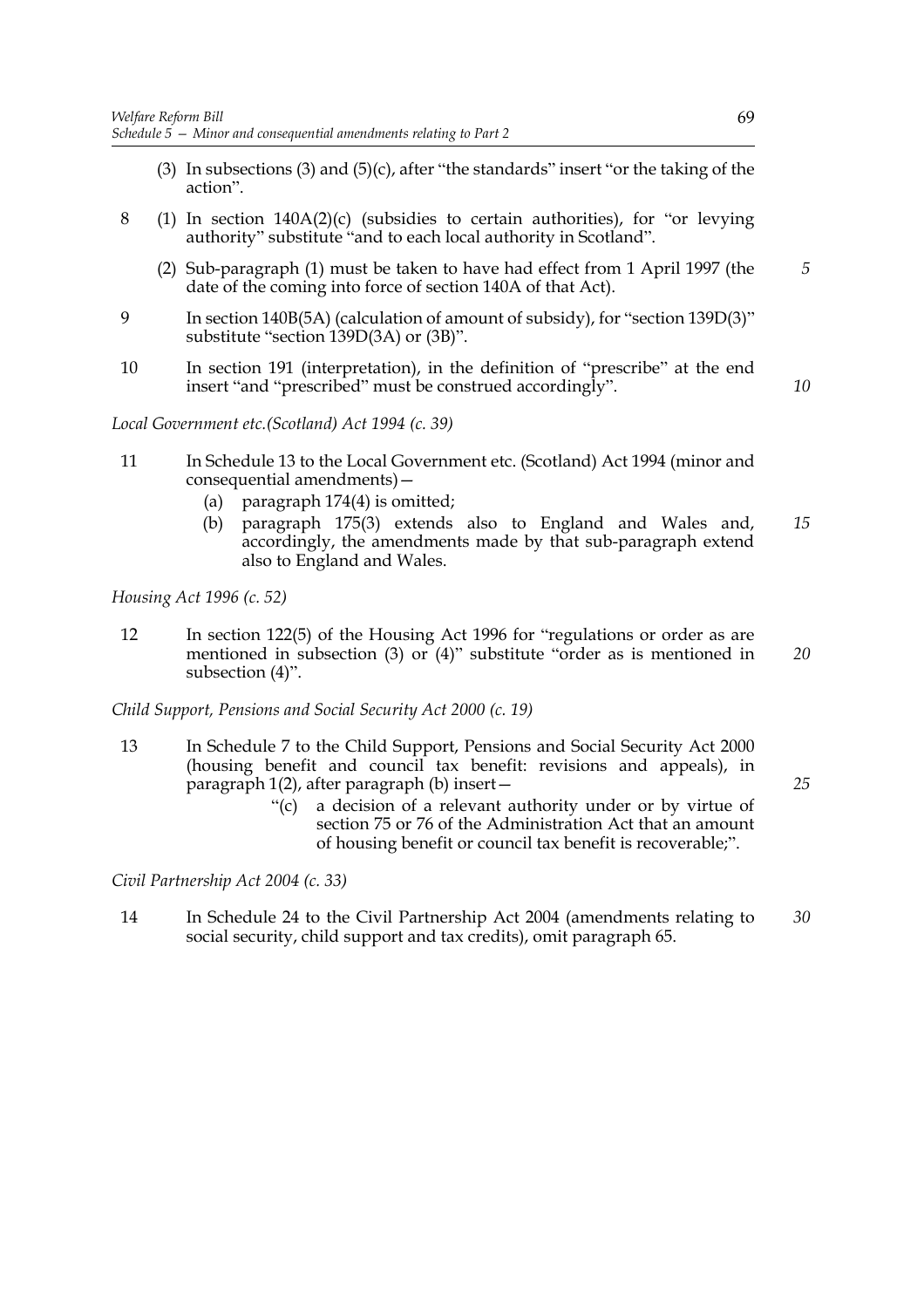(3) In subsections (3) and (5)(c), after "the standards" insert "or the taking of the action".

8 (1) In section 140A(2)(c) (subsidies to certain authorities), for "or levying authority" substitute "and to each local authority in Scotland".

(2) Sub-paragraph (1) must be taken to have had effect from 1 April 1997 (the date of the coming into force of section 140A of that Act).

9 In section 140B(5A) (calculation of amount of subsidy), for "section 139D(3)" substitute "section 139D(3A) or (3B)".

10 In section 191 (interpretation), in the definition of "prescribe" at the end insert "and "prescribed" must be construed accordingly".

*Local Government etc.(Scotland) Act 1994 (c. 39)*

11 In Schedule 13 to the Local Government etc. (Scotland) Act 1994 (minor and consequential amendments)—

(a) paragraph 174(4) is omitted;

(b) paragraph 175(3) extends also to England and Wales and, accordingly, the amendments made by that sub-paragraph extend also to England and Wales.

*Housing Act 1996 (c. 52)*

12 In section 122(5) of the Housing Act 1996 for "regulations or order as are mentioned in subsection (3) or (4)" substitute "order as is mentioned in subsection (4)".

*Child Support, Pensions and Social Security Act 2000 (c. 19)*

13 In Schedule 7 to the Child Support, Pensions and Social Security Act 2000 (housing benefit and council tax benefit: revisions and appeals), in paragraph 1(2), after paragraph (b) insert—

"(c) a decision of a relevant authority under or by virtue of section 75 or 76 of the Administration Act that an amount of housing benefit or council tax benefit is recoverable;".

*Civil Partnership Act 2004 (c. 33)*

14 In Schedule 24 to the Civil Partnership Act 2004 (amendments relating to social security, child support and tax credits), omit paragraph 65.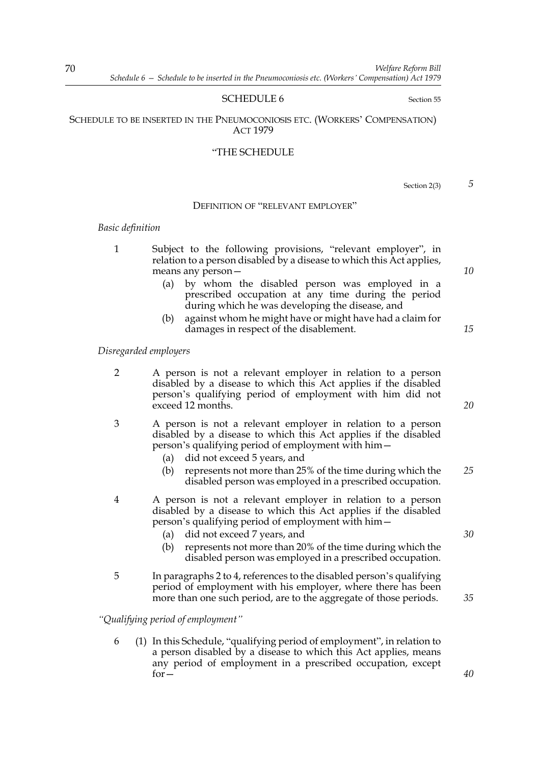## SCHEDULE 6

Section 55

### SCHEDULE TO BE INSERTED IN THE PNEUMOCONIOSIS ETC. (WORKERS' COMPENSATION) ACT 1979

"THE SCHEDULE

Section 2(3)

DEFINITION OF "RELEVANT EMPLOYER"

*Basic definition*

1 Subject to the following provisions, "relevant employer", in relation to a person disabled by a disease to which this Act applies, means any person—

(a) by whom the disabled person was employed in a prescribed occupation at any time during the period during which he was developing the disease, and

(b) against whom he might have or might have had a claim for damages in respect of the disablement.

*Disregarded employers*

2 A person is not a relevant employer in relation to a person disabled by a disease to which this Act applies if the disabled person's qualifying period of employment with him did not exceed 12 months.

3 A person is not a relevant employer in relation to a person disabled by a disease to which this Act applies if the disabled person's qualifying period of employment with him—

(a) did not exceed 5 years, and

(b) represents not more than 25% of the time during which the disabled person was employed in a prescribed occupation.

4 A person is not a relevant employer in relation to a person disabled by a disease to which this Act applies if the disabled person's qualifying period of employment with him—

(a) did not exceed 7 years, and

(b) represents not more than 20% of the time during which the disabled person was employed in a prescribed occupation.

5 In paragraphs 2 to 4, references to the disabled person's qualifying period of employment with his employer, where there has been more than one such period, are to the aggregate of those periods.

*"Qualifying period of employment"*

6 (1) In this Schedule, "qualifying period of employment", in relation to a person disabled by a disease to which this Act applies, means any period of employment in a prescribed occupation, except for—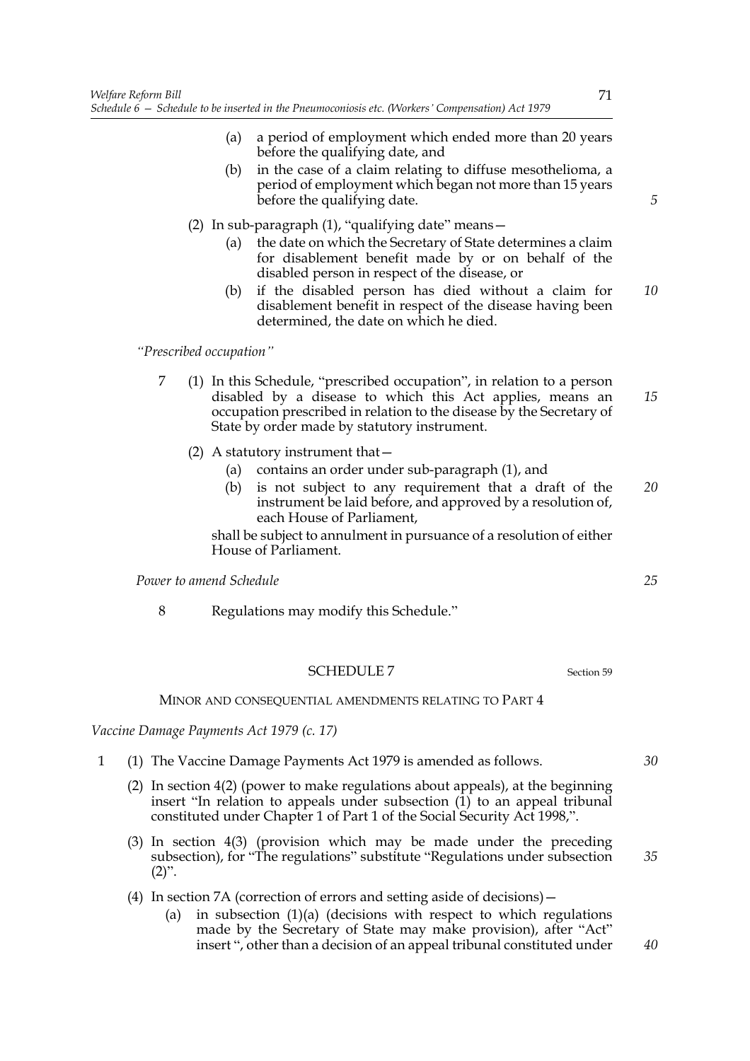(a) a period of employment which ended more than 20 years before the qualifying date, and

(b) in the case of a claim relating to diffuse mesothelioma, a period of employment which began not more than 15 years before the qualifying date.

(2) In sub-paragraph (1), "qualifying date" means—

(a) the date on which the Secretary of State determines a claim for disablement benefit made by or on behalf of the disabled person in respect of the disease, or

(b) if the disabled person has died without a claim for disablement benefit in respect of the disease having been determined, the date on which he died.

*"Prescribed occupation"*

7 (1) In this Schedule, "prescribed occupation", in relation to a person disabled by a disease to which this Act applies, means an occupation prescribed in relation to the disease by the Secretary of State by order made by statutory instrument.

(2) A statutory instrument that—

(a) contains an order under sub-paragraph (1), and

(b) is not subject to any requirement that a draft of the instrument be laid before, and approved by a resolution of, each House of Parliament,

shall be subject to annulment in pursuance of a resolution of either House of Parliament.

*Power to amend Schedule*

8 Regulations may modify this Schedule."

## SCHEDULE 7

Section 59

### MINOR AND CONSEQUENTIAL AMENDMENTS RELATING TO PART 4

*Vaccine Damage Payments Act 1979 (c. 17)*

1 (1) The Vaccine Damage Payments Act 1979 is amended as follows.

(2) In section 4(2) (power to make regulations about appeals), at the beginning insert "In relation to appeals under subsection (1) to an appeal tribunal constituted under Chapter 1 of Part 1 of the Social Security Act 1998,".

(3) In section 4(3) (provision which may be made under the preceding subsection), for "The regulations" substitute "Regulations under subsection (2)".

(4) In section 7A (correction of errors and setting aside of decisions)—

(a) in subsection (1)(a) (decisions with respect to which regulations made by the Secretary of State may make provision), after "Act" insert ", other than a decision of an appeal tribunal constituted under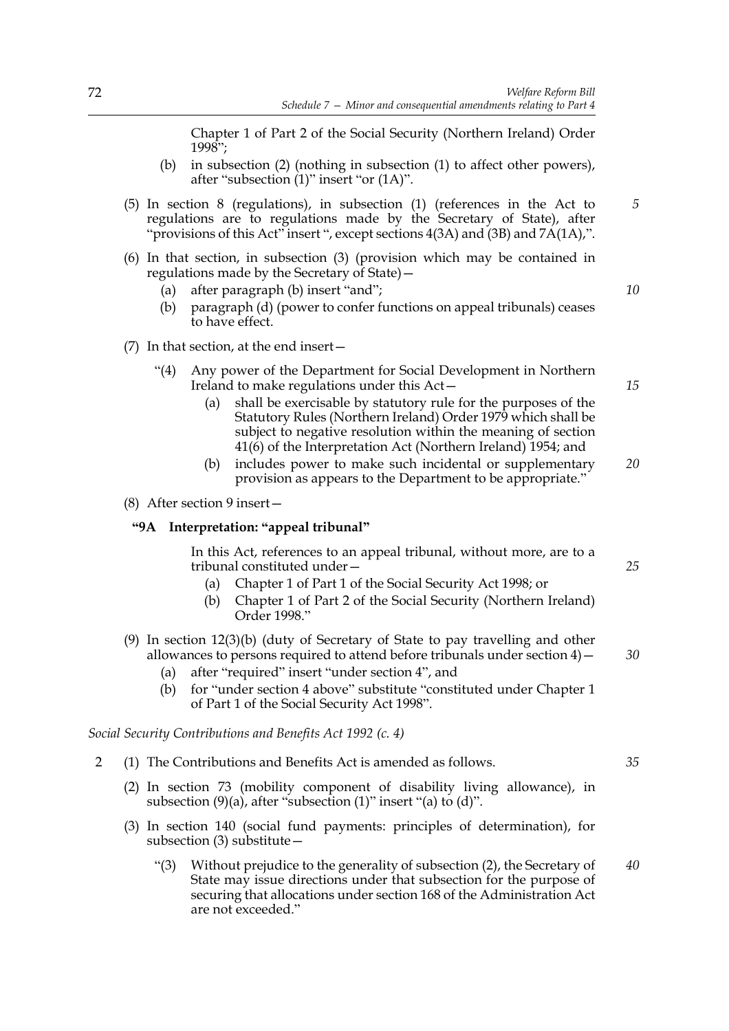Chapter 1 of Part 2 of the Social Security (Northern Ireland) Order 1998";

(b) in subsection (2) (nothing in subsection (1) to affect other powers), after "subsection (1)" insert "or (1A)".

(5) In section 8 (regulations), in subsection (1) (references in the Act to regulations are to regulations made by the Secretary of State), after "provisions of this Act" insert ", except sections 4(3A) and (3B) and 7A(1A),".

(6) In that section, in subsection (3) (provision which may be contained in regulations made by the Secretary of State)—

(a) after paragraph (b) insert "and";

(b) paragraph (d) (power to confer functions on appeal tribunals) ceases to have effect.

(7) In that section, at the end insert—

"(4) Any power of the Department for Social Development in Northern Ireland to make regulations under this Act—

(a) shall be exercisable by statutory rule for the purposes of the Statutory Rules (Northern Ireland) Order 1979 which shall be subject to negative resolution within the meaning of section 41(6) of the Interpretation Act (Northern Ireland) 1954; and

(b) includes power to make such incidental or supplementary provision as appears to the Department to be appropriate."

(8) After section 9 insert—

**"9A Interpretation: "appeal tribunal"**

In this Act, references to an appeal tribunal, without more, are to a tribunal constituted under—

(a) Chapter 1 of Part 1 of the Social Security Act 1998; or

(b) Chapter 1 of Part 2 of the Social Security (Northern Ireland) Order 1998."

(9) In section 12(3)(b) (duty of Secretary of State to pay travelling and other allowances to persons required to attend before tribunals under section 4)—

(a) after "required" insert "under section 4", and

(b) for "under section 4 above" substitute "constituted under Chapter 1 of Part 1 of the Social Security Act 1998".

*Social Security Contributions and Benefits Act 1992 (c. 4)*

2 (1) The Contributions and Benefits Act is amended as follows.

(2) In section 73 (mobility component of disability living allowance), in subsection (9)(a), after "subsection (1)" insert "(a) to (d)".

(3) In section 140 (social fund payments: principles of determination), for subsection (3) substitute—

"(3) Without prejudice to the generality of subsection (2), the Secretary of State may issue directions under that subsection for the purpose of securing that allocations under section 168 of the Administration Act are not exceeded."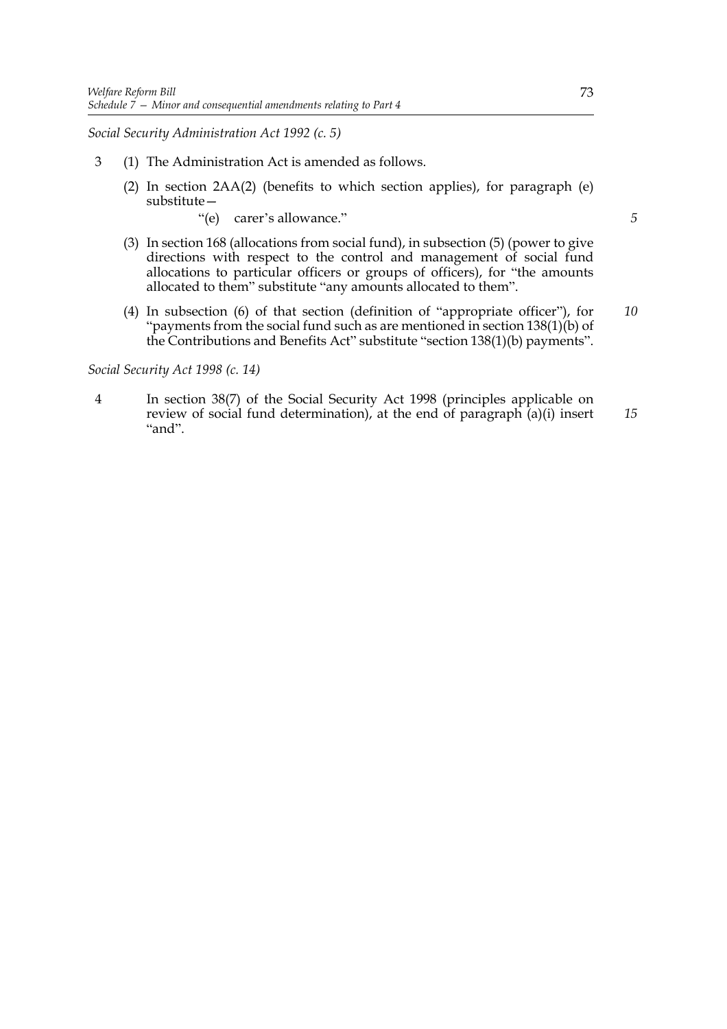*Social Security Administration Act 1992 (c. 5)*

3 (1) The Administration Act is amended as follows.

(2) In section 2AA(2) (benefits to which section applies), for paragraph (e) substitute—

"(e) carer's allowance."

(3) In section 168 (allocations from social fund), in subsection (5) (power to give directions with respect to the control and management of social fund allocations to particular officers or groups of officers), for "the amounts allocated to them" substitute "any amounts allocated to them".

(4) In subsection (6) of that section (definition of "appropriate officer"), for "payments from the social fund such as are mentioned in section 138(1)(b) of the Contributions and Benefits Act" substitute "section 138(1)(b) payments".

*Social Security Act 1998 (c. 14)*

4 In section 38(7) of the Social Security Act 1998 (principles applicable on review of social fund determination), at the end of paragraph (a)(i) insert "and".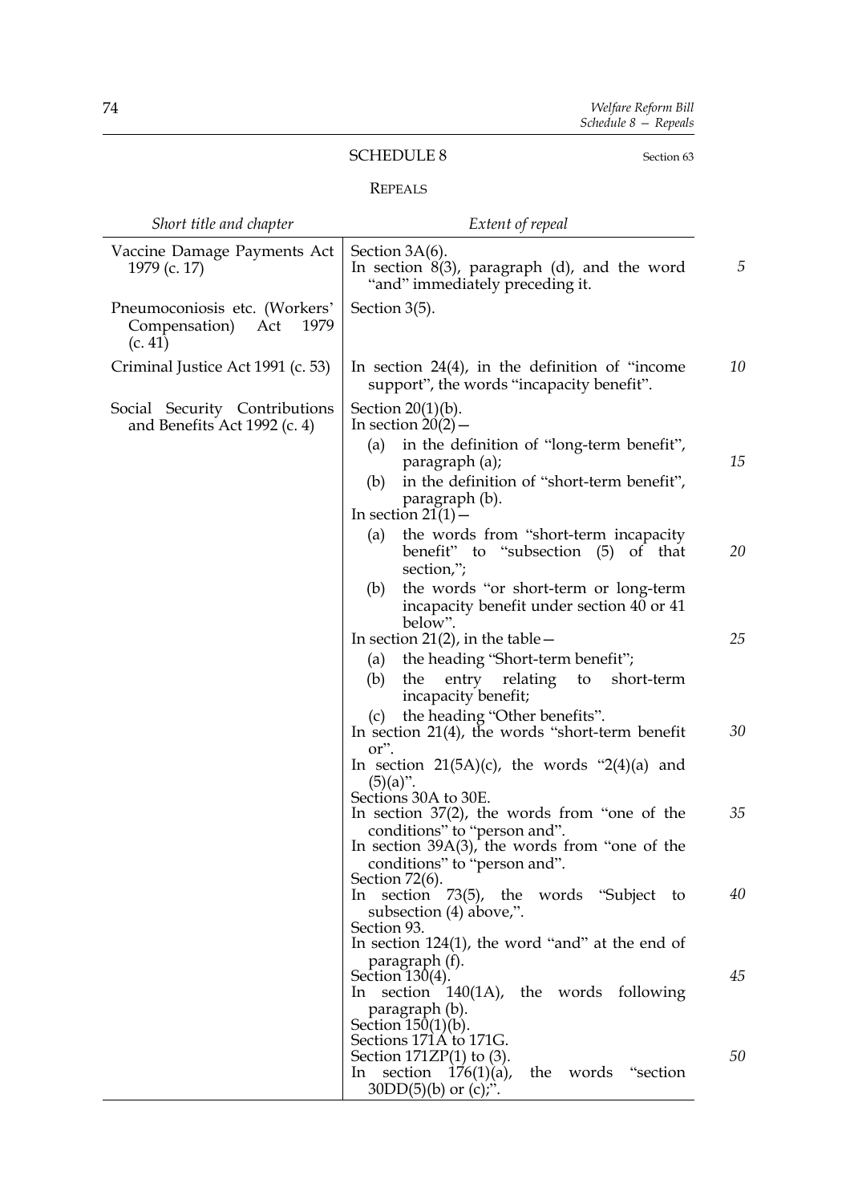# SCHEDULE 8

Section 63

## REPEALS

| *Short title and chapter* | *Extent of repeal* |
|---|---|
| Vaccine Damage Payments Act 1979 (c. 17) | Section 3A(6).<br>In section 8(3), paragraph (d), and the word "and" immediately preceding it. |
| Pneumoconiosis etc. (Workers' Compensation) Act 1979 (c. 41) | Section 3(5). |
| Criminal Justice Act 1991 (c. 53) | In section 24(4), in the definition of "income support", the words "incapacity benefit". |
| Social Security Contributions and Benefits Act 1992 (c. 4) | Section 20(1)(b).<br>In section 20(2)—<br>(a) in the definition of "long-term benefit", paragraph (a);<br>(b) in the definition of "short-term benefit", paragraph (b).<br>In section 21(1)—<br>(a) the words from "short-term incapacity benefit" to "subsection (5) of that section,";<br>(b) the words "or short-term or long-term incapacity benefit under section 40 or 41 below".<br>In section 21(2), in the table—<br>(a) the heading "Short-term benefit";<br>(b) the entry relating to short-term incapacity benefit;<br>(c) the heading "Other benefits".<br>In section 21(4), the words "short-term benefit or".<br>In section 21(5A)(c), the words "2(4)(a) and (5)(a)".<br>Sections 30A to 30E.<br>In section 37(2), the words from "one of the conditions" to "person and".<br>In section 39A(3), the words from "one of the conditions" to "person and".<br>Section 72(6).<br>In section 73(5), the words "Subject to subsection (4) above,".<br>Section 93.<br>In section 124(1), the word "and" at the end of paragraph (f).<br>Section 130(4).<br>In section 140(1A), the words following paragraph (b).<br>Section 150(1)(b).<br>Sections 171A to 171G.<br>Section 171ZP(1) to (3).<br>In section 176(1)(a), the words "section 30DD(5)(b) or (c);". |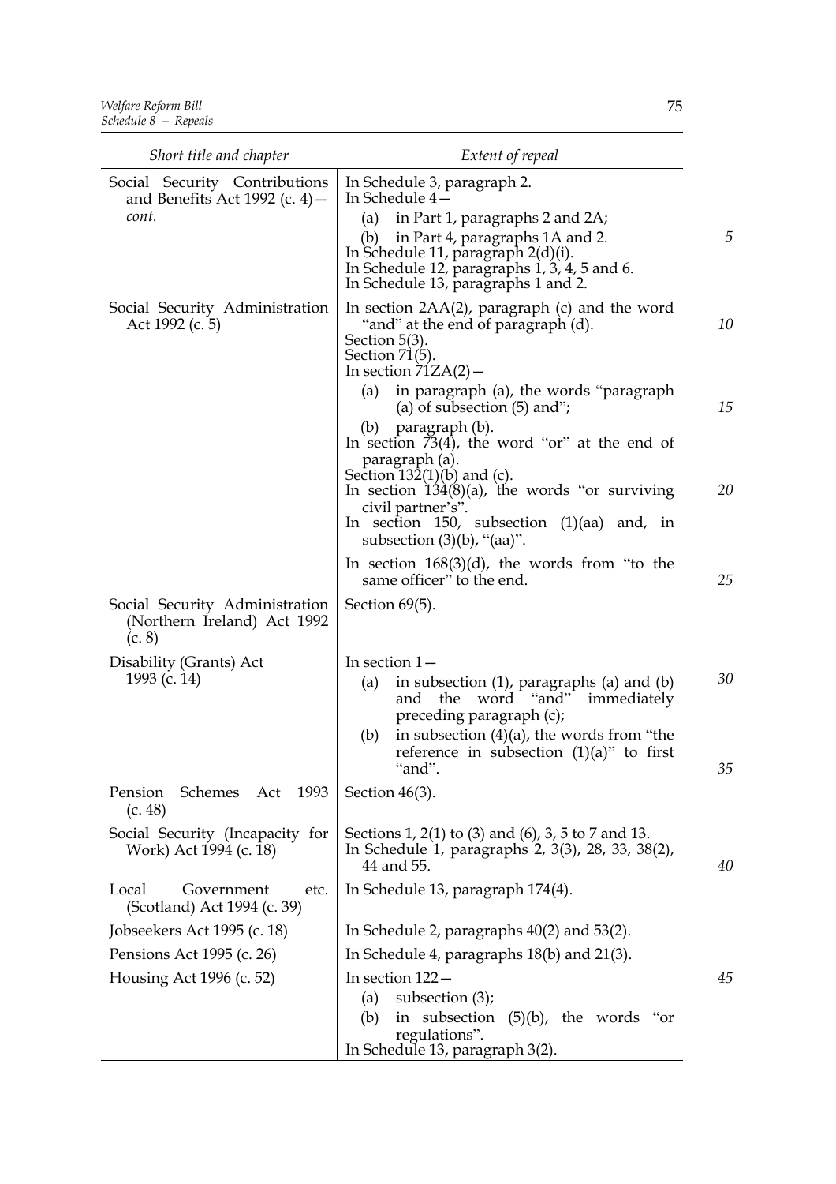| Short title and chapter | Extent of repeal |
|---|---|
| Social Security Contributions and Benefits Act 1992 (c. 4)—*cont.* | In Schedule 3, paragraph 2.<br>In Schedule 4—<br>(a) in Part 1, paragraphs 2 and 2A;<br>(b) in Part 4, paragraphs 1A and 2.<br>In Schedule 11, paragraph 2(d)(i).<br>In Schedule 12, paragraphs 1, 3, 4, 5 and 6.<br>In Schedule 13, paragraphs 1 and 2. |
| Social Security Administration Act 1992 (c. 5) | In section 2AA(2), paragraph (c) and the word "and" at the end of paragraph (d).<br>Section 5(3).<br>Section 71(5).<br>In section 71ZA(2)—<br>(a) in paragraph (a), the words "paragraph (a) of subsection (5) and";<br>(b) paragraph (b).<br>In section 73(4), the word "or" at the end of paragraph (a).<br>Section 132(1)(b) and (c).<br>In section 134(8)(a), the words "or surviving civil partner's".<br>In section 150, subsection (1)(aa) and, in subsection (3)(b), "(aa)".<br>In section 168(3)(d), the words from "to the same officer" to the end. |
| Social Security Administration (Northern Ireland) Act 1992 (c. 8) | Section 69(5). |
| Disability (Grants) Act 1993 (c. 14) | In section 1—<br>(a) in subsection (1), paragraphs (a) and (b) and the word "and" immediately preceding paragraph (c);<br>(b) in subsection (4)(a), the words from "the reference in subsection (1)(a)" to first "and". |
| Pension Schemes Act 1993 (c. 48) | Section 46(3). |
| Social Security (Incapacity for Work) Act 1994 (c. 18) | Sections 1, 2(1) to (3) and (6), 3, 5 to 7 and 13.<br>In Schedule 1, paragraphs 2, 3(3), 28, 33, 38(2), 44 and 55. |
| Local Government etc. (Scotland) Act 1994 (c. 39) | In Schedule 13, paragraph 174(4). |
| Jobseekers Act 1995 (c. 18) | In Schedule 2, paragraphs 40(2) and 53(2). |
| Pensions Act 1995 (c. 26) | In Schedule 4, paragraphs 18(b) and 21(3). |
| Housing Act 1996 (c. 52) | In section 122—<br>(a) subsection (3);<br>(b) in subsection (5)(b), the words "or regulations".<br>In Schedule 13, paragraph 3(2). |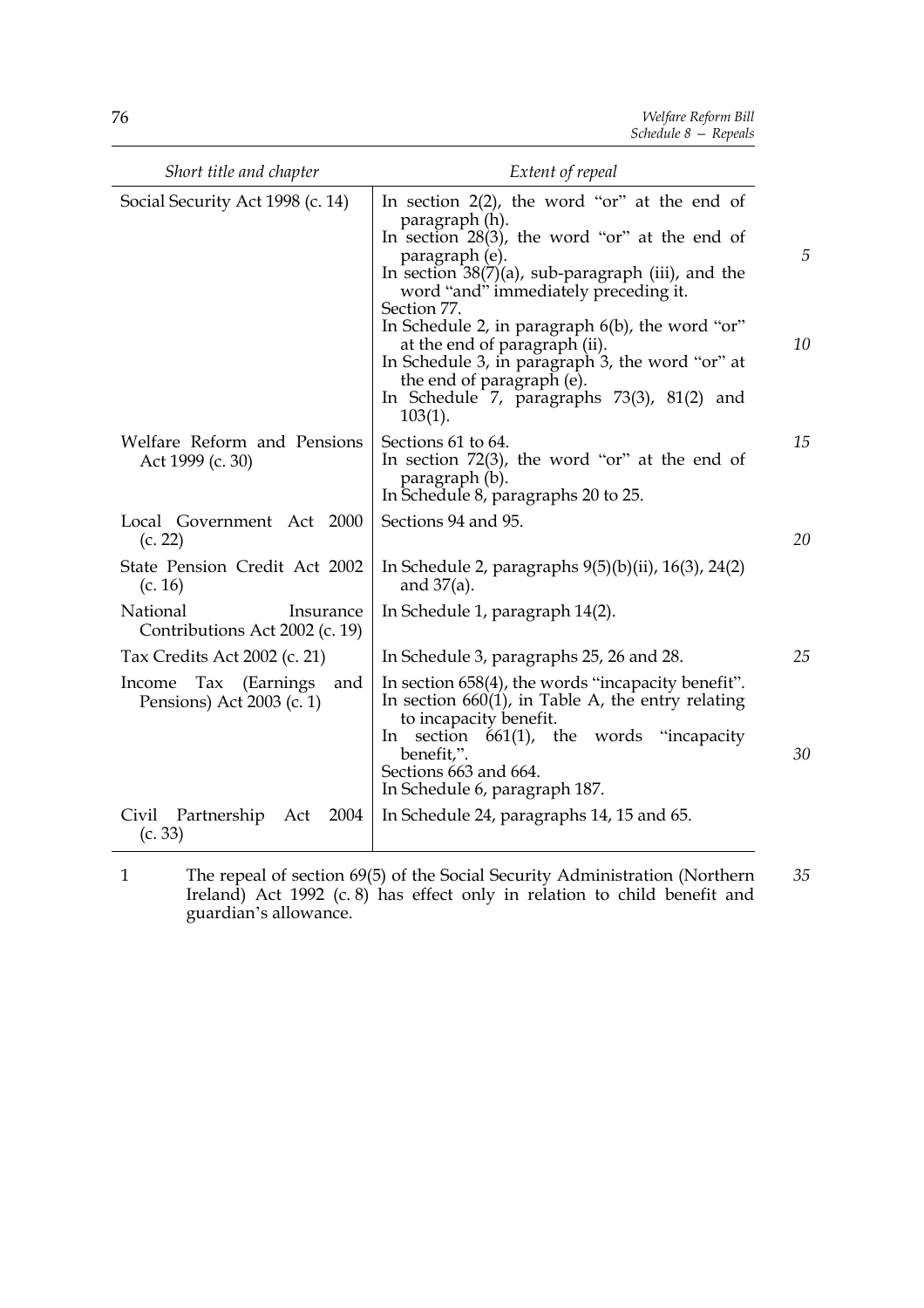| Short title and chapter | Extent of repeal |
|---|---|
| Social Security Act 1998 (c. 14) | In section 2(2), the word "or" at the end of paragraph (h).<br>In section 28(3), the word "or" at the end of paragraph (e).<br>In section 38(7)(a), sub-paragraph (iii), and the word "and" immediately preceding it.<br>Section 77.<br>In Schedule 2, in paragraph 6(b), the word "or" at the end of paragraph (ii).<br>In Schedule 3, in paragraph 3, the word "or" at the end of paragraph (e).<br>In Schedule 7, paragraphs 73(3), 81(2) and 103(1). |
| Welfare Reform and Pensions Act 1999 (c. 30) | Sections 61 to 64.<br>In section 72(3), the word "or" at the end of paragraph (b).<br>In Schedule 8, paragraphs 20 to 25. |
| Local Government Act 2000 (c. 22) | Sections 94 and 95. |
| State Pension Credit Act 2002 (c. 16) | In Schedule 2, paragraphs 9(5)(b)(ii), 16(3), 24(2) and 37(a). |
| National Insurance Contributions Act 2002 (c. 19) | In Schedule 1, paragraph 14(2). |
| Tax Credits Act 2002 (c. 21) | In Schedule 3, paragraphs 25, 26 and 28. |
| Income Tax (Earnings and Pensions) Act 2003 (c. 1) | In section 658(4), the words "incapacity benefit".<br>In section 660(1), in Table A, the entry relating to incapacity benefit.<br>In section 661(1), the words "incapacity benefit,".<br>Sections 663 and 664.<br>In Schedule 6, paragraph 187. |
| Civil Partnership Act 2004 (c. 33) | In Schedule 24, paragraphs 14, 15 and 65. |

1 The repeal of section 69(5) of the Social Security Administration (Northern Ireland) Act 1992 (c. 8) has effect only in relation to child benefit and guardian's allowance.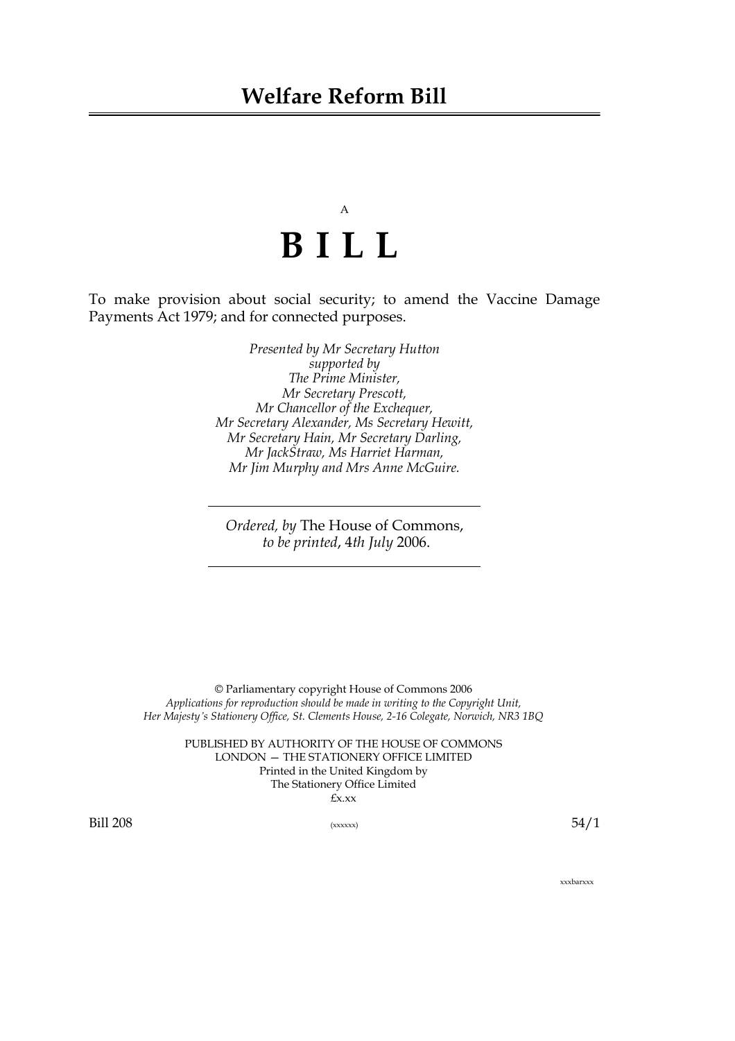# Welfare Reform Bill

A

# B I L L

To make provision about social security; to amend the Vaccine Damage Payments Act 1979; and for connected purposes.

*Presented by Mr Secretary Hutton*
*supported by*
*The Prime Minister,*
*Mr Secretary Prescott,*
*Mr Chancellor of the Exchequer,*
*Mr Secretary Alexander, Ms Secretary Hewitt,*
*Mr Secretary Hain, Mr Secretary Darling,*
*Mr JackStraw, Ms Harriet Harman,*
*Mr Jim Murphy and Mrs Anne McGuire.*

---

*Ordered, by* The House of Commons, *to be printed*, 4*th July* 2006.

---

© Parliamentary copyright House of Commons 2006
*Applications for reproduction should be made in writing to the Copyright Unit, Her Majesty's Stationery Office, St. Clements House, 2-16 Colegate, Norwich, NR3 1BQ*

PUBLISHED BY AUTHORITY OF THE HOUSE OF COMMONS
LONDON — THE STATIONERY OFFICE LIMITED
Printed in the United Kingdom by
The Stationery Office Limited
£x.xx

Bill 208 (xxxxxx) 54/1

xxxbarxxx